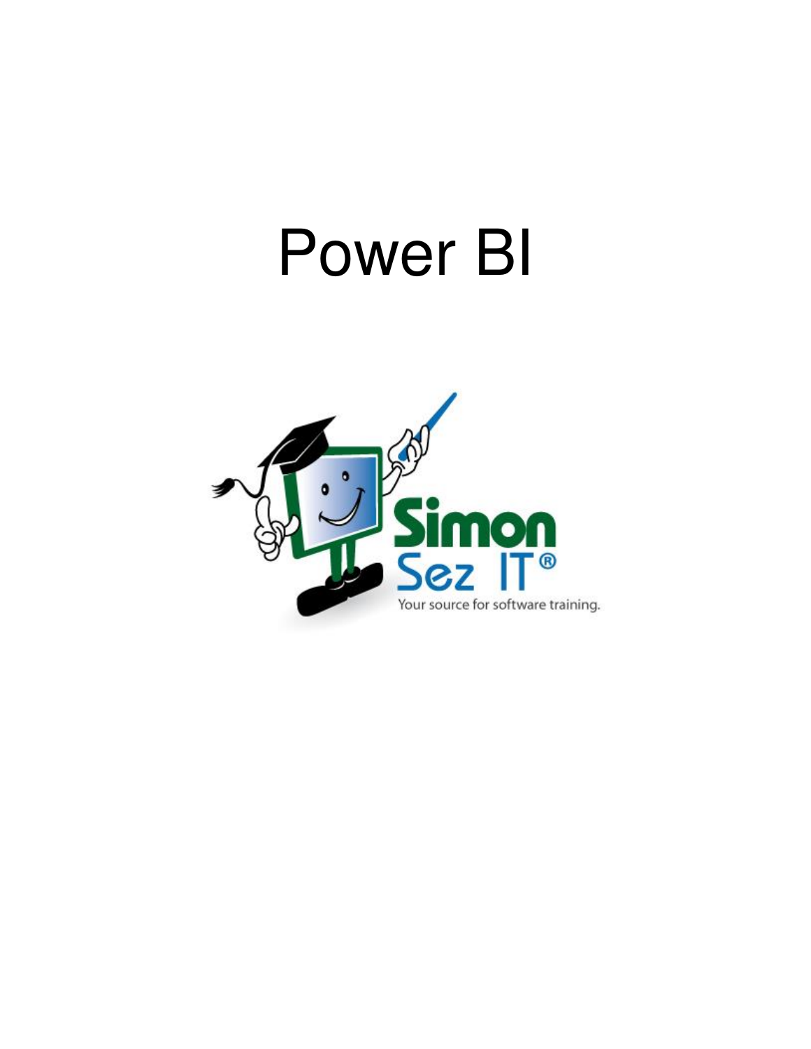# Power BI

Simon Sez IT®

Your source for software training.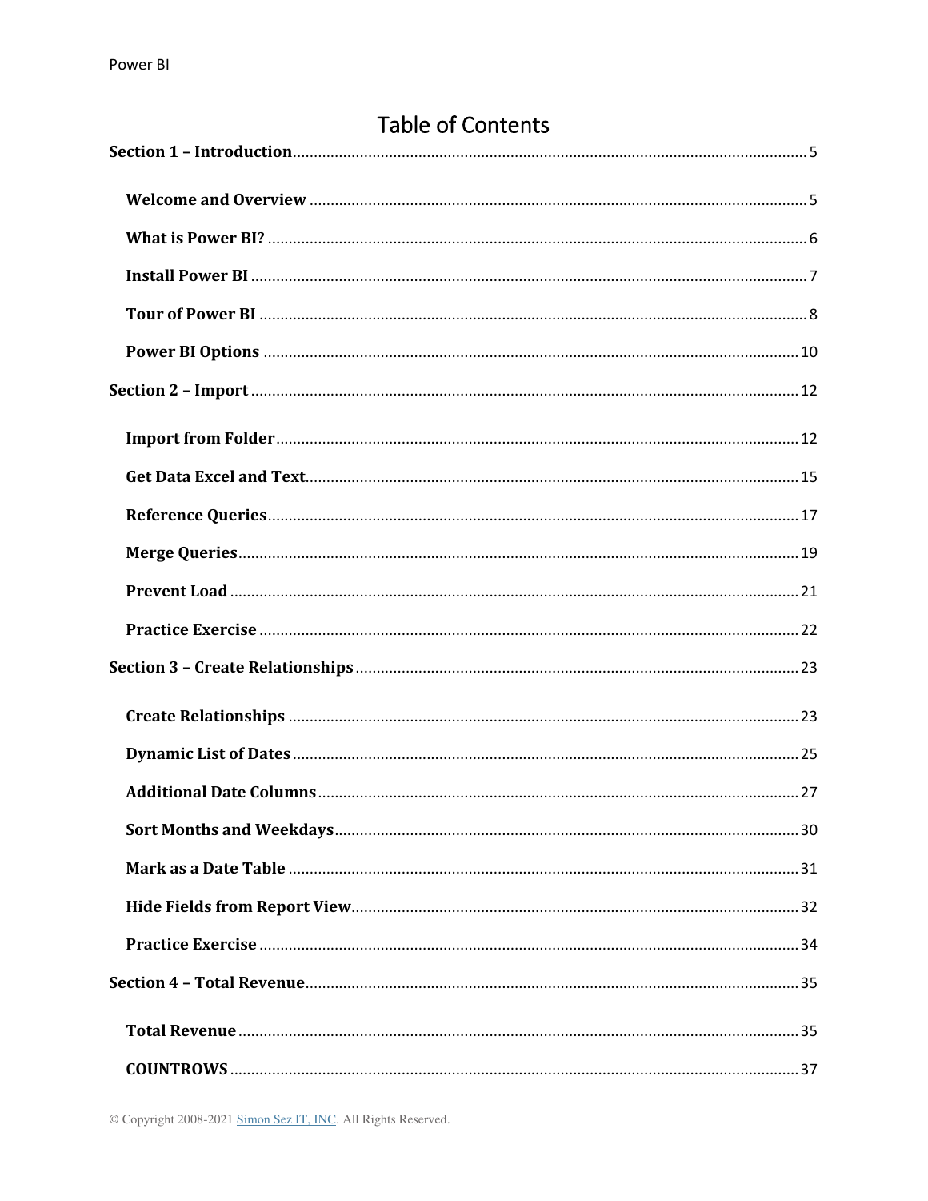# Table of Contents

**Section 1 – Introduction** ........ 5

- **Welcome and Overview** ........ 5
- **What is Power BI?** ........ 6
- **Install Power BI** ........ 7
- **Tour of Power BI** ........ 8
- **Power BI Options** ........ 10

**Section 2 – Import** ........ 12

- **Import from Folder** ........ 12
- **Get Data Excel and Text** ........ 15
- **Reference Queries** ........ 17
- **Merge Queries** ........ 19
- **Prevent Load** ........ 21
- **Practice Exercise** ........ 22

**Section 3 – Create Relationships** ........ 23

- **Create Relationships** ........ 23
- **Dynamic List of Dates** ........ 25
- **Additional Date Columns** ........ 27
- **Sort Months and Weekdays** ........ 30
- **Mark as a Date Table** ........ 31
- **Hide Fields from Report View** ........ 32
- **Practice Exercise** ........ 34

**Section 4 – Total Revenue** ........ 35

- **Total Revenue** ........ 35
- **COUNTROWS** ........ 37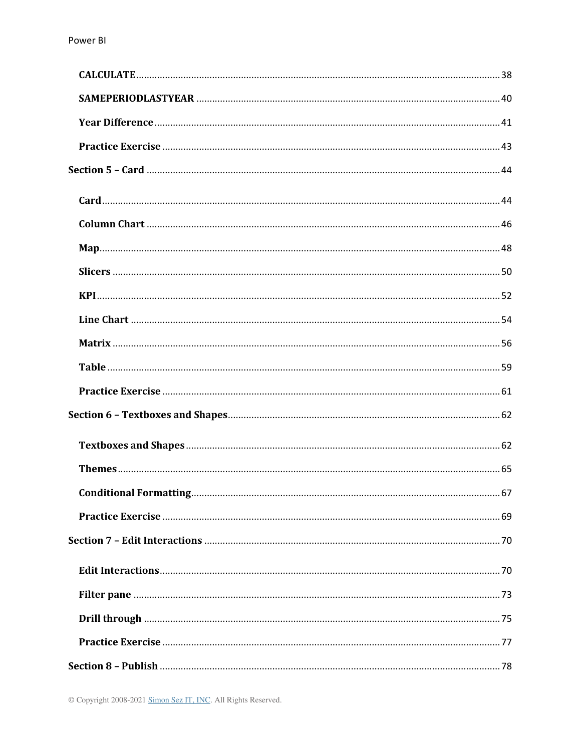**CALCULATE** ........ 38

**SAMEPERIODLASTYEAR** ........ 40

**Year Difference** ........ 41

**Practice Exercise** ........ 43

**Section 5 – Card** ........ 44

**Card** ........ 44

**Column Chart** ........ 46

**Map** ........ 48

**Slicers** ........ 50

**KPI** ........ 52

**Line Chart** ........ 54

**Matrix** ........ 56

**Table** ........ 59

**Practice Exercise** ........ 61

**Section 6 – Textboxes and Shapes** ........ 62

**Textboxes and Shapes** ........ 62

**Themes** ........ 65

**Conditional Formatting** ........ 67

**Practice Exercise** ........ 69

**Section 7 – Edit Interactions** ........ 70

**Edit Interactions** ........ 70

**Filter pane** ........ 73

**Drill through** ........ 75

**Practice Exercise** ........ 77

**Section 8 – Publish** ........ 78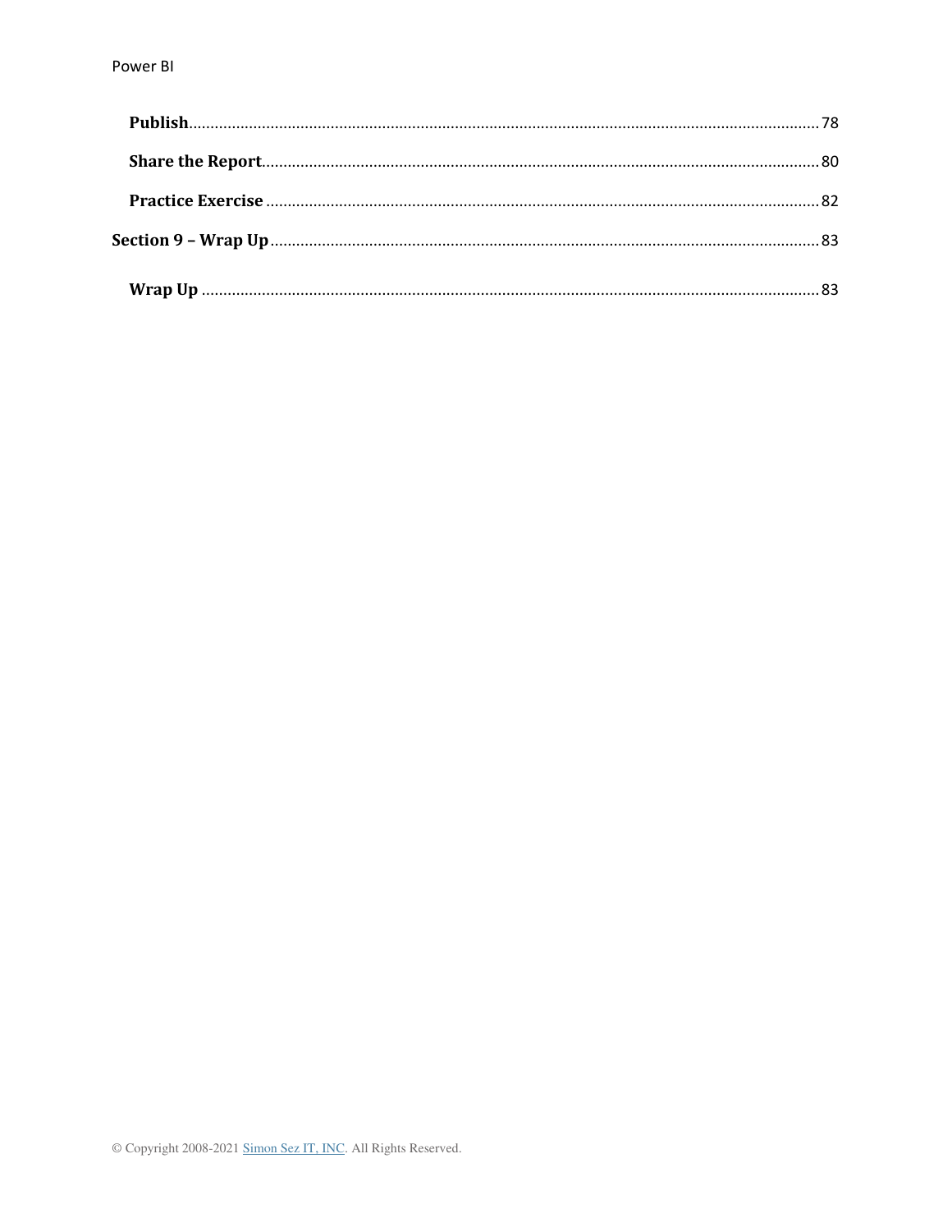**Publish** ........................................................................................................................................ 78

**Share the Report** ........................................................................................................................... 80

**Practice Exercise** ........................................................................................................................... 82

**Section 9 – Wrap Up** ........................................................................................................................ 83

**Wrap Up** ........................................................................................................................................ 83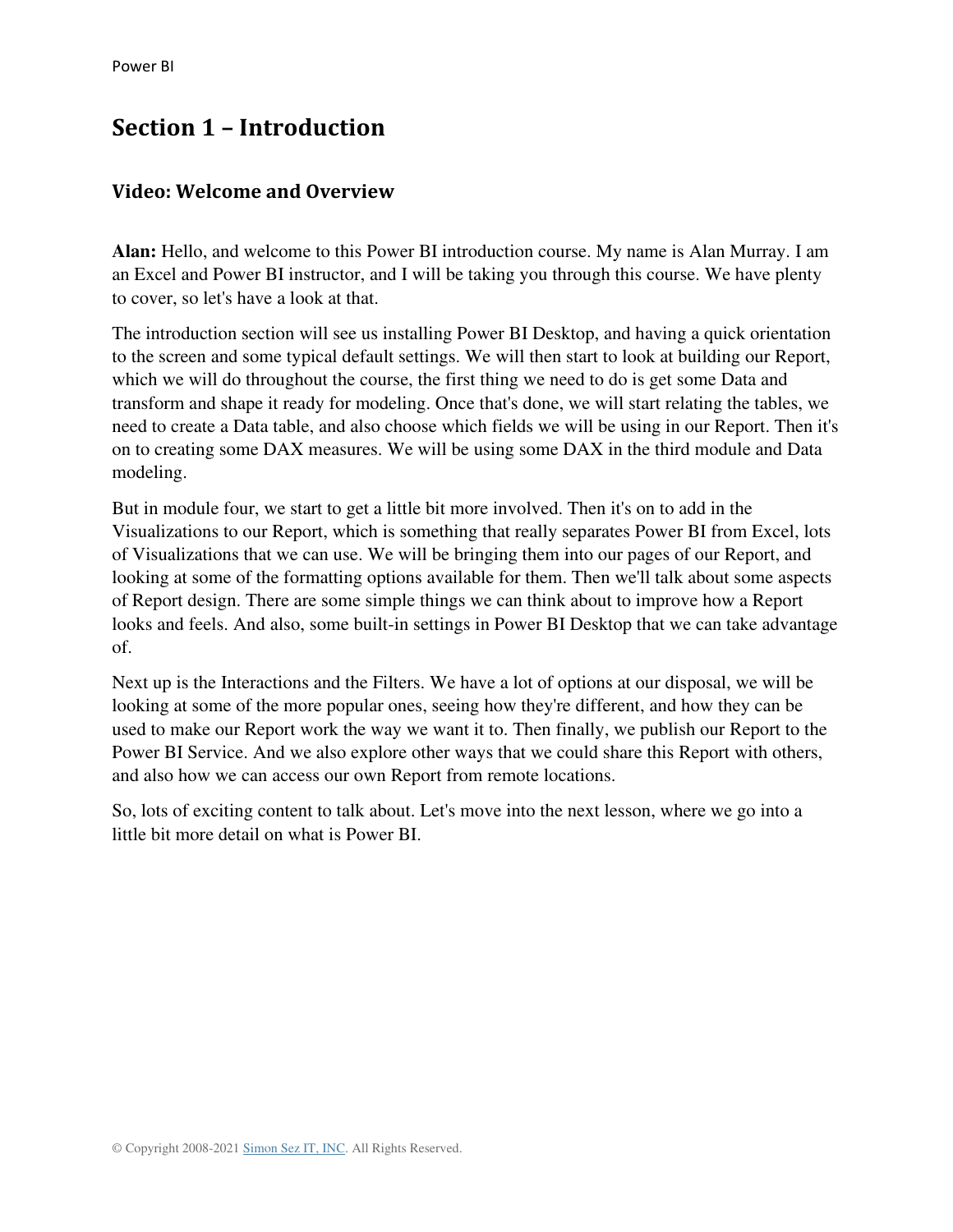# Section 1 – Introduction

## Video: Welcome and Overview

**Alan:** Hello, and welcome to this Power BI introduction course. My name is Alan Murray. I am an Excel and Power BI instructor, and I will be taking you through this course. We have plenty to cover, so let's have a look at that.

The introduction section will see us installing Power BI Desktop, and having a quick orientation to the screen and some typical default settings. We will then start to look at building our Report, which we will do throughout the course, the first thing we need to do is get some Data and transform and shape it ready for modeling. Once that's done, we will start relating the tables, we need to create a Data table, and also choose which fields we will be using in our Report. Then it's on to creating some DAX measures. We will be using some DAX in the third module and Data modeling.

But in module four, we start to get a little bit more involved. Then it's on to add in the Visualizations to our Report, which is something that really separates Power BI from Excel, lots of Visualizations that we can use. We will be bringing them into our pages of our Report, and looking at some of the formatting options available for them. Then we'll talk about some aspects of Report design. There are some simple things we can think about to improve how a Report looks and feels. And also, some built-in settings in Power BI Desktop that we can take advantage of.

Next up is the Interactions and the Filters. We have a lot of options at our disposal, we will be looking at some of the more popular ones, seeing how they're different, and how they can be used to make our Report work the way we want it to. Then finally, we publish our Report to the Power BI Service. And we also explore other ways that we could share this Report with others, and also how we can access our own Report from remote locations.

So, lots of exciting content to talk about. Let's move into the next lesson, where we go into a little bit more detail on what is Power BI.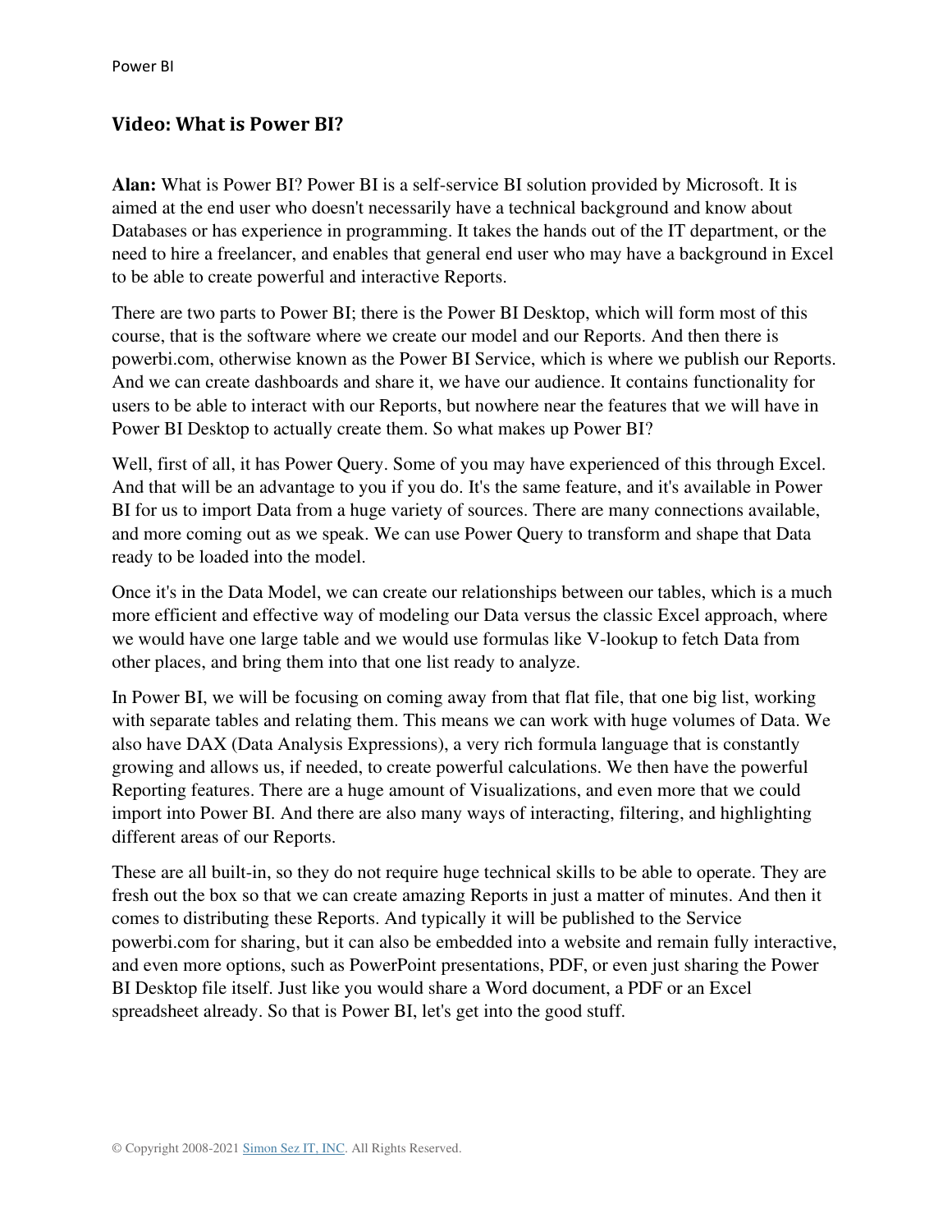## Video: What is Power BI?

**Alan:** What is Power BI? Power BI is a self-service BI solution provided by Microsoft. It is aimed at the end user who doesn't necessarily have a technical background and know about Databases or has experience in programming. It takes the hands out of the IT department, or the need to hire a freelancer, and enables that general end user who may have a background in Excel to be able to create powerful and interactive Reports.

There are two parts to Power BI; there is the Power BI Desktop, which will form most of this course, that is the software where we create our model and our Reports. And then there is powerbi.com, otherwise known as the Power BI Service, which is where we publish our Reports. And we can create dashboards and share it, we have our audience. It contains functionality for users to be able to interact with our Reports, but nowhere near the features that we will have in Power BI Desktop to actually create them. So what makes up Power BI?

Well, first of all, it has Power Query. Some of you may have experienced of this through Excel. And that will be an advantage to you if you do. It's the same feature, and it's available in Power BI for us to import Data from a huge variety of sources. There are many connections available, and more coming out as we speak. We can use Power Query to transform and shape that Data ready to be loaded into the model.

Once it's in the Data Model, we can create our relationships between our tables, which is a much more efficient and effective way of modeling our Data versus the classic Excel approach, where we would have one large table and we would use formulas like V-lookup to fetch Data from other places, and bring them into that one list ready to analyze.

In Power BI, we will be focusing on coming away from that flat file, that one big list, working with separate tables and relating them. This means we can work with huge volumes of Data. We also have DAX (Data Analysis Expressions), a very rich formula language that is constantly growing and allows us, if needed, to create powerful calculations. We then have the powerful Reporting features. There are a huge amount of Visualizations, and even more that we could import into Power BI. And there are also many ways of interacting, filtering, and highlighting different areas of our Reports.

These are all built-in, so they do not require huge technical skills to be able to operate. They are fresh out the box so that we can create amazing Reports in just a matter of minutes. And then it comes to distributing these Reports. And typically it will be published to the Service powerbi.com for sharing, but it can also be embedded into a website and remain fully interactive, and even more options, such as PowerPoint presentations, PDF, or even just sharing the Power BI Desktop file itself. Just like you would share a Word document, a PDF or an Excel spreadsheet already. So that is Power BI, let's get into the good stuff.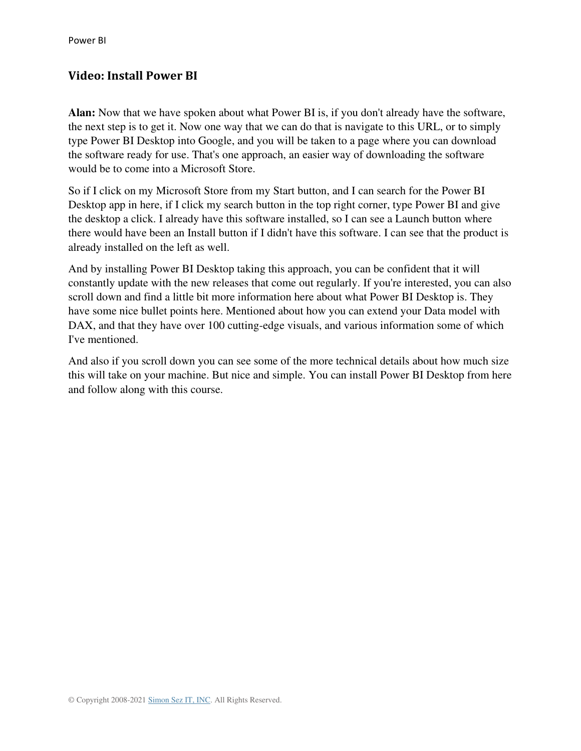## Video: Install Power BI

**Alan:** Now that we have spoken about what Power BI is, if you don't already have the software, the next step is to get it. Now one way that we can do that is navigate to this URL, or to simply type Power BI Desktop into Google, and you will be taken to a page where you can download the software ready for use. That's one approach, an easier way of downloading the software would be to come into a Microsoft Store.

So if I click on my Microsoft Store from my Start button, and I can search for the Power BI Desktop app in here, if I click my search button in the top right corner, type Power BI and give the desktop a click. I already have this software installed, so I can see a Launch button where there would have been an Install button if I didn't have this software. I can see that the product is already installed on the left as well.

And by installing Power BI Desktop taking this approach, you can be confident that it will constantly update with the new releases that come out regularly. If you're interested, you can also scroll down and find a little bit more information here about what Power BI Desktop is. They have some nice bullet points here. Mentioned about how you can extend your Data model with DAX, and that they have over 100 cutting-edge visuals, and various information some of which I've mentioned.

And also if you scroll down you can see some of the more technical details about how much size this will take on your machine. But nice and simple. You can install Power BI Desktop from here and follow along with this course.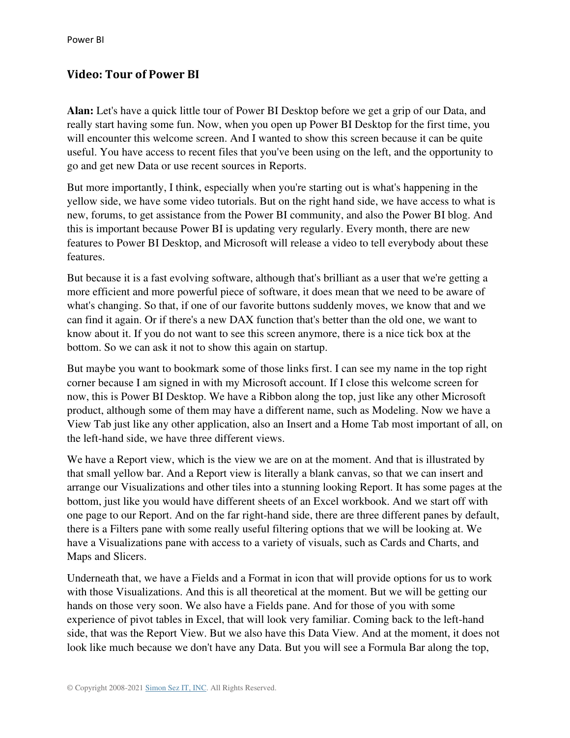## Video: Tour of Power BI

**Alan:** Let's have a quick little tour of Power BI Desktop before we get a grip of our Data, and really start having some fun. Now, when you open up Power BI Desktop for the first time, you will encounter this welcome screen. And I wanted to show this screen because it can be quite useful. You have access to recent files that you've been using on the left, and the opportunity to go and get new Data or use recent sources in Reports.

But more importantly, I think, especially when you're starting out is what's happening in the yellow side, we have some video tutorials. But on the right hand side, we have access to what is new, forums, to get assistance from the Power BI community, and also the Power BI blog. And this is important because Power BI is updating very regularly. Every month, there are new features to Power BI Desktop, and Microsoft will release a video to tell everybody about these features.

But because it is a fast evolving software, although that's brilliant as a user that we're getting a more efficient and more powerful piece of software, it does mean that we need to be aware of what's changing. So that, if one of our favorite buttons suddenly moves, we know that and we can find it again. Or if there's a new DAX function that's better than the old one, we want to know about it. If you do not want to see this screen anymore, there is a nice tick box at the bottom. So we can ask it not to show this again on startup.

But maybe you want to bookmark some of those links first. I can see my name in the top right corner because I am signed in with my Microsoft account. If I close this welcome screen for now, this is Power BI Desktop. We have a Ribbon along the top, just like any other Microsoft product, although some of them may have a different name, such as Modeling. Now we have a View Tab just like any other application, also an Insert and a Home Tab most important of all, on the left-hand side, we have three different views.

We have a Report view, which is the view we are on at the moment. And that is illustrated by that small yellow bar. And a Report view is literally a blank canvas, so that we can insert and arrange our Visualizations and other tiles into a stunning looking Report. It has some pages at the bottom, just like you would have different sheets of an Excel workbook. And we start off with one page to our Report. And on the far right-hand side, there are three different panes by default, there is a Filters pane with some really useful filtering options that we will be looking at. We have a Visualizations pane with access to a variety of visuals, such as Cards and Charts, and Maps and Slicers.

Underneath that, we have a Fields and a Format in icon that will provide options for us to work with those Visualizations. And this is all theoretical at the moment. But we will be getting our hands on those very soon. We also have a Fields pane. And for those of you with some experience of pivot tables in Excel, that will look very familiar. Coming back to the left-hand side, that was the Report View. But we also have this Data View. And at the moment, it does not look like much because we don't have any Data. But you will see a Formula Bar along the top,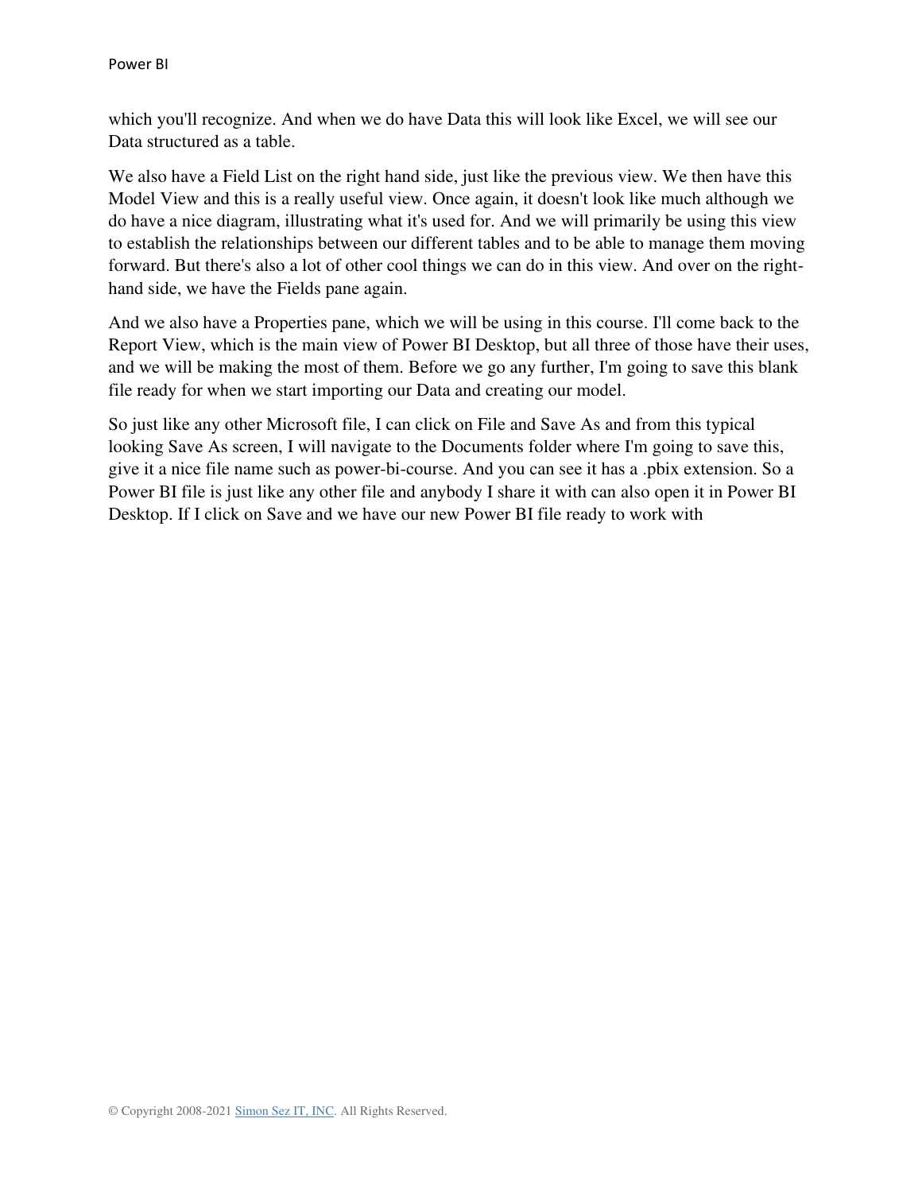which you'll recognize. And when we do have Data this will look like Excel, we will see our Data structured as a table.

We also have a Field List on the right hand side, just like the previous view. We then have this Model View and this is a really useful view. Once again, it doesn't look like much although we do have a nice diagram, illustrating what it's used for. And we will primarily be using this view to establish the relationships between our different tables and to be able to manage them moving forward. But there's also a lot of other cool things we can do in this view. And over on the right-hand side, we have the Fields pane again.

And we also have a Properties pane, which we will be using in this course. I'll come back to the Report View, which is the main view of Power BI Desktop, but all three of those have their uses, and we will be making the most of them. Before we go any further, I'm going to save this blank file ready for when we start importing our Data and creating our model.

So just like any other Microsoft file, I can click on File and Save As and from this typical looking Save As screen, I will navigate to the Documents folder where I'm going to save this, give it a nice file name such as power-bi-course. And you can see it has a .pbix extension. So a Power BI file is just like any other file and anybody I share it with can also open it in Power BI Desktop. If I click on Save and we have our new Power BI file ready to work with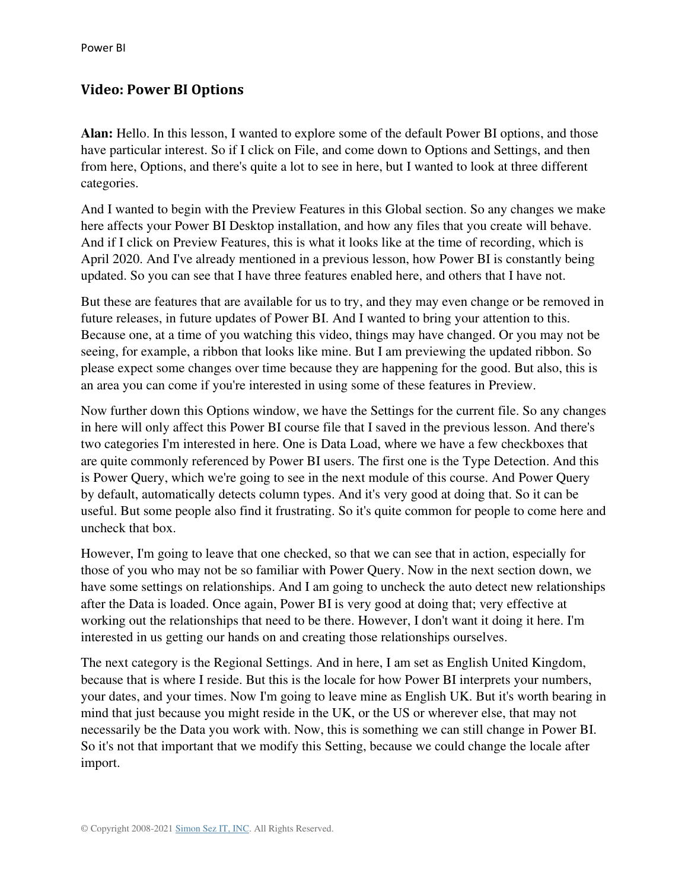## Video: Power BI Options

**Alan:** Hello. In this lesson, I wanted to explore some of the default Power BI options, and those have particular interest. So if I click on File, and come down to Options and Settings, and then from here, Options, and there's quite a lot to see in here, but I wanted to look at three different categories.

And I wanted to begin with the Preview Features in this Global section. So any changes we make here affects your Power BI Desktop installation, and how any files that you create will behave. And if I click on Preview Features, this is what it looks like at the time of recording, which is April 2020. And I've already mentioned in a previous lesson, how Power BI is constantly being updated. So you can see that I have three features enabled here, and others that I have not.

But these are features that are available for us to try, and they may even change or be removed in future releases, in future updates of Power BI. And I wanted to bring your attention to this. Because one, at a time of you watching this video, things may have changed. Or you may not be seeing, for example, a ribbon that looks like mine. But I am previewing the updated ribbon. So please expect some changes over time because they are happening for the good. But also, this is an area you can come if you're interested in using some of these features in Preview.

Now further down this Options window, we have the Settings for the current file. So any changes in here will only affect this Power BI course file that I saved in the previous lesson. And there's two categories I'm interested in here. One is Data Load, where we have a few checkboxes that are quite commonly referenced by Power BI users. The first one is the Type Detection. And this is Power Query, which we're going to see in the next module of this course. And Power Query by default, automatically detects column types. And it's very good at doing that. So it can be useful. But some people also find it frustrating. So it's quite common for people to come here and uncheck that box.

However, I'm going to leave that one checked, so that we can see that in action, especially for those of you who may not be so familiar with Power Query. Now in the next section down, we have some settings on relationships. And I am going to uncheck the auto detect new relationships after the Data is loaded. Once again, Power BI is very good at doing that; very effective at working out the relationships that need to be there. However, I don't want it doing it here. I'm interested in us getting our hands on and creating those relationships ourselves.

The next category is the Regional Settings. And in here, I am set as English United Kingdom, because that is where I reside. But this is the locale for how Power BI interprets your numbers, your dates, and your times. Now I'm going to leave mine as English UK. But it's worth bearing in mind that just because you might reside in the UK, or the US or wherever else, that may not necessarily be the Data you work with. Now, this is something we can still change in Power BI. So it's not that important that we modify this Setting, because we could change the locale after import.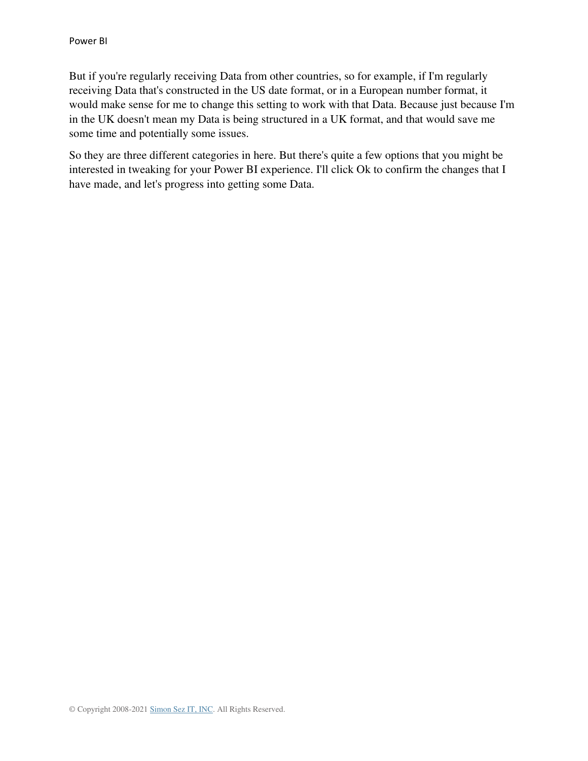But if you're regularly receiving Data from other countries, so for example, if I'm regularly receiving Data that's constructed in the US date format, or in a European number format, it would make sense for me to change this setting to work with that Data. Because just because I'm in the UK doesn't mean my Data is being structured in a UK format, and that would save me some time and potentially some issues.

So they are three different categories in here. But there's quite a few options that you might be interested in tweaking for your Power BI experience. I'll click Ok to confirm the changes that I have made, and let's progress into getting some Data.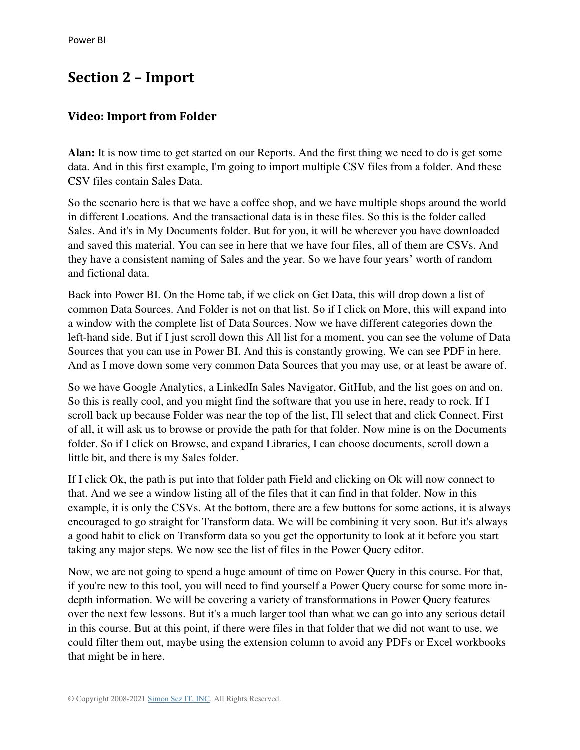## Section 2 – Import

### Video: Import from Folder

**Alan:** It is now time to get started on our Reports. And the first thing we need to do is get some data. And in this first example, I'm going to import multiple CSV files from a folder. And these CSV files contain Sales Data.

So the scenario here is that we have a coffee shop, and we have multiple shops around the world in different Locations. And the transactional data is in these files. So this is the folder called Sales. And it's in My Documents folder. But for you, it will be wherever you have downloaded and saved this material. You can see in here that we have four files, all of them are CSVs. And they have a consistent naming of Sales and the year. So we have four years' worth of random and fictional data.

Back into Power BI. On the Home tab, if we click on Get Data, this will drop down a list of common Data Sources. And Folder is not on that list. So if I click on More, this will expand into a window with the complete list of Data Sources. Now we have different categories down the left-hand side. But if I just scroll down this All list for a moment, you can see the volume of Data Sources that you can use in Power BI. And this is constantly growing. We can see PDF in here. And as I move down some very common Data Sources that you may use, or at least be aware of.

So we have Google Analytics, a LinkedIn Sales Navigator, GitHub, and the list goes on and on. So this is really cool, and you might find the software that you use in here, ready to rock. If I scroll back up because Folder was near the top of the list, I'll select that and click Connect. First of all, it will ask us to browse or provide the path for that folder. Now mine is on the Documents folder. So if I click on Browse, and expand Libraries, I can choose documents, scroll down a little bit, and there is my Sales folder.

If I click Ok, the path is put into that folder path Field and clicking on Ok will now connect to that. And we see a window listing all of the files that it can find in that folder. Now in this example, it is only the CSVs. At the bottom, there are a few buttons for some actions, it is always encouraged to go straight for Transform data. We will be combining it very soon. But it's always a good habit to click on Transform data so you get the opportunity to look at it before you start taking any major steps. We now see the list of files in the Power Query editor.

Now, we are not going to spend a huge amount of time on Power Query in this course. For that, if you're new to this tool, you will need to find yourself a Power Query course for some more in-depth information. We will be covering a variety of transformations in Power Query features over the next few lessons. But it's a much larger tool than what we can go into any serious detail in this course. But at this point, if there were files in that folder that we did not want to use, we could filter them out, maybe using the extension column to avoid any PDFs or Excel workbooks that might be in here.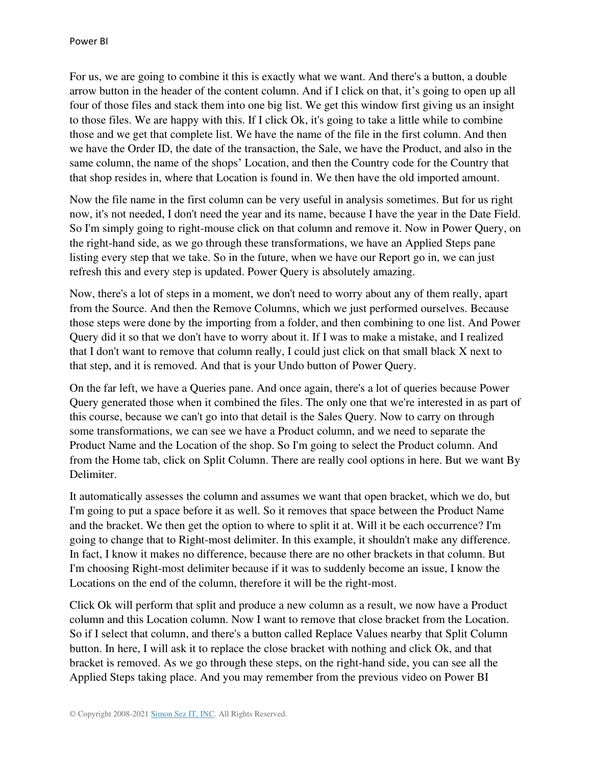For us, we are going to combine it this is exactly what we want. And there's a button, a double arrow button in the header of the content column. And if I click on that, it’s going to open up all four of those files and stack them into one big list. We get this window first giving us an insight to those files. We are happy with this. If I click Ok, it's going to take a little while to combine those and we get that complete list. We have the name of the file in the first column. And then we have the Order ID, the date of the transaction, the Sale, we have the Product, and also in the same column, the name of the shops’ Location, and then the Country code for the Country that that shop resides in, where that Location is found in. We then have the old imported amount.

Now the file name in the first column can be very useful in analysis sometimes. But for us right now, it's not needed, I don't need the year and its name, because I have the year in the Date Field. So I'm simply going to right-mouse click on that column and remove it. Now in Power Query, on the right-hand side, as we go through these transformations, we have an Applied Steps pane listing every step that we take. So in the future, when we have our Report go in, we can just refresh this and every step is updated. Power Query is absolutely amazing.

Now, there's a lot of steps in a moment, we don't need to worry about any of them really, apart from the Source. And then the Remove Columns, which we just performed ourselves. Because those steps were done by the importing from a folder, and then combining to one list. And Power Query did it so that we don't have to worry about it. If I was to make a mistake, and I realized that I don't want to remove that column really, I could just click on that small black X next to that step, and it is removed. And that is your Undo button of Power Query.

On the far left, we have a Queries pane. And once again, there's a lot of queries because Power Query generated those when it combined the files. The only one that we're interested in as part of this course, because we can't go into that detail is the Sales Query. Now to carry on through some transformations, we can see we have a Product column, and we need to separate the Product Name and the Location of the shop. So I'm going to select the Product column. And from the Home tab, click on Split Column. There are really cool options in here. But we want By Delimiter.

It automatically assesses the column and assumes we want that open bracket, which we do, but I'm going to put a space before it as well. So it removes that space between the Product Name and the bracket. We then get the option to where to split it at. Will it be each occurrence? I'm going to change that to Right-most delimiter. In this example, it shouldn't make any difference. In fact, I know it makes no difference, because there are no other brackets in that column. But I'm choosing Right-most delimiter because if it was to suddenly become an issue, I know the Locations on the end of the column, therefore it will be the right-most.

Click Ok will perform that split and produce a new column as a result, we now have a Product column and this Location column. Now I want to remove that close bracket from the Location. So if I select that column, and there's a button called Replace Values nearby that Split Column button. In here, I will ask it to replace the close bracket with nothing and click Ok, and that bracket is removed. As we go through these steps, on the right-hand side, you can see all the Applied Steps taking place. And you may remember from the previous video on Power BI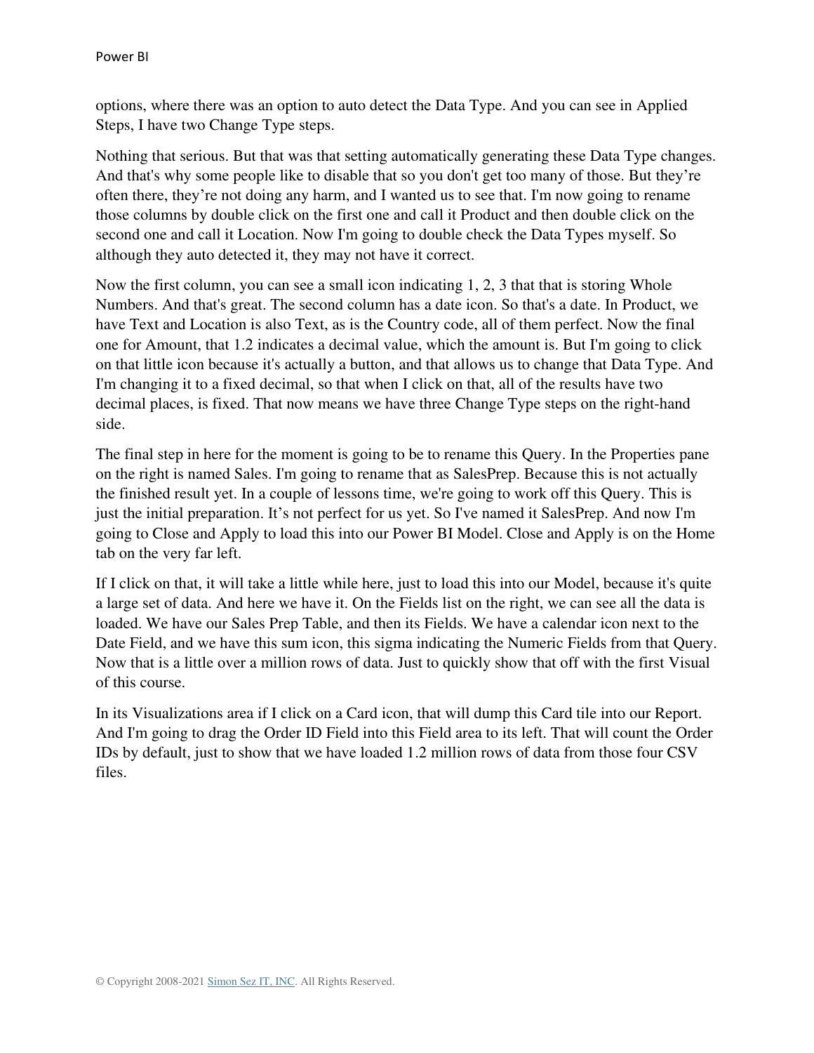options, where there was an option to auto detect the Data Type. And you can see in Applied Steps, I have two Change Type steps.

Nothing that serious. But that was that setting automatically generating these Data Type changes. And that's why some people like to disable that so you don't get too many of those. But they're often there, they're not doing any harm, and I wanted us to see that. I'm now going to rename those columns by double click on the first one and call it Product and then double click on the second one and call it Location. Now I'm going to double check the Data Types myself. So although they auto detected it, they may not have it correct.

Now the first column, you can see a small icon indicating 1, 2, 3 that that is storing Whole Numbers. And that's great. The second column has a date icon. So that's a date. In Product, we have Text and Location is also Text, as is the Country code, all of them perfect. Now the final one for Amount, that 1.2 indicates a decimal value, which the amount is. But I'm going to click on that little icon because it's actually a button, and that allows us to change that Data Type. And I'm changing it to a fixed decimal, so that when I click on that, all of the results have two decimal places, is fixed. That now means we have three Change Type steps on the right-hand side.

The final step in here for the moment is going to be to rename this Query. In the Properties pane on the right is named Sales. I'm going to rename that as SalesPrep. Because this is not actually the finished result yet. In a couple of lessons time, we're going to work off this Query. This is just the initial preparation. It's not perfect for us yet. So I've named it SalesPrep. And now I'm going to Close and Apply to load this into our Power BI Model. Close and Apply is on the Home tab on the very far left.

If I click on that, it will take a little while here, just to load this into our Model, because it's quite a large set of data. And here we have it. On the Fields list on the right, we can see all the data is loaded. We have our Sales Prep Table, and then its Fields. We have a calendar icon next to the Date Field, and we have this sum icon, this sigma indicating the Numeric Fields from that Query. Now that is a little over a million rows of data. Just to quickly show that off with the first Visual of this course.

In its Visualizations area if I click on a Card icon, that will dump this Card tile into our Report. And I'm going to drag the Order ID Field into this Field area to its left. That will count the Order IDs by default, just to show that we have loaded 1.2 million rows of data from those four CSV files.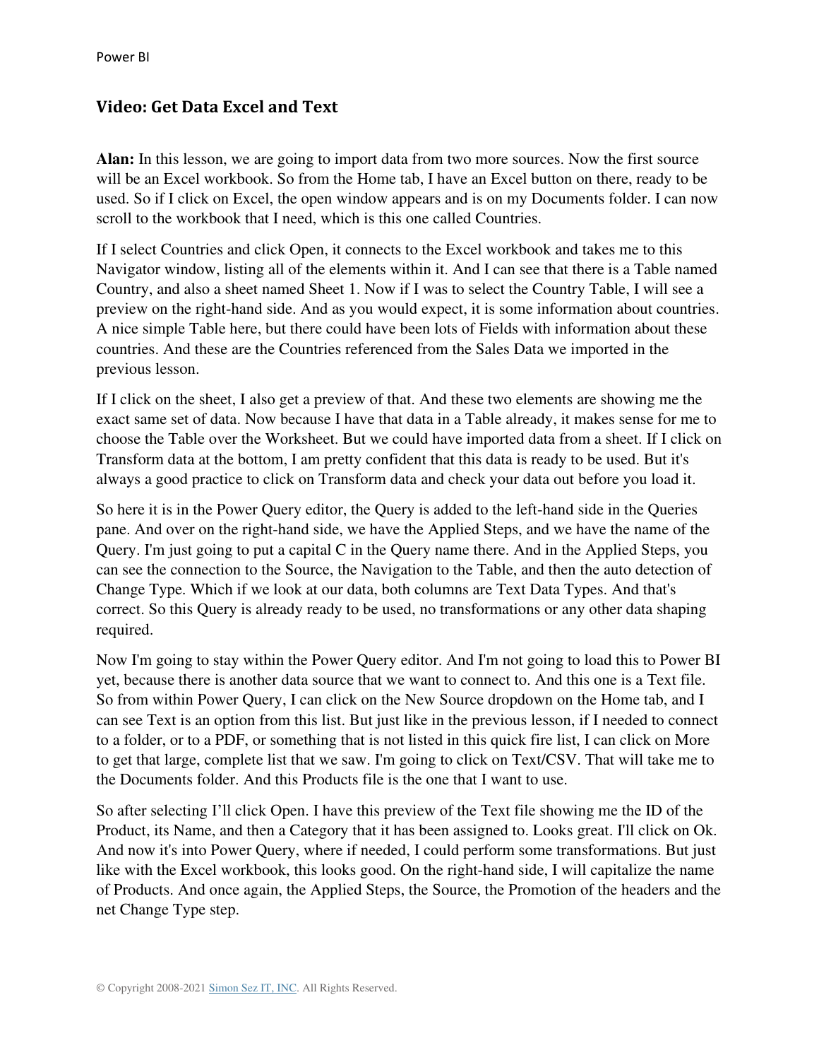## Video: Get Data Excel and Text

**Alan:** In this lesson, we are going to import data from two more sources. Now the first source will be an Excel workbook. So from the Home tab, I have an Excel button on there, ready to be used. So if I click on Excel, the open window appears and is on my Documents folder. I can now scroll to the workbook that I need, which is this one called Countries.

If I select Countries and click Open, it connects to the Excel workbook and takes me to this Navigator window, listing all of the elements within it. And I can see that there is a Table named Country, and also a sheet named Sheet 1. Now if I was to select the Country Table, I will see a preview on the right-hand side. And as you would expect, it is some information about countries. A nice simple Table here, but there could have been lots of Fields with information about these countries. And these are the Countries referenced from the Sales Data we imported in the previous lesson.

If I click on the sheet, I also get a preview of that. And these two elements are showing me the exact same set of data. Now because I have that data in a Table already, it makes sense for me to choose the Table over the Worksheet. But we could have imported data from a sheet. If I click on Transform data at the bottom, I am pretty confident that this data is ready to be used. But it's always a good practice to click on Transform data and check your data out before you load it.

So here it is in the Power Query editor, the Query is added to the left-hand side in the Queries pane. And over on the right-hand side, we have the Applied Steps, and we have the name of the Query. I'm just going to put a capital C in the Query name there. And in the Applied Steps, you can see the connection to the Source, the Navigation to the Table, and then the auto detection of Change Type. Which if we look at our data, both columns are Text Data Types. And that's correct. So this Query is already ready to be used, no transformations or any other data shaping required.

Now I'm going to stay within the Power Query editor. And I'm not going to load this to Power BI yet, because there is another data source that we want to connect to. And this one is a Text file. So from within Power Query, I can click on the New Source dropdown on the Home tab, and I can see Text is an option from this list. But just like in the previous lesson, if I needed to connect to a folder, or to a PDF, or something that is not listed in this quick fire list, I can click on More to get that large, complete list that we saw. I'm going to click on Text/CSV. That will take me to the Documents folder. And this Products file is the one that I want to use.

So after selecting I'll click Open. I have this preview of the Text file showing me the ID of the Product, its Name, and then a Category that it has been assigned to. Looks great. I'll click on Ok. And now it's into Power Query, where if needed, I could perform some transformations. But just like with the Excel workbook, this looks good. On the right-hand side, I will capitalize the name of Products. And once again, the Applied Steps, the Source, the Promotion of the headers and the net Change Type step.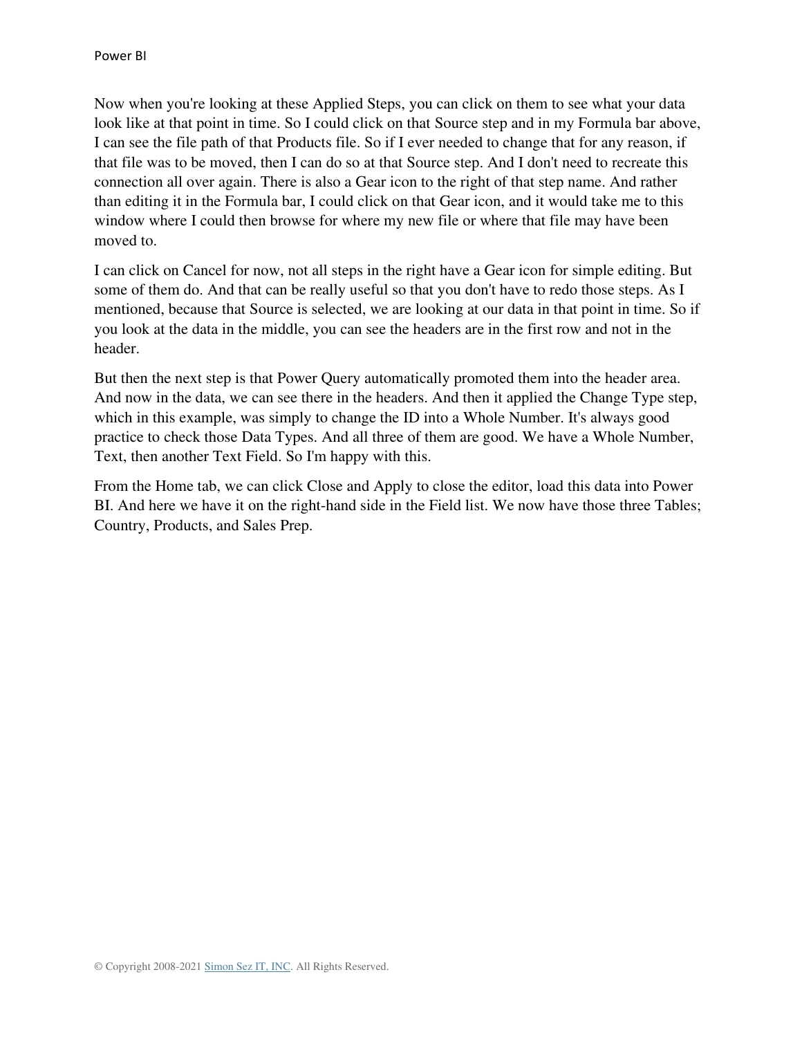Now when you're looking at these Applied Steps, you can click on them to see what your data look like at that point in time. So I could click on that Source step and in my Formula bar above, I can see the file path of that Products file. So if I ever needed to change that for any reason, if that file was to be moved, then I can do so at that Source step. And I don't need to recreate this connection all over again. There is also a Gear icon to the right of that step name. And rather than editing it in the Formula bar, I could click on that Gear icon, and it would take me to this window where I could then browse for where my new file or where that file may have been moved to.

I can click on Cancel for now, not all steps in the right have a Gear icon for simple editing. But some of them do. And that can be really useful so that you don't have to redo those steps. As I mentioned, because that Source is selected, we are looking at our data in that point in time. So if you look at the data in the middle, you can see the headers are in the first row and not in the header.

But then the next step is that Power Query automatically promoted them into the header area. And now in the data, we can see there in the headers. And then it applied the Change Type step, which in this example, was simply to change the ID into a Whole Number. It's always good practice to check those Data Types. And all three of them are good. We have a Whole Number, Text, then another Text Field. So I'm happy with this.

From the Home tab, we can click Close and Apply to close the editor, load this data into Power BI. And here we have it on the right-hand side in the Field list. We now have those three Tables; Country, Products, and Sales Prep.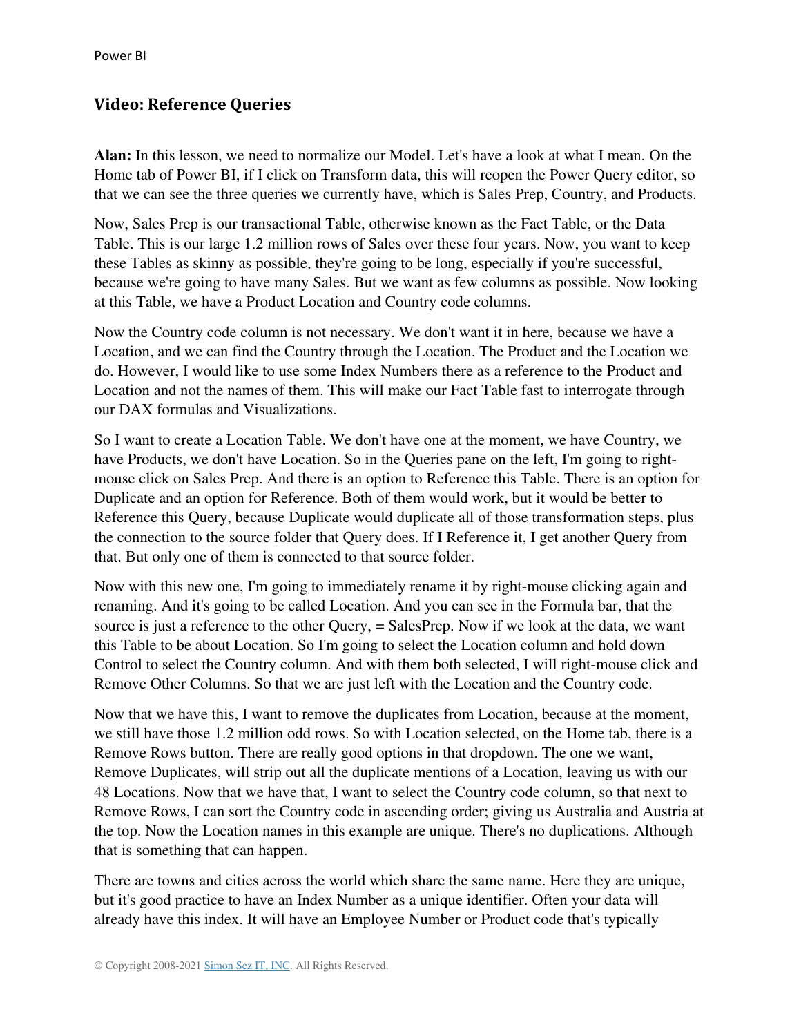## Video: Reference Queries

**Alan:** In this lesson, we need to normalize our Model. Let's have a look at what I mean. On the Home tab of Power BI, if I click on Transform data, this will reopen the Power Query editor, so that we can see the three queries we currently have, which is Sales Prep, Country, and Products.

Now, Sales Prep is our transactional Table, otherwise known as the Fact Table, or the Data Table. This is our large 1.2 million rows of Sales over these four years. Now, you want to keep these Tables as skinny as possible, they're going to be long, especially if you're successful, because we're going to have many Sales. But we want as few columns as possible. Now looking at this Table, we have a Product Location and Country code columns.

Now the Country code column is not necessary. We don't want it in here, because we have a Location, and we can find the Country through the Location. The Product and the Location we do. However, I would like to use some Index Numbers there as a reference to the Product and Location and not the names of them. This will make our Fact Table fast to interrogate through our DAX formulas and Visualizations.

So I want to create a Location Table. We don't have one at the moment, we have Country, we have Products, we don't have Location. So in the Queries pane on the left, I'm going to right-mouse click on Sales Prep. And there is an option to Reference this Table. There is an option for Duplicate and an option for Reference. Both of them would work, but it would be better to Reference this Query, because Duplicate would duplicate all of those transformation steps, plus the connection to the source folder that Query does. If I Reference it, I get another Query from that. But only one of them is connected to that source folder.

Now with this new one, I'm going to immediately rename it by right-mouse clicking again and renaming. And it's going to be called Location. And you can see in the Formula bar, that the source is just a reference to the other Query, = SalesPrep. Now if we look at the data, we want this Table to be about Location. So I'm going to select the Location column and hold down Control to select the Country column. And with them both selected, I will right-mouse click and Remove Other Columns. So that we are just left with the Location and the Country code.

Now that we have this, I want to remove the duplicates from Location, because at the moment, we still have those 1.2 million odd rows. So with Location selected, on the Home tab, there is a Remove Rows button. There are really good options in that dropdown. The one we want, Remove Duplicates, will strip out all the duplicate mentions of a Location, leaving us with our 48 Locations. Now that we have that, I want to select the Country code column, so that next to Remove Rows, I can sort the Country code in ascending order; giving us Australia and Austria at the top. Now the Location names in this example are unique. There's no duplications. Although that is something that can happen.

There are towns and cities across the world which share the same name. Here they are unique, but it's good practice to have an Index Number as a unique identifier. Often your data will already have this index. It will have an Employee Number or Product code that's typically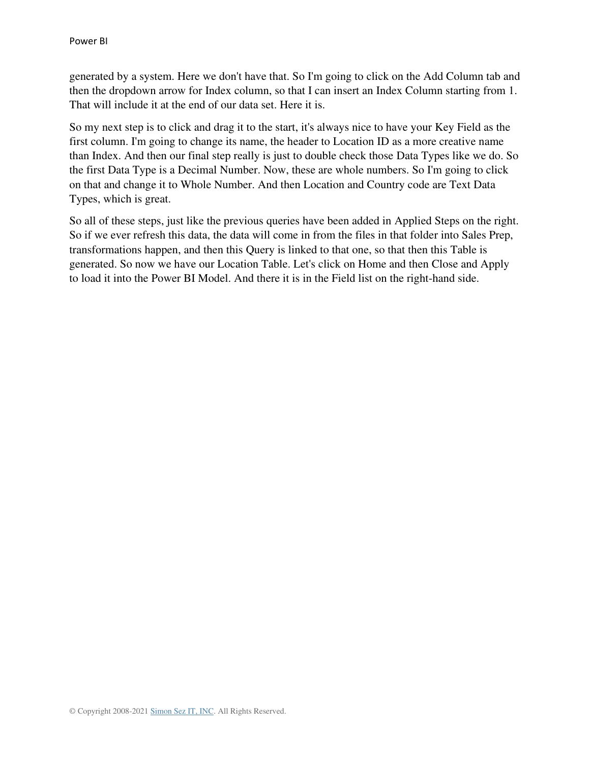generated by a system. Here we don't have that. So I'm going to click on the Add Column tab and then the dropdown arrow for Index column, so that I can insert an Index Column starting from 1. That will include it at the end of our data set. Here it is.

So my next step is to click and drag it to the start, it's always nice to have your Key Field as the first column. I'm going to change its name, the header to Location ID as a more creative name than Index. And then our final step really is just to double check those Data Types like we do. So the first Data Type is a Decimal Number. Now, these are whole numbers. So I'm going to click on that and change it to Whole Number. And then Location and Country code are Text Data Types, which is great.

So all of these steps, just like the previous queries have been added in Applied Steps on the right. So if we ever refresh this data, the data will come in from the files in that folder into Sales Prep, transformations happen, and then this Query is linked to that one, so that then this Table is generated. So now we have our Location Table. Let's click on Home and then Close and Apply to load it into the Power BI Model. And there it is in the Field list on the right-hand side.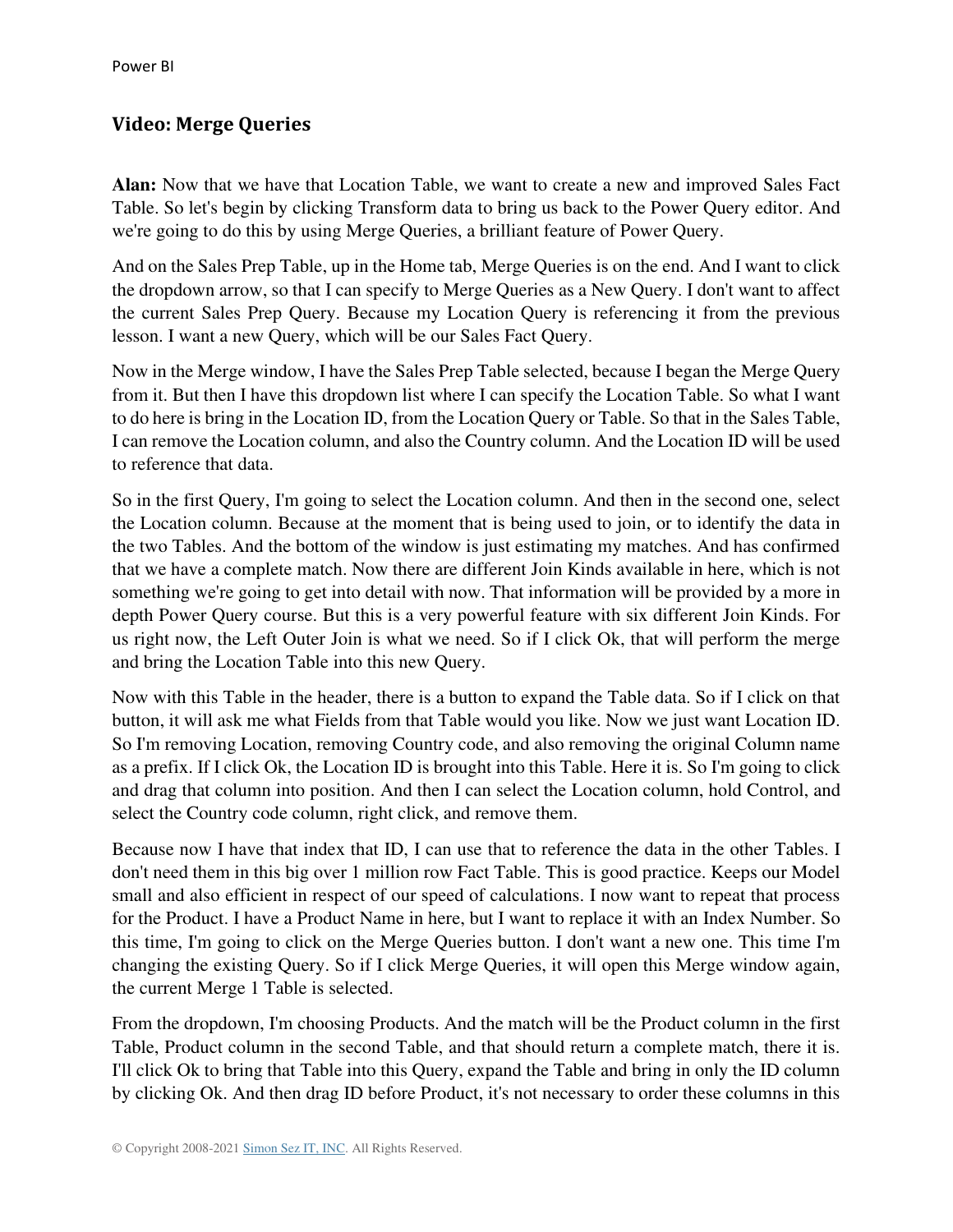## Video: Merge Queries

**Alan:** Now that we have that Location Table, we want to create a new and improved Sales Fact Table. So let's begin by clicking Transform data to bring us back to the Power Query editor. And we're going to do this by using Merge Queries, a brilliant feature of Power Query.

And on the Sales Prep Table, up in the Home tab, Merge Queries is on the end. And I want to click the dropdown arrow, so that I can specify to Merge Queries as a New Query. I don't want to affect the current Sales Prep Query. Because my Location Query is referencing it from the previous lesson. I want a new Query, which will be our Sales Fact Query.

Now in the Merge window, I have the Sales Prep Table selected, because I began the Merge Query from it. But then I have this dropdown list where I can specify the Location Table. So what I want to do here is bring in the Location ID, from the Location Query or Table. So that in the Sales Table, I can remove the Location column, and also the Country column. And the Location ID will be used to reference that data.

So in the first Query, I'm going to select the Location column. And then in the second one, select the Location column. Because at the moment that is being used to join, or to identify the data in the two Tables. And the bottom of the window is just estimating my matches. And has confirmed that we have a complete match. Now there are different Join Kinds available in here, which is not something we're going to get into detail with now. That information will be provided by a more in depth Power Query course. But this is a very powerful feature with six different Join Kinds. For us right now, the Left Outer Join is what we need. So if I click Ok, that will perform the merge and bring the Location Table into this new Query.

Now with this Table in the header, there is a button to expand the Table data. So if I click on that button, it will ask me what Fields from that Table would you like. Now we just want Location ID. So I'm removing Location, removing Country code, and also removing the original Column name as a prefix. If I click Ok, the Location ID is brought into this Table. Here it is. So I'm going to click and drag that column into position. And then I can select the Location column, hold Control, and select the Country code column, right click, and remove them.

Because now I have that index that ID, I can use that to reference the data in the other Tables. I don't need them in this big over 1 million row Fact Table. This is good practice. Keeps our Model small and also efficient in respect of our speed of calculations. I now want to repeat that process for the Product. I have a Product Name in here, but I want to replace it with an Index Number. So this time, I'm going to click on the Merge Queries button. I don't want a new one. This time I'm changing the existing Query. So if I click Merge Queries, it will open this Merge window again, the current Merge 1 Table is selected.

From the dropdown, I'm choosing Products. And the match will be the Product column in the first Table, Product column in the second Table, and that should return a complete match, there it is. I'll click Ok to bring that Table into this Query, expand the Table and bring in only the ID column by clicking Ok. And then drag ID before Product, it's not necessary to order these columns in this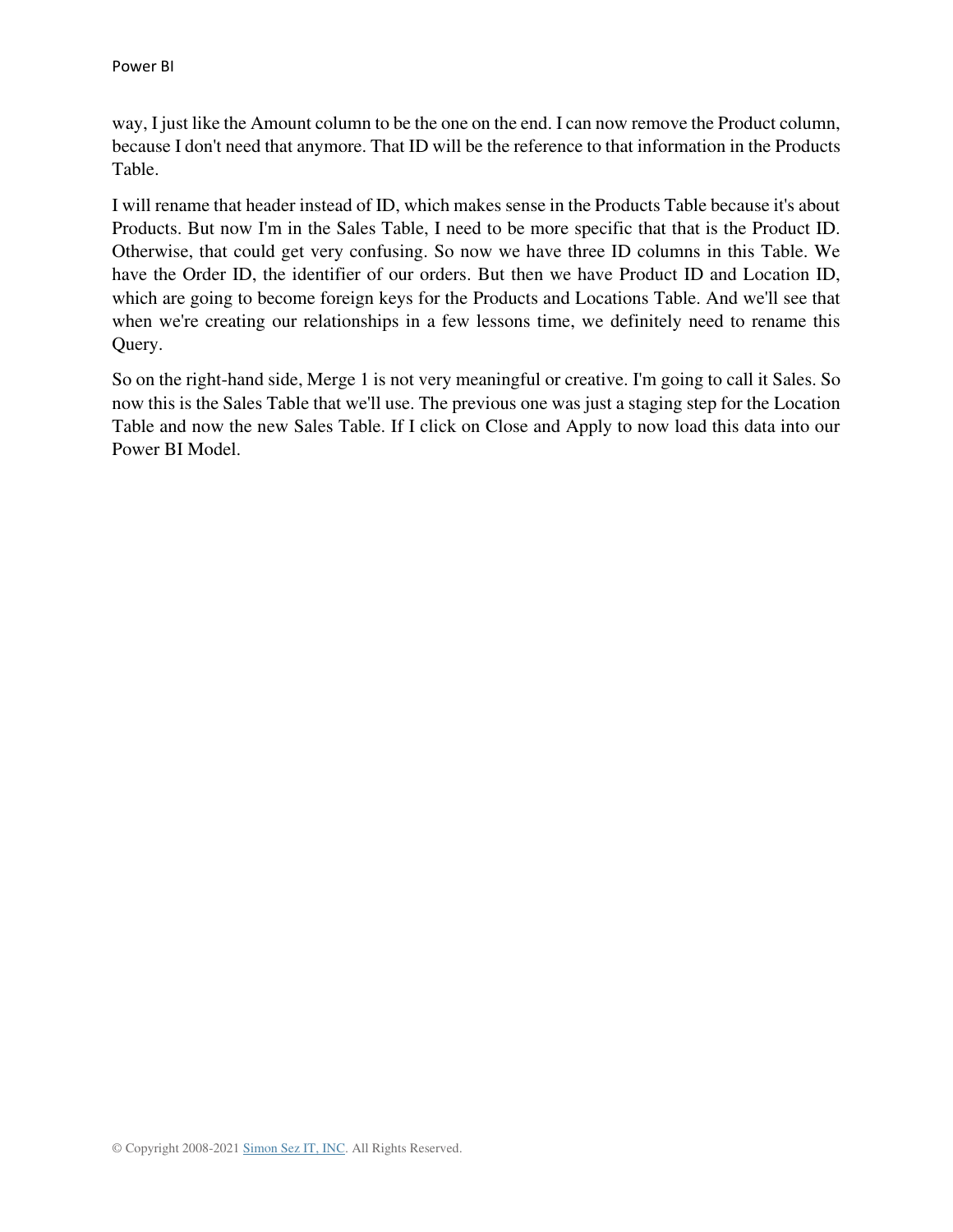way, I just like the Amount column to be the one on the end. I can now remove the Product column, because I don't need that anymore. That ID will be the reference to that information in the Products Table.

I will rename that header instead of ID, which makes sense in the Products Table because it's about Products. But now I'm in the Sales Table, I need to be more specific that that is the Product ID. Otherwise, that could get very confusing. So now we have three ID columns in this Table. We have the Order ID, the identifier of our orders. But then we have Product ID and Location ID, which are going to become foreign keys for the Products and Locations Table. And we'll see that when we're creating our relationships in a few lessons time, we definitely need to rename this Query.

So on the right-hand side, Merge 1 is not very meaningful or creative. I'm going to call it Sales. So now this is the Sales Table that we'll use. The previous one was just a staging step for the Location Table and now the new Sales Table. If I click on Close and Apply to now load this data into our Power BI Model.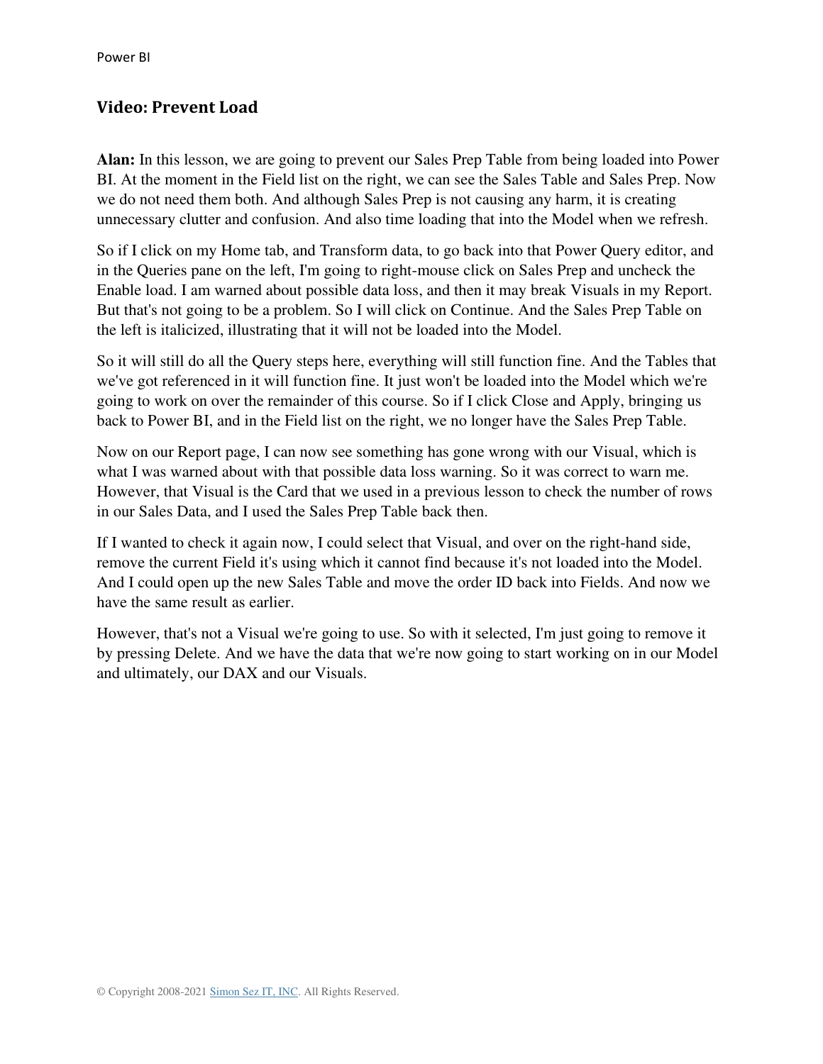## Video: Prevent Load

**Alan:** In this lesson, we are going to prevent our Sales Prep Table from being loaded into Power BI. At the moment in the Field list on the right, we can see the Sales Table and Sales Prep. Now we do not need them both. And although Sales Prep is not causing any harm, it is creating unnecessary clutter and confusion. And also time loading that into the Model when we refresh.

So if I click on my Home tab, and Transform data, to go back into that Power Query editor, and in the Queries pane on the left, I'm going to right-mouse click on Sales Prep and uncheck the Enable load. I am warned about possible data loss, and then it may break Visuals in my Report. But that's not going to be a problem. So I will click on Continue. And the Sales Prep Table on the left is italicized, illustrating that it will not be loaded into the Model.

So it will still do all the Query steps here, everything will still function fine. And the Tables that we've got referenced in it will function fine. It just won't be loaded into the Model which we're going to work on over the remainder of this course. So if I click Close and Apply, bringing us back to Power BI, and in the Field list on the right, we no longer have the Sales Prep Table.

Now on our Report page, I can now see something has gone wrong with our Visual, which is what I was warned about with that possible data loss warning. So it was correct to warn me. However, that Visual is the Card that we used in a previous lesson to check the number of rows in our Sales Data, and I used the Sales Prep Table back then.

If I wanted to check it again now, I could select that Visual, and over on the right-hand side, remove the current Field it's using which it cannot find because it's not loaded into the Model. And I could open up the new Sales Table and move the order ID back into Fields. And now we have the same result as earlier.

However, that's not a Visual we're going to use. So with it selected, I'm just going to remove it by pressing Delete. And we have the data that we're now going to start working on in our Model and ultimately, our DAX and our Visuals.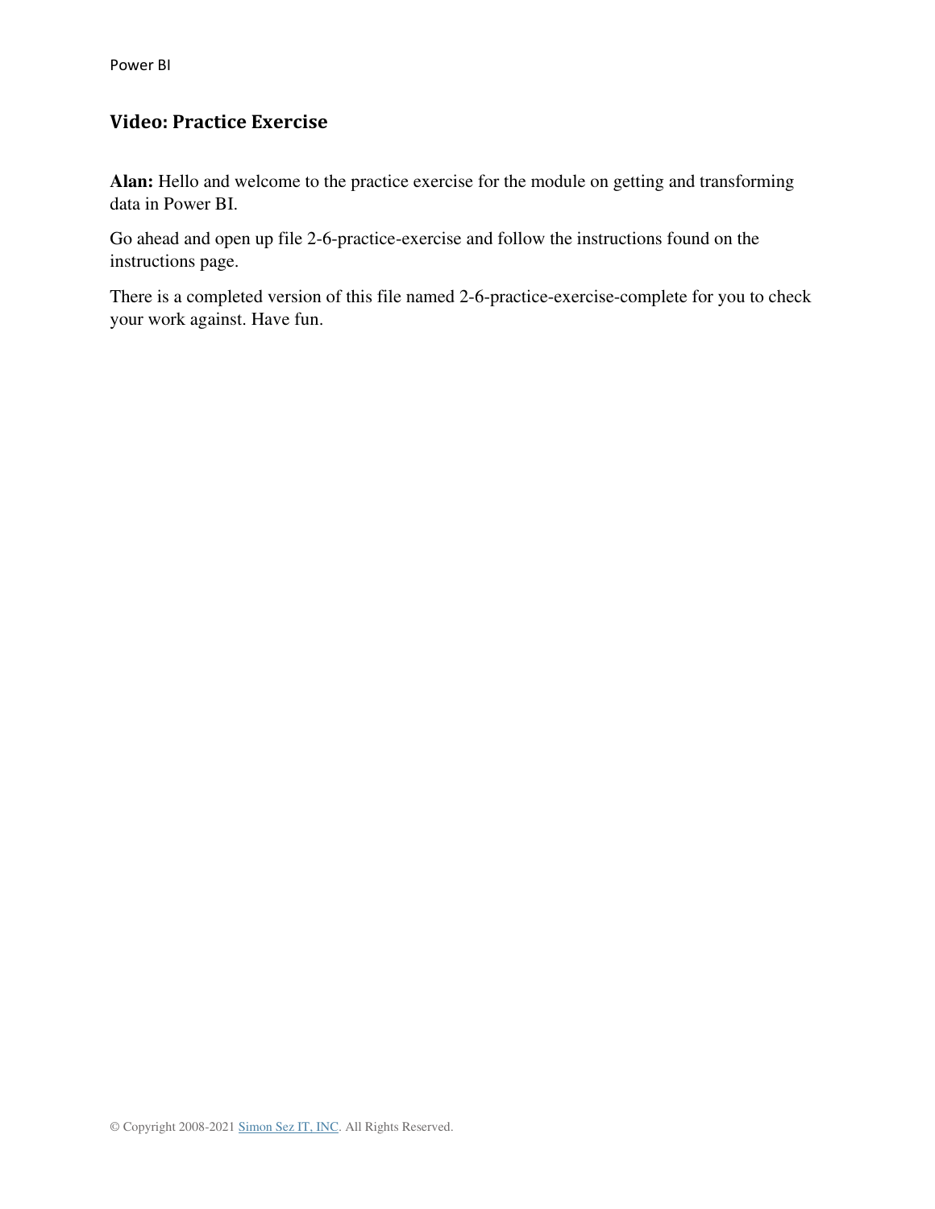## Video: Practice Exercise

**Alan:** Hello and welcome to the practice exercise for the module on getting and transforming data in Power BI.

Go ahead and open up file 2-6-practice-exercise and follow the instructions found on the instructions page.

There is a completed version of this file named 2-6-practice-exercise-complete for you to check your work against. Have fun.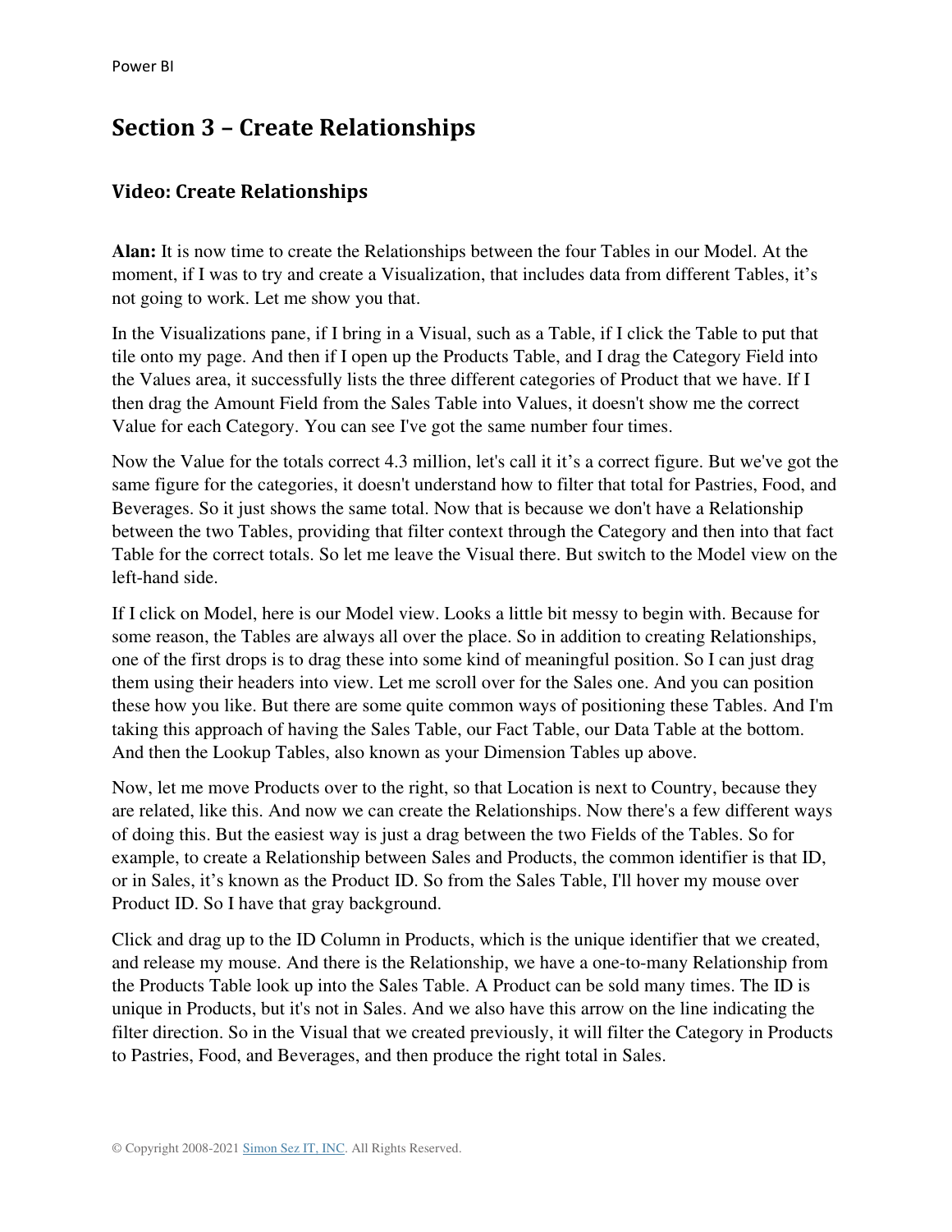# Section 3 – Create Relationships

## Video: Create Relationships

**Alan:** It is now time to create the Relationships between the four Tables in our Model. At the moment, if I was to try and create a Visualization, that includes data from different Tables, it's not going to work. Let me show you that.

In the Visualizations pane, if I bring in a Visual, such as a Table, if I click the Table to put that tile onto my page. And then if I open up the Products Table, and I drag the Category Field into the Values area, it successfully lists the three different categories of Product that we have. If I then drag the Amount Field from the Sales Table into Values, it doesn't show me the correct Value for each Category. You can see I've got the same number four times.

Now the Value for the totals correct 4.3 million, let's call it it's a correct figure. But we've got the same figure for the categories, it doesn't understand how to filter that total for Pastries, Food, and Beverages. So it just shows the same total. Now that is because we don't have a Relationship between the two Tables, providing that filter context through the Category and then into that fact Table for the correct totals. So let me leave the Visual there. But switch to the Model view on the left-hand side.

If I click on Model, here is our Model view. Looks a little bit messy to begin with. Because for some reason, the Tables are always all over the place. So in addition to creating Relationships, one of the first drops is to drag these into some kind of meaningful position. So I can just drag them using their headers into view. Let me scroll over for the Sales one. And you can position these how you like. But there are some quite common ways of positioning these Tables. And I'm taking this approach of having the Sales Table, our Fact Table, our Data Table at the bottom. And then the Lookup Tables, also known as your Dimension Tables up above.

Now, let me move Products over to the right, so that Location is next to Country, because they are related, like this. And now we can create the Relationships. Now there's a few different ways of doing this. But the easiest way is just a drag between the two Fields of the Tables. So for example, to create a Relationship between Sales and Products, the common identifier is that ID, or in Sales, it's known as the Product ID. So from the Sales Table, I'll hover my mouse over Product ID. So I have that gray background.

Click and drag up to the ID Column in Products, which is the unique identifier that we created, and release my mouse. And there is the Relationship, we have a one-to-many Relationship from the Products Table look up into the Sales Table. A Product can be sold many times. The ID is unique in Products, but it's not in Sales. And we also have this arrow on the line indicating the filter direction. So in the Visual that we created previously, it will filter the Category in Products to Pastries, Food, and Beverages, and then produce the right total in Sales.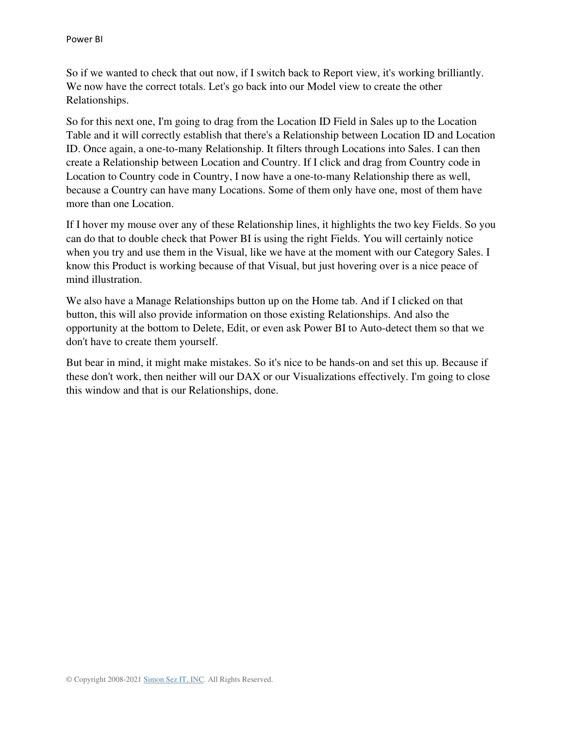So if we wanted to check that out now, if I switch back to Report view, it's working brilliantly. We now have the correct totals. Let's go back into our Model view to create the other Relationships.

So for this next one, I'm going to drag from the Location ID Field in Sales up to the Location Table and it will correctly establish that there's a Relationship between Location ID and Location ID. Once again, a one-to-many Relationship. It filters through Locations into Sales. I can then create a Relationship between Location and Country. If I click and drag from Country code in Location to Country code in Country, I now have a one-to-many Relationship there as well, because a Country can have many Locations. Some of them only have one, most of them have more than one Location.

If I hover my mouse over any of these Relationship lines, it highlights the two key Fields. So you can do that to double check that Power BI is using the right Fields. You will certainly notice when you try and use them in the Visual, like we have at the moment with our Category Sales. I know this Product is working because of that Visual, but just hovering over is a nice peace of mind illustration.

We also have a Manage Relationships button up on the Home tab. And if I clicked on that button, this will also provide information on those existing Relationships. And also the opportunity at the bottom to Delete, Edit, or even ask Power BI to Auto-detect them so that we don't have to create them yourself.

But bear in mind, it might make mistakes. So it's nice to be hands-on and set this up. Because if these don't work, then neither will our DAX or our Visualizations effectively. I'm going to close this window and that is our Relationships, done.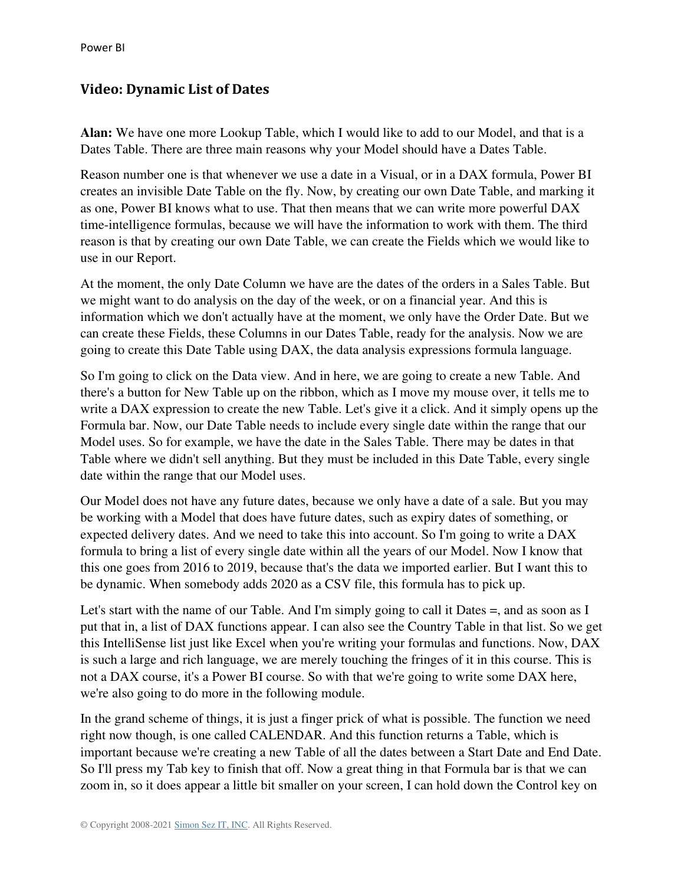## Video: Dynamic List of Dates

**Alan:** We have one more Lookup Table, which I would like to add to our Model, and that is a Dates Table. There are three main reasons why your Model should have a Dates Table.

Reason number one is that whenever we use a date in a Visual, or in a DAX formula, Power BI creates an invisible Date Table on the fly. Now, by creating our own Date Table, and marking it as one, Power BI knows what to use. That then means that we can write more powerful DAX time-intelligence formulas, because we will have the information to work with them. The third reason is that by creating our own Date Table, we can create the Fields which we would like to use in our Report.

At the moment, the only Date Column we have are the dates of the orders in a Sales Table. But we might want to do analysis on the day of the week, or on a financial year. And this is information which we don't actually have at the moment, we only have the Order Date. But we can create these Fields, these Columns in our Dates Table, ready for the analysis. Now we are going to create this Date Table using DAX, the data analysis expressions formula language.

So I'm going to click on the Data view. And in here, we are going to create a new Table. And there's a button for New Table up on the ribbon, which as I move my mouse over, it tells me to write a DAX expression to create the new Table. Let's give it a click. And it simply opens up the Formula bar. Now, our Date Table needs to include every single date within the range that our Model uses. So for example, we have the date in the Sales Table. There may be dates in that Table where we didn't sell anything. But they must be included in this Date Table, every single date within the range that our Model uses.

Our Model does not have any future dates, because we only have a date of a sale. But you may be working with a Model that does have future dates, such as expiry dates of something, or expected delivery dates. And we need to take this into account. So I'm going to write a DAX formula to bring a list of every single date within all the years of our Model. Now I know that this one goes from 2016 to 2019, because that's the data we imported earlier. But I want this to be dynamic. When somebody adds 2020 as a CSV file, this formula has to pick up.

Let's start with the name of our Table. And I'm simply going to call it Dates =, and as soon as I put that in, a list of DAX functions appear. I can also see the Country Table in that list. So we get this IntelliSense list just like Excel when you're writing your formulas and functions. Now, DAX is such a large and rich language, we are merely touching the fringes of it in this course. This is not a DAX course, it's a Power BI course. So with that we're going to write some DAX here, we're also going to do more in the following module.

In the grand scheme of things, it is just a finger prick of what is possible. The function we need right now though, is one called CALENDAR. And this function returns a Table, which is important because we're creating a new Table of all the dates between a Start Date and End Date. So I'll press my Tab key to finish that off. Now a great thing in that Formula bar is that we can zoom in, so it does appear a little bit smaller on your screen, I can hold down the Control key on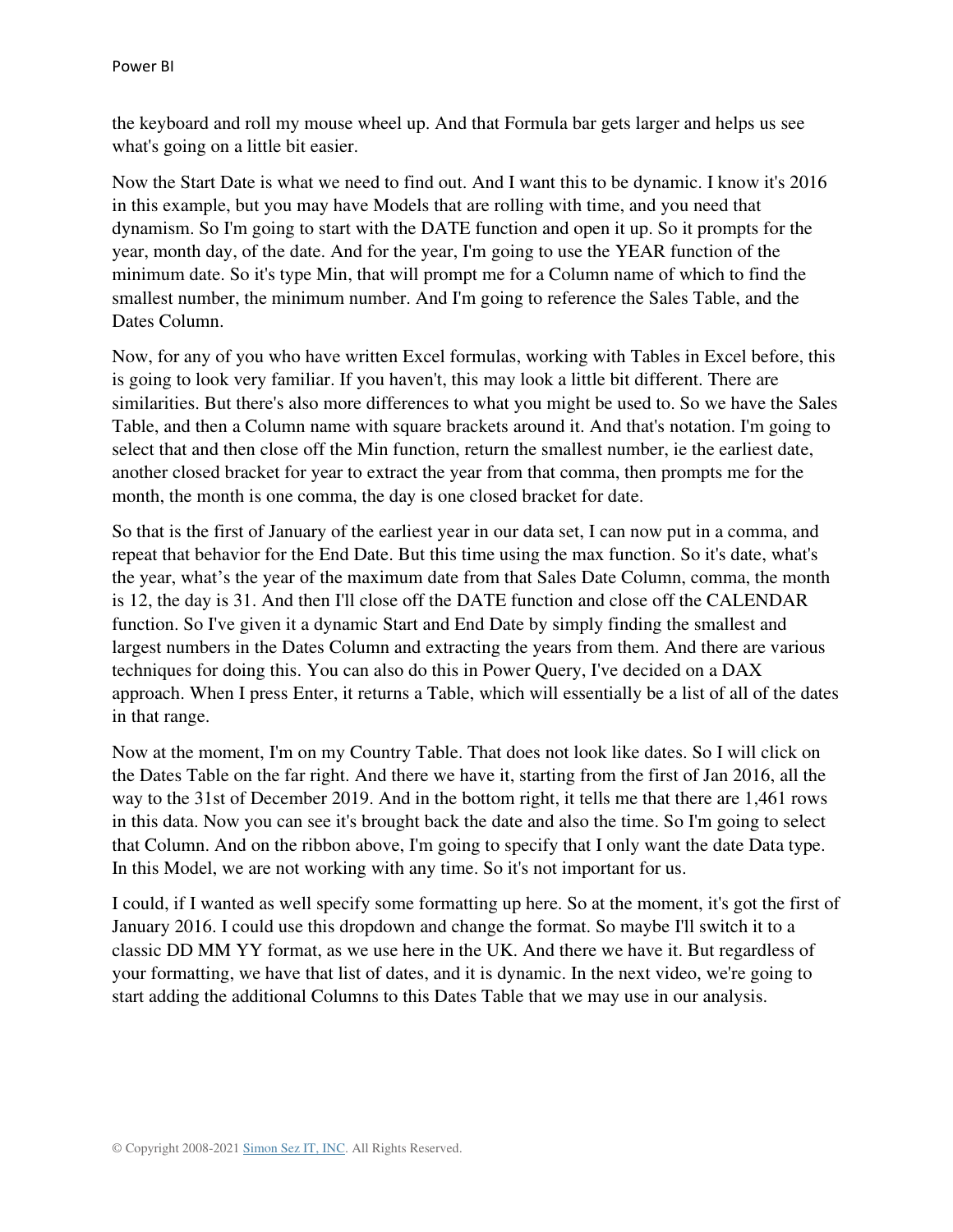the keyboard and roll my mouse wheel up. And that Formula bar gets larger and helps us see what's going on a little bit easier.

Now the Start Date is what we need to find out. And I want this to be dynamic. I know it's 2016 in this example, but you may have Models that are rolling with time, and you need that dynamism. So I'm going to start with the DATE function and open it up. So it prompts for the year, month day, of the date. And for the year, I'm going to use the YEAR function of the minimum date. So it's type Min, that will prompt me for a Column name of which to find the smallest number, the minimum number. And I'm going to reference the Sales Table, and the Dates Column.

Now, for any of you who have written Excel formulas, working with Tables in Excel before, this is going to look very familiar. If you haven't, this may look a little bit different. There are similarities. But there's also more differences to what you might be used to. So we have the Sales Table, and then a Column name with square brackets around it. And that's notation. I'm going to select that and then close off the Min function, return the smallest number, ie the earliest date, another closed bracket for year to extract the year from that comma, then prompts me for the month, the month is one comma, the day is one closed bracket for date.

So that is the first of January of the earliest year in our data set, I can now put in a comma, and repeat that behavior for the End Date. But this time using the max function. So it's date, what's the year, what's the year of the maximum date from that Sales Date Column, comma, the month is 12, the day is 31. And then I'll close off the DATE function and close off the CALENDAR function. So I've given it a dynamic Start and End Date by simply finding the smallest and largest numbers in the Dates Column and extracting the years from them. And there are various techniques for doing this. You can also do this in Power Query, I've decided on a DAX approach. When I press Enter, it returns a Table, which will essentially be a list of all of the dates in that range.

Now at the moment, I'm on my Country Table. That does not look like dates. So I will click on the Dates Table on the far right. And there we have it, starting from the first of Jan 2016, all the way to the 31st of December 2019. And in the bottom right, it tells me that there are 1,461 rows in this data. Now you can see it's brought back the date and also the time. So I'm going to select that Column. And on the ribbon above, I'm going to specify that I only want the date Data type. In this Model, we are not working with any time. So it's not important for us.

I could, if I wanted as well specify some formatting up here. So at the moment, it's got the first of January 2016. I could use this dropdown and change the format. So maybe I'll switch it to a classic DD MM YY format, as we use here in the UK. And there we have it. But regardless of your formatting, we have that list of dates, and it is dynamic. In the next video, we're going to start adding the additional Columns to this Dates Table that we may use in our analysis.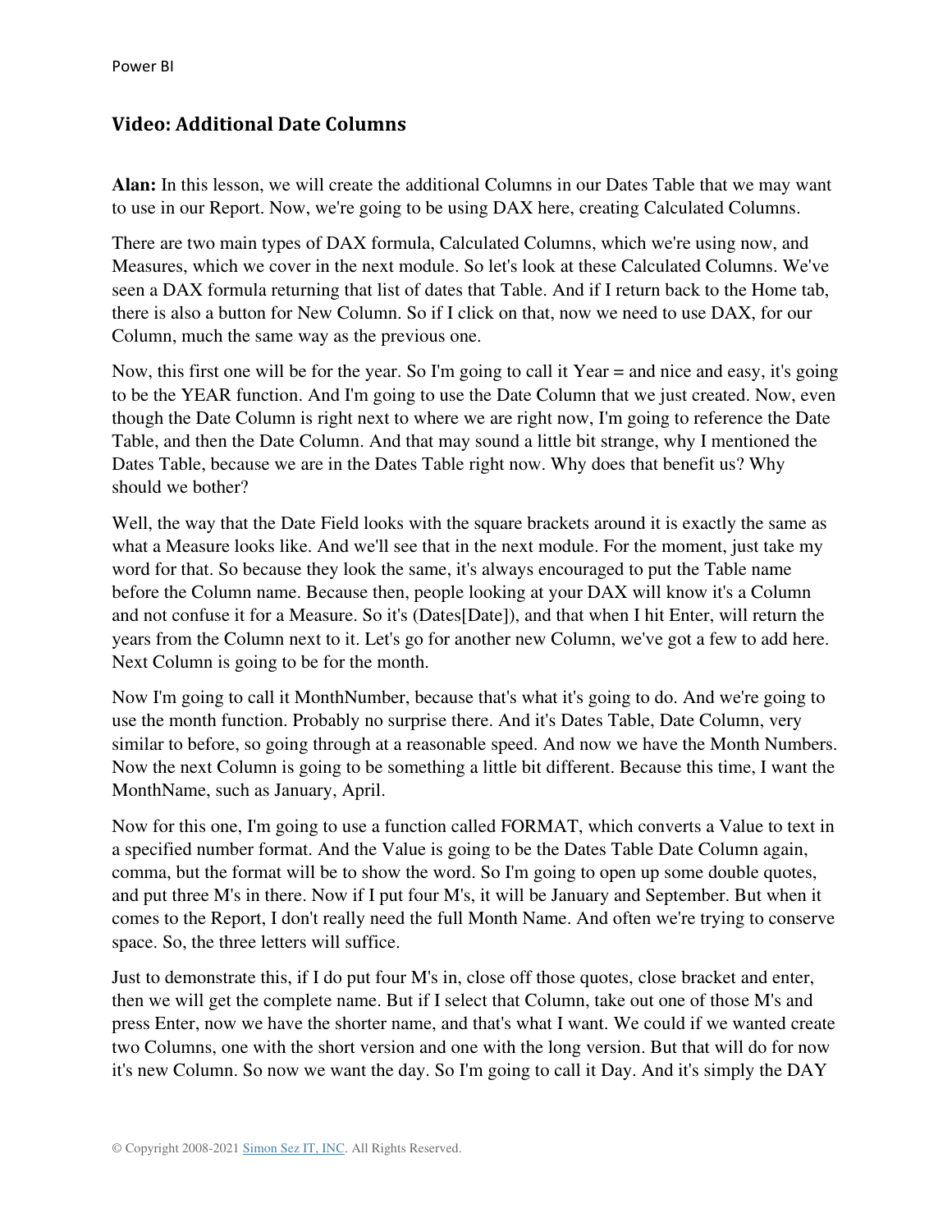## Video: Additional Date Columns

**Alan:** In this lesson, we will create the additional Columns in our Dates Table that we may want to use in our Report. Now, we're going to be using DAX here, creating Calculated Columns.

There are two main types of DAX formula, Calculated Columns, which we're using now, and Measures, which we cover in the next module. So let's look at these Calculated Columns. We've seen a DAX formula returning that list of dates that Table. And if I return back to the Home tab, there is also a button for New Column. So if I click on that, now we need to use DAX, for our Column, much the same way as the previous one.

Now, this first one will be for the year. So I'm going to call it Year = and nice and easy, it's going to be the YEAR function. And I'm going to use the Date Column that we just created. Now, even though the Date Column is right next to where we are right now, I'm going to reference the Date Table, and then the Date Column. And that may sound a little bit strange, why I mentioned the Dates Table, because we are in the Dates Table right now. Why does that benefit us? Why should we bother?

Well, the way that the Date Field looks with the square brackets around it is exactly the same as what a Measure looks like. And we'll see that in the next module. For the moment, just take my word for that. So because they look the same, it's always encouraged to put the Table name before the Column name. Because then, people looking at your DAX will know it's a Column and not confuse it for a Measure. So it's (Dates[Date]), and that when I hit Enter, will return the years from the Column next to it. Let's go for another new Column, we've got a few to add here. Next Column is going to be for the month.

Now I'm going to call it MonthNumber, because that's what it's going to do. And we're going to use the month function. Probably no surprise there. And it's Dates Table, Date Column, very similar to before, so going through at a reasonable speed. And now we have the Month Numbers. Now the next Column is going to be something a little bit different. Because this time, I want the MonthName, such as January, April.

Now for this one, I'm going to use a function called FORMAT, which converts a Value to text in a specified number format. And the Value is going to be the Dates Table Date Column again, comma, but the format will be to show the word. So I'm going to open up some double quotes, and put three M's in there. Now if I put four M's, it will be January and September. But when it comes to the Report, I don't really need the full Month Name. And often we're trying to conserve space. So, the three letters will suffice.

Just to demonstrate this, if I do put four M's in, close off those quotes, close bracket and enter, then we will get the complete name. But if I select that Column, take out one of those M's and press Enter, now we have the shorter name, and that's what I want. We could if we wanted create two Columns, one with the short version and one with the long version. But that will do for now it's new Column. So now we want the day. So I'm going to call it Day. And it's simply the DAY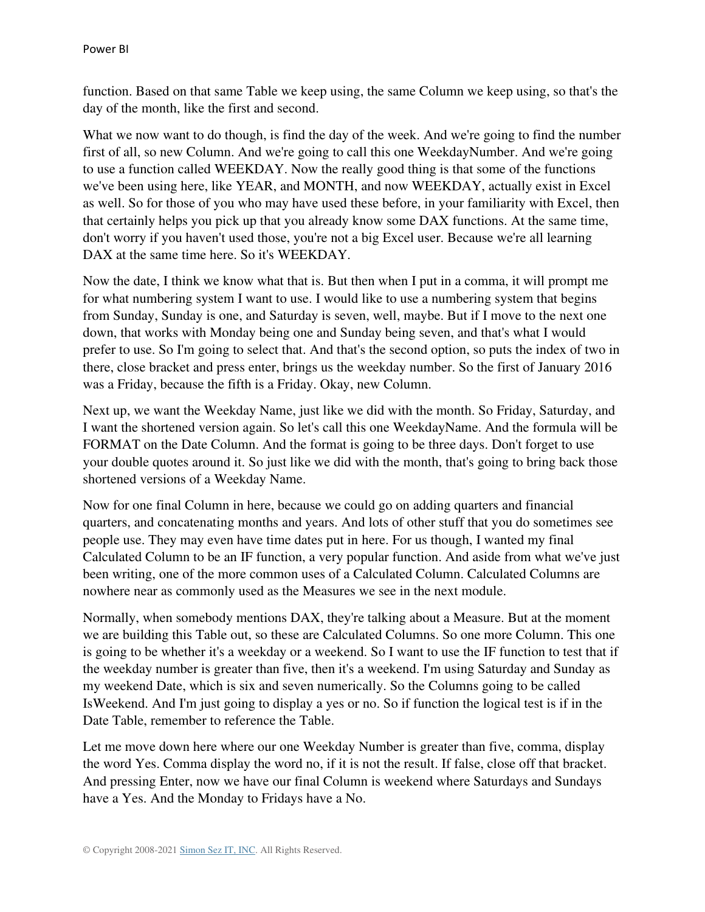function. Based on that same Table we keep using, the same Column we keep using, so that's the day of the month, like the first and second.

What we now want to do though, is find the day of the week. And we're going to find the number first of all, so new Column. And we're going to call this one WeekdayNumber. And we're going to use a function called WEEKDAY. Now the really good thing is that some of the functions we've been using here, like YEAR, and MONTH, and now WEEKDAY, actually exist in Excel as well. So for those of you who may have used these before, in your familiarity with Excel, then that certainly helps you pick up that you already know some DAX functions. At the same time, don't worry if you haven't used those, you're not a big Excel user. Because we're all learning DAX at the same time here. So it's WEEKDAY.

Now the date, I think we know what that is. But then when I put in a comma, it will prompt me for what numbering system I want to use. I would like to use a numbering system that begins from Sunday, Sunday is one, and Saturday is seven, well, maybe. But if I move to the next one down, that works with Monday being one and Sunday being seven, and that's what I would prefer to use. So I'm going to select that. And that's the second option, so puts the index of two in there, close bracket and press enter, brings us the weekday number. So the first of January 2016 was a Friday, because the fifth is a Friday. Okay, new Column.

Next up, we want the Weekday Name, just like we did with the month. So Friday, Saturday, and I want the shortened version again. So let's call this one WeekdayName. And the formula will be FORMAT on the Date Column. And the format is going to be three days. Don't forget to use your double quotes around it. So just like we did with the month, that's going to bring back those shortened versions of a Weekday Name.

Now for one final Column in here, because we could go on adding quarters and financial quarters, and concatenating months and years. And lots of other stuff that you do sometimes see people use. They may even have time dates put in here. For us though, I wanted my final Calculated Column to be an IF function, a very popular function. And aside from what we've just been writing, one of the more common uses of a Calculated Column. Calculated Columns are nowhere near as commonly used as the Measures we see in the next module.

Normally, when somebody mentions DAX, they're talking about a Measure. But at the moment we are building this Table out, so these are Calculated Columns. So one more Column. This one is going to be whether it's a weekday or a weekend. So I want to use the IF function to test that if the weekday number is greater than five, then it's a weekend. I'm using Saturday and Sunday as my weekend Date, which is six and seven numerically. So the Columns going to be called IsWeekend. And I'm just going to display a yes or no. So if function the logical test is if in the Date Table, remember to reference the Table.

Let me move down here where our one Weekday Number is greater than five, comma, display the word Yes. Comma display the word no, if it is not the result. If false, close off that bracket. And pressing Enter, now we have our final Column is weekend where Saturdays and Sundays have a Yes. And the Monday to Fridays have a No.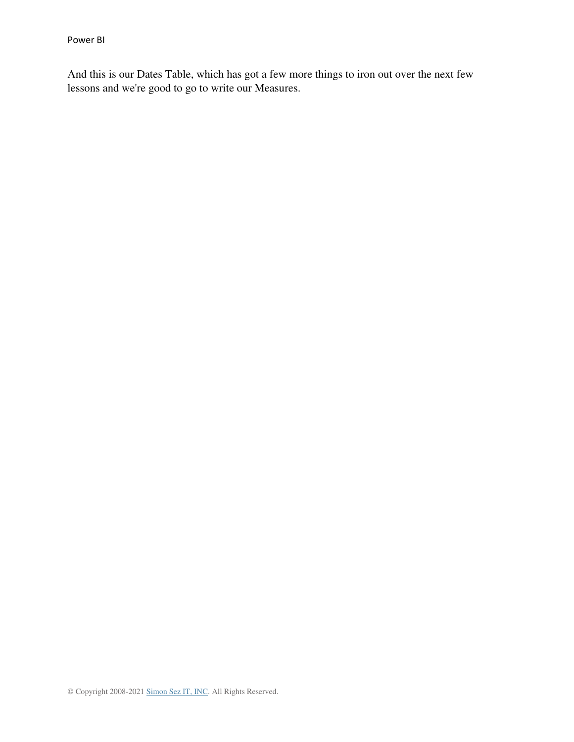And this is our Dates Table, which has got a few more things to iron out over the next few lessons and we're good to go to write our Measures.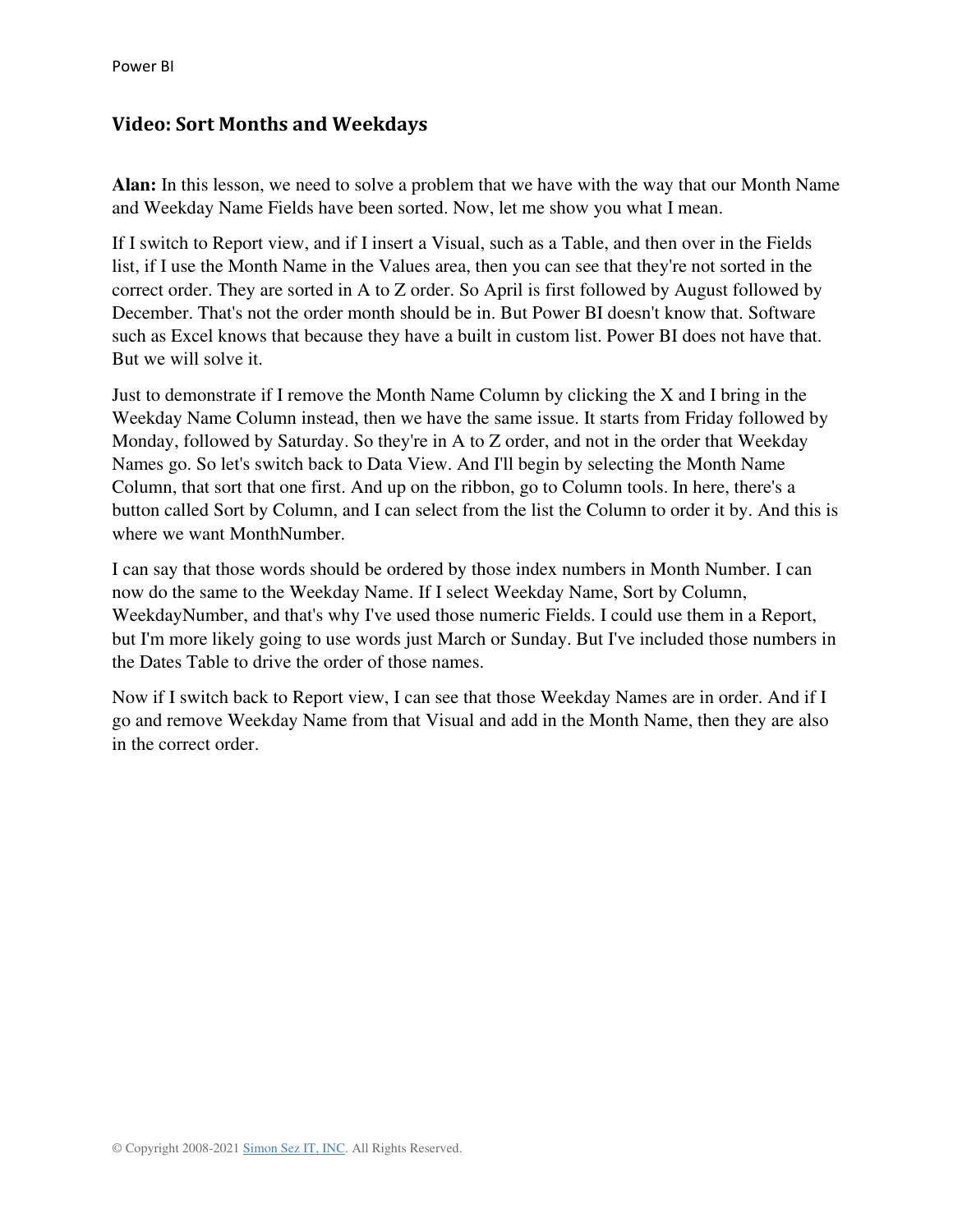## Video: Sort Months and Weekdays

**Alan:** In this lesson, we need to solve a problem that we have with the way that our Month Name and Weekday Name Fields have been sorted. Now, let me show you what I mean.

If I switch to Report view, and if I insert a Visual, such as a Table, and then over in the Fields list, if I use the Month Name in the Values area, then you can see that they're not sorted in the correct order. They are sorted in A to Z order. So April is first followed by August followed by December. That's not the order month should be in. But Power BI doesn't know that. Software such as Excel knows that because they have a built in custom list. Power BI does not have that. But we will solve it.

Just to demonstrate if I remove the Month Name Column by clicking the X and I bring in the Weekday Name Column instead, then we have the same issue. It starts from Friday followed by Monday, followed by Saturday. So they're in A to Z order, and not in the order that Weekday Names go. So let's switch back to Data View. And I'll begin by selecting the Month Name Column, that sort that one first. And up on the ribbon, go to Column tools. In here, there's a button called Sort by Column, and I can select from the list the Column to order it by. And this is where we want MonthNumber.

I can say that those words should be ordered by those index numbers in Month Number. I can now do the same to the Weekday Name. If I select Weekday Name, Sort by Column, WeekdayNumber, and that's why I've used those numeric Fields. I could use them in a Report, but I'm more likely going to use words just March or Sunday. But I've included those numbers in the Dates Table to drive the order of those names.

Now if I switch back to Report view, I can see that those Weekday Names are in order. And if I go and remove Weekday Name from that Visual and add in the Month Name, then they are also in the correct order.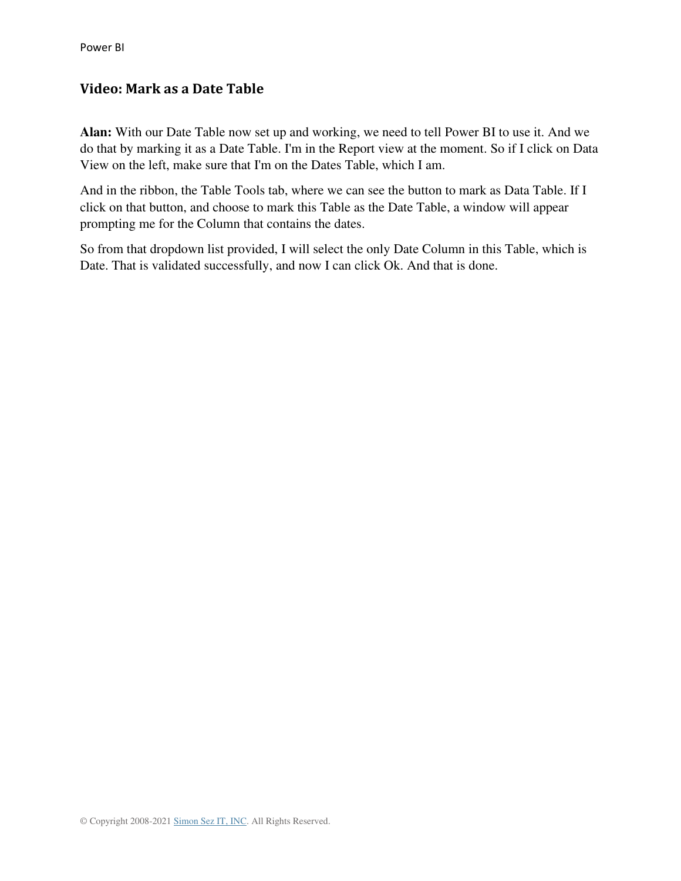## Video: Mark as a Date Table

**Alan:** With our Date Table now set up and working, we need to tell Power BI to use it. And we do that by marking it as a Date Table. I'm in the Report view at the moment. So if I click on Data View on the left, make sure that I'm on the Dates Table, which I am.

And in the ribbon, the Table Tools tab, where we can see the button to mark as Data Table. If I click on that button, and choose to mark this Table as the Date Table, a window will appear prompting me for the Column that contains the dates.

So from that dropdown list provided, I will select the only Date Column in this Table, which is Date. That is validated successfully, and now I can click Ok. And that is done.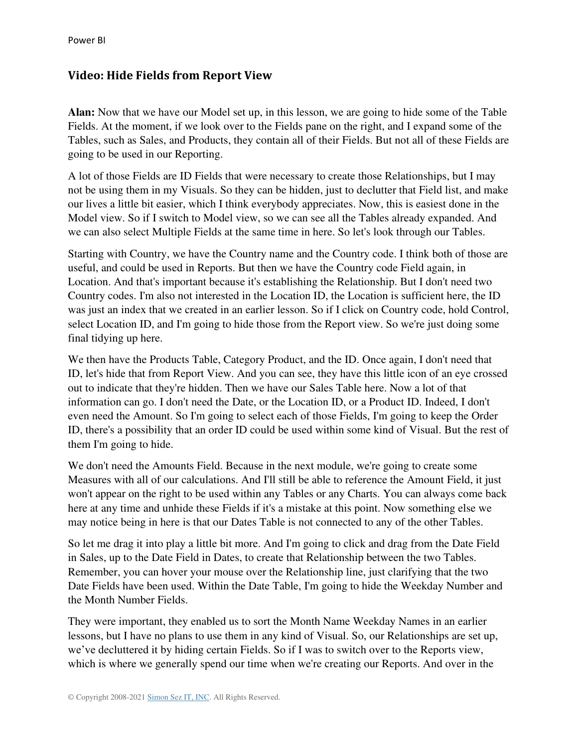## Video: Hide Fields from Report View

**Alan:** Now that we have our Model set up, in this lesson, we are going to hide some of the Table Fields. At the moment, if we look over to the Fields pane on the right, and I expand some of the Tables, such as Sales, and Products, they contain all of their Fields. But not all of these Fields are going to be used in our Reporting.

A lot of those Fields are ID Fields that were necessary to create those Relationships, but I may not be using them in my Visuals. So they can be hidden, just to declutter that Field list, and make our lives a little bit easier, which I think everybody appreciates. Now, this is easiest done in the Model view. So if I switch to Model view, so we can see all the Tables already expanded. And we can also select Multiple Fields at the same time in here. So let's look through our Tables.

Starting with Country, we have the Country name and the Country code. I think both of those are useful, and could be used in Reports. But then we have the Country code Field again, in Location. And that's important because it's establishing the Relationship. But I don't need two Country codes. I'm also not interested in the Location ID, the Location is sufficient here, the ID was just an index that we created in an earlier lesson. So if I click on Country code, hold Control, select Location ID, and I'm going to hide those from the Report view. So we're just doing some final tidying up here.

We then have the Products Table, Category Product, and the ID. Once again, I don't need that ID, let's hide that from Report View. And you can see, they have this little icon of an eye crossed out to indicate that they're hidden. Then we have our Sales Table here. Now a lot of that information can go. I don't need the Date, or the Location ID, or a Product ID. Indeed, I don't even need the Amount. So I'm going to select each of those Fields, I'm going to keep the Order ID, there's a possibility that an order ID could be used within some kind of Visual. But the rest of them I'm going to hide.

We don't need the Amounts Field. Because in the next module, we're going to create some Measures with all of our calculations. And I'll still be able to reference the Amount Field, it just won't appear on the right to be used within any Tables or any Charts. You can always come back here at any time and unhide these Fields if it's a mistake at this point. Now something else we may notice being in here is that our Dates Table is not connected to any of the other Tables.

So let me drag it into play a little bit more. And I'm going to click and drag from the Date Field in Sales, up to the Date Field in Dates, to create that Relationship between the two Tables. Remember, you can hover your mouse over the Relationship line, just clarifying that the two Date Fields have been used. Within the Date Table, I'm going to hide the Weekday Number and the Month Number Fields.

They were important, they enabled us to sort the Month Name Weekday Names in an earlier lessons, but I have no plans to use them in any kind of Visual. So, our Relationships are set up, we've decluttered it by hiding certain Fields. So if I was to switch over to the Reports view, which is where we generally spend our time when we're creating our Reports. And over in the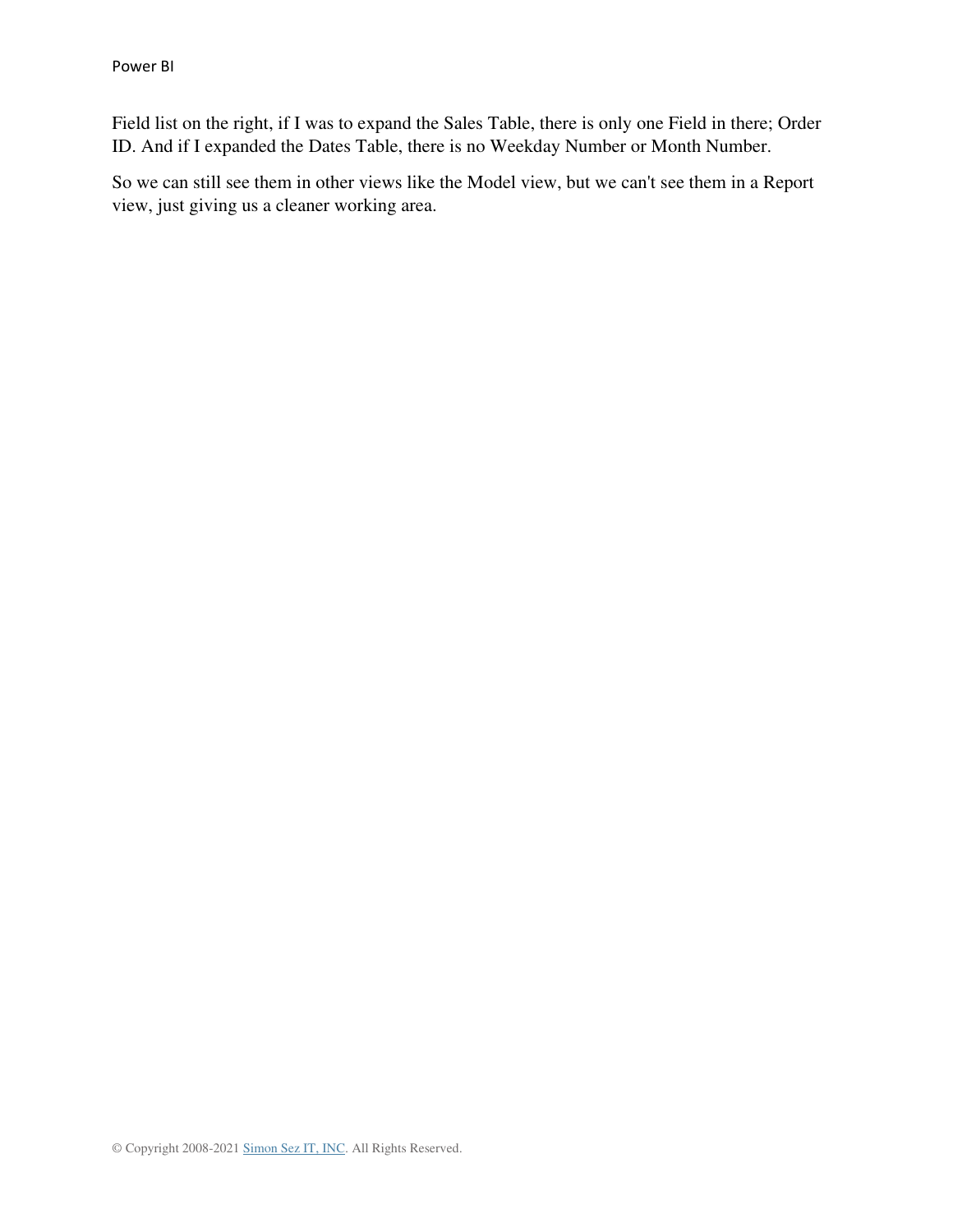Field list on the right, if I was to expand the Sales Table, there is only one Field in there; Order ID. And if I expanded the Dates Table, there is no Weekday Number or Month Number.

So we can still see them in other views like the Model view, but we can't see them in a Report view, just giving us a cleaner working area.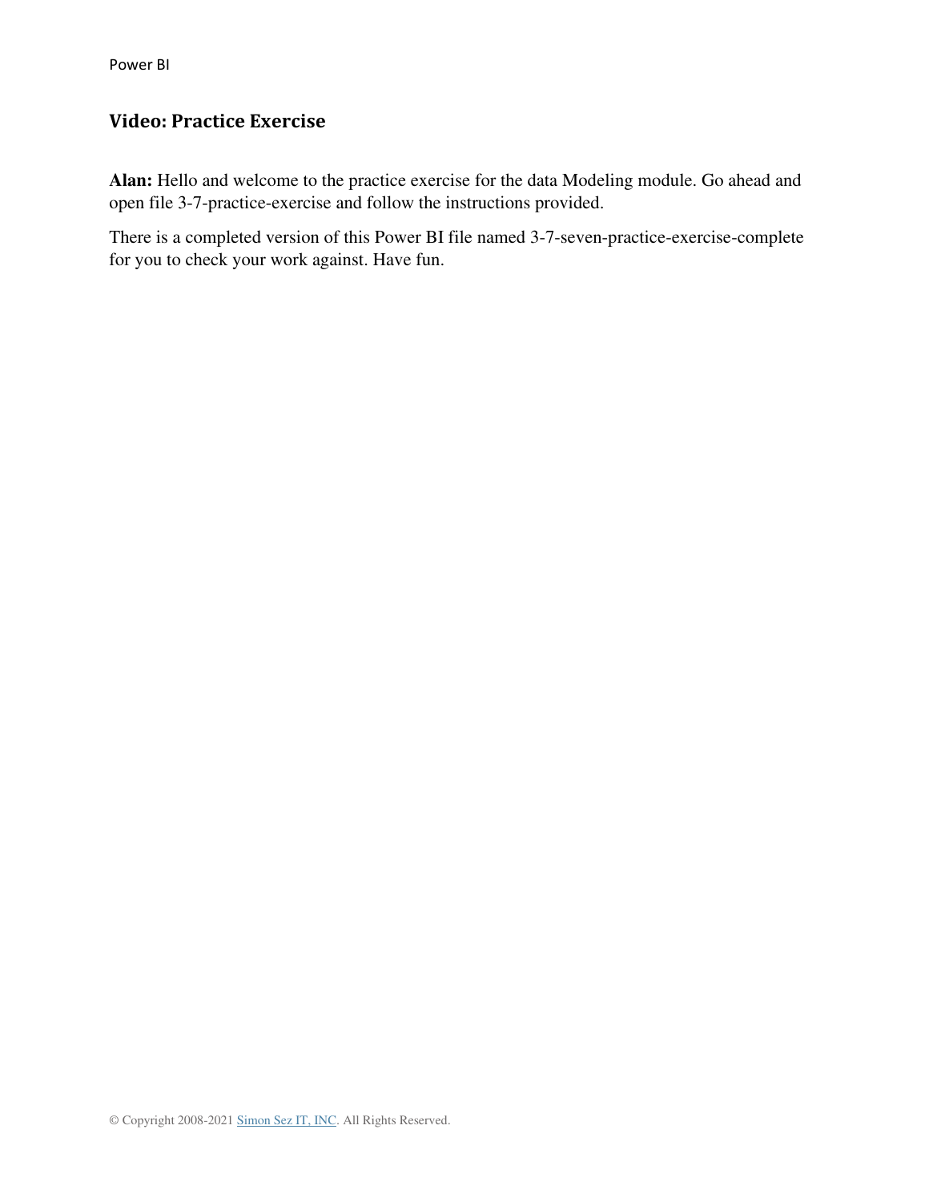## Video: Practice Exercise

**Alan:** Hello and welcome to the practice exercise for the data Modeling module. Go ahead and open file 3-7-practice-exercise and follow the instructions provided.

There is a completed version of this Power BI file named 3-7-seven-practice-exercise-complete for you to check your work against. Have fun.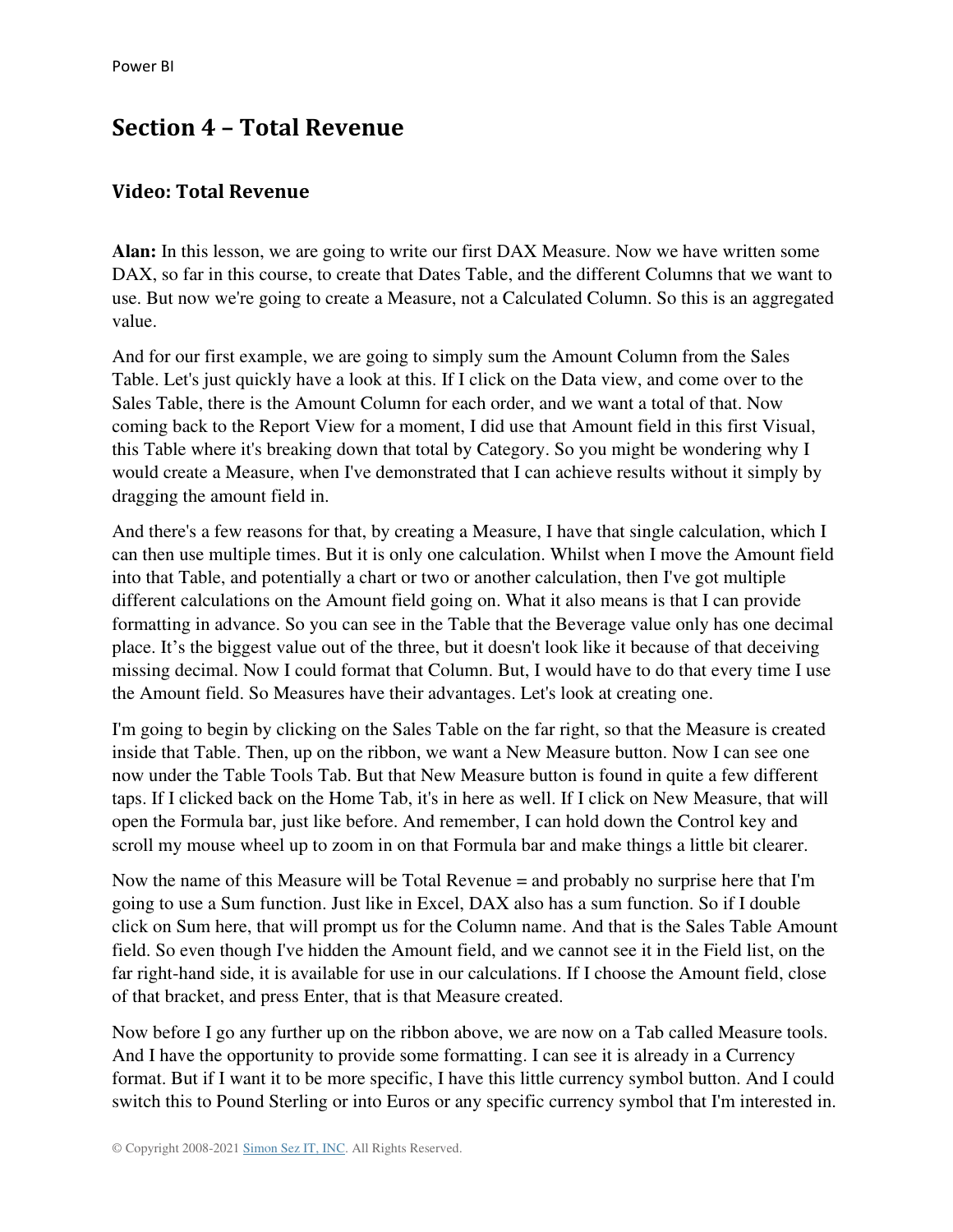## Section 4 – Total Revenue

### Video: Total Revenue

**Alan:** In this lesson, we are going to write our first DAX Measure. Now we have written some DAX, so far in this course, to create that Dates Table, and the different Columns that we want to use. But now we're going to create a Measure, not a Calculated Column. So this is an aggregated value.

And for our first example, we are going to simply sum the Amount Column from the Sales Table. Let's just quickly have a look at this. If I click on the Data view, and come over to the Sales Table, there is the Amount Column for each order, and we want a total of that. Now coming back to the Report View for a moment, I did use that Amount field in this first Visual, this Table where it's breaking down that total by Category. So you might be wondering why I would create a Measure, when I've demonstrated that I can achieve results without it simply by dragging the amount field in.

And there's a few reasons for that, by creating a Measure, I have that single calculation, which I can then use multiple times. But it is only one calculation. Whilst when I move the Amount field into that Table, and potentially a chart or two or another calculation, then I've got multiple different calculations on the Amount field going on. What it also means is that I can provide formatting in advance. So you can see in the Table that the Beverage value only has one decimal place. It's the biggest value out of the three, but it doesn't look like it because of that deceiving missing decimal. Now I could format that Column. But, I would have to do that every time I use the Amount field. So Measures have their advantages. Let's look at creating one.

I'm going to begin by clicking on the Sales Table on the far right, so that the Measure is created inside that Table. Then, up on the ribbon, we want a New Measure button. Now I can see one now under the Table Tools Tab. But that New Measure button is found in quite a few different taps. If I clicked back on the Home Tab, it's in here as well. If I click on New Measure, that will open the Formula bar, just like before. And remember, I can hold down the Control key and scroll my mouse wheel up to zoom in on that Formula bar and make things a little bit clearer.

Now the name of this Measure will be Total Revenue = and probably no surprise here that I'm going to use a Sum function. Just like in Excel, DAX also has a sum function. So if I double click on Sum here, that will prompt us for the Column name. And that is the Sales Table Amount field. So even though I've hidden the Amount field, and we cannot see it in the Field list, on the far right-hand side, it is available for use in our calculations. If I choose the Amount field, close of that bracket, and press Enter, that is that Measure created.

Now before I go any further up on the ribbon above, we are now on a Tab called Measure tools. And I have the opportunity to provide some formatting. I can see it is already in a Currency format. But if I want it to be more specific, I have this little currency symbol button. And I could switch this to Pound Sterling or into Euros or any specific currency symbol that I'm interested in.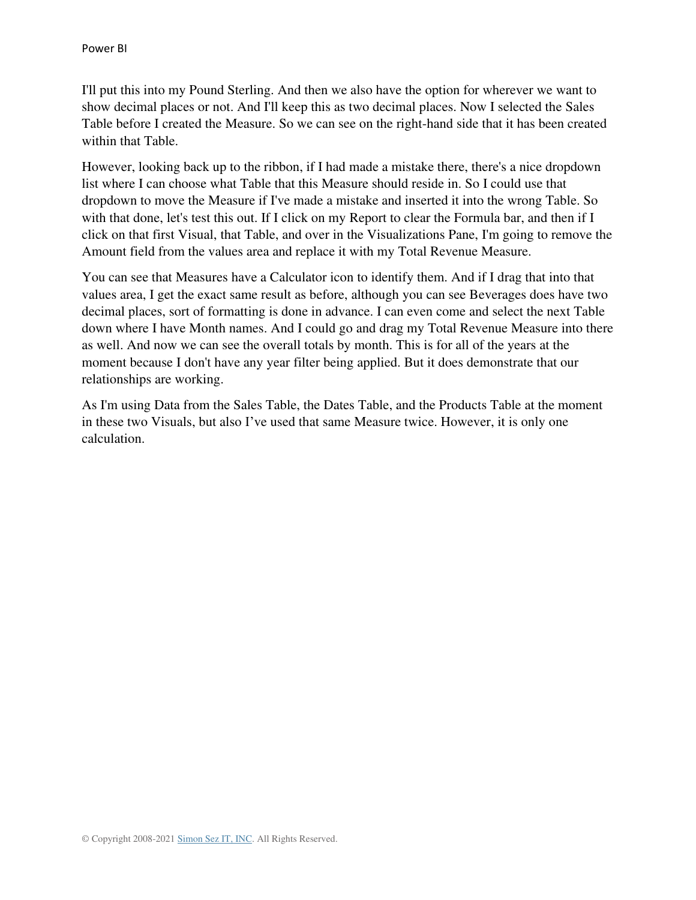I'll put this into my Pound Sterling. And then we also have the option for wherever we want to show decimal places or not. And I'll keep this as two decimal places. Now I selected the Sales Table before I created the Measure. So we can see on the right-hand side that it has been created within that Table.

However, looking back up to the ribbon, if I had made a mistake there, there's a nice dropdown list where I can choose what Table that this Measure should reside in. So I could use that dropdown to move the Measure if I've made a mistake and inserted it into the wrong Table. So with that done, let's test this out. If I click on my Report to clear the Formula bar, and then if I click on that first Visual, that Table, and over in the Visualizations Pane, I'm going to remove the Amount field from the values area and replace it with my Total Revenue Measure.

You can see that Measures have a Calculator icon to identify them. And if I drag that into that values area, I get the exact same result as before, although you can see Beverages does have two decimal places, sort of formatting is done in advance. I can even come and select the next Table down where I have Month names. And I could go and drag my Total Revenue Measure into there as well. And now we can see the overall totals by month. This is for all of the years at the moment because I don't have any year filter being applied. But it does demonstrate that our relationships are working.

As I'm using Data from the Sales Table, the Dates Table, and the Products Table at the moment in these two Visuals, but also I've used that same Measure twice. However, it is only one calculation.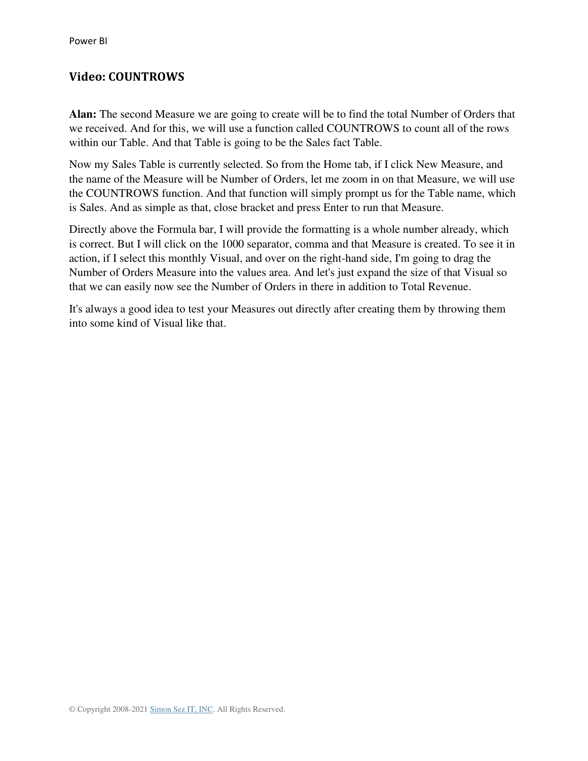## Video: COUNTROWS

**Alan:** The second Measure we are going to create will be to find the total Number of Orders that we received. And for this, we will use a function called COUNTROWS to count all of the rows within our Table. And that Table is going to be the Sales fact Table.

Now my Sales Table is currently selected. So from the Home tab, if I click New Measure, and the name of the Measure will be Number of Orders, let me zoom in on that Measure, we will use the COUNTROWS function. And that function will simply prompt us for the Table name, which is Sales. And as simple as that, close bracket and press Enter to run that Measure.

Directly above the Formula bar, I will provide the formatting is a whole number already, which is correct. But I will click on the 1000 separator, comma and that Measure is created. To see it in action, if I select this monthly Visual, and over on the right-hand side, I'm going to drag the Number of Orders Measure into the values area. And let's just expand the size of that Visual so that we can easily now see the Number of Orders in there in addition to Total Revenue.

It's always a good idea to test your Measures out directly after creating them by throwing them into some kind of Visual like that.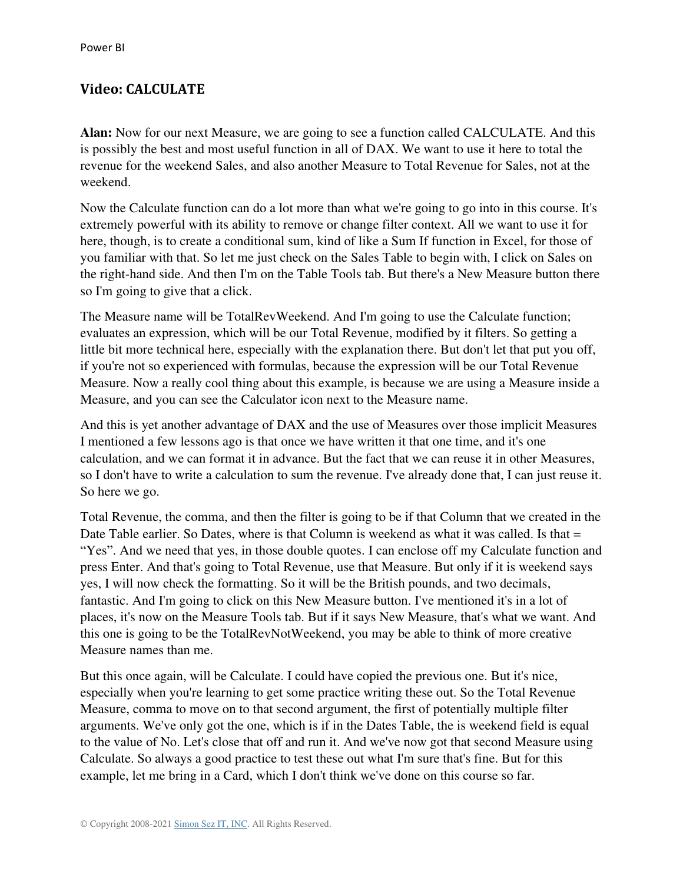## Video: CALCULATE

**Alan:** Now for our next Measure, we are going to see a function called CALCULATE. And this is possibly the best and most useful function in all of DAX. We want to use it here to total the revenue for the weekend Sales, and also another Measure to Total Revenue for Sales, not at the weekend.

Now the Calculate function can do a lot more than what we're going to go into in this course. It's extremely powerful with its ability to remove or change filter context. All we want to use it for here, though, is to create a conditional sum, kind of like a Sum If function in Excel, for those of you familiar with that. So let me just check on the Sales Table to begin with, I click on Sales on the right-hand side. And then I'm on the Table Tools tab. But there's a New Measure button there so I'm going to give that a click.

The Measure name will be TotalRevWeekend. And I'm going to use the Calculate function; evaluates an expression, which will be our Total Revenue, modified by it filters. So getting a little bit more technical here, especially with the explanation there. But don't let that put you off, if you're not so experienced with formulas, because the expression will be our Total Revenue Measure. Now a really cool thing about this example, is because we are using a Measure inside a Measure, and you can see the Calculator icon next to the Measure name.

And this is yet another advantage of DAX and the use of Measures over those implicit Measures I mentioned a few lessons ago is that once we have written it that one time, and it's one calculation, and we can format it in advance. But the fact that we can reuse it in other Measures, so I don't have to write a calculation to sum the revenue. I've already done that, I can just reuse it. So here we go.

Total Revenue, the comma, and then the filter is going to be if that Column that we created in the Date Table earlier. So Dates, where is that Column is weekend as what it was called. Is that = "Yes". And we need that yes, in those double quotes. I can enclose off my Calculate function and press Enter. And that's going to Total Revenue, use that Measure. But only if it is weekend says yes, I will now check the formatting. So it will be the British pounds, and two decimals, fantastic. And I'm going to click on this New Measure button. I've mentioned it's in a lot of places, it's now on the Measure Tools tab. But if it says New Measure, that's what we want. And this one is going to be the TotalRevNotWeekend, you may be able to think of more creative Measure names than me.

But this once again, will be Calculate. I could have copied the previous one. But it's nice, especially when you're learning to get some practice writing these out. So the Total Revenue Measure, comma to move on to that second argument, the first of potentially multiple filter arguments. We've only got the one, which is if in the Dates Table, the is weekend field is equal to the value of No. Let's close that off and run it. And we've now got that second Measure using Calculate. So always a good practice to test these out what I'm sure that's fine. But for this example, let me bring in a Card, which I don't think we've done on this course so far.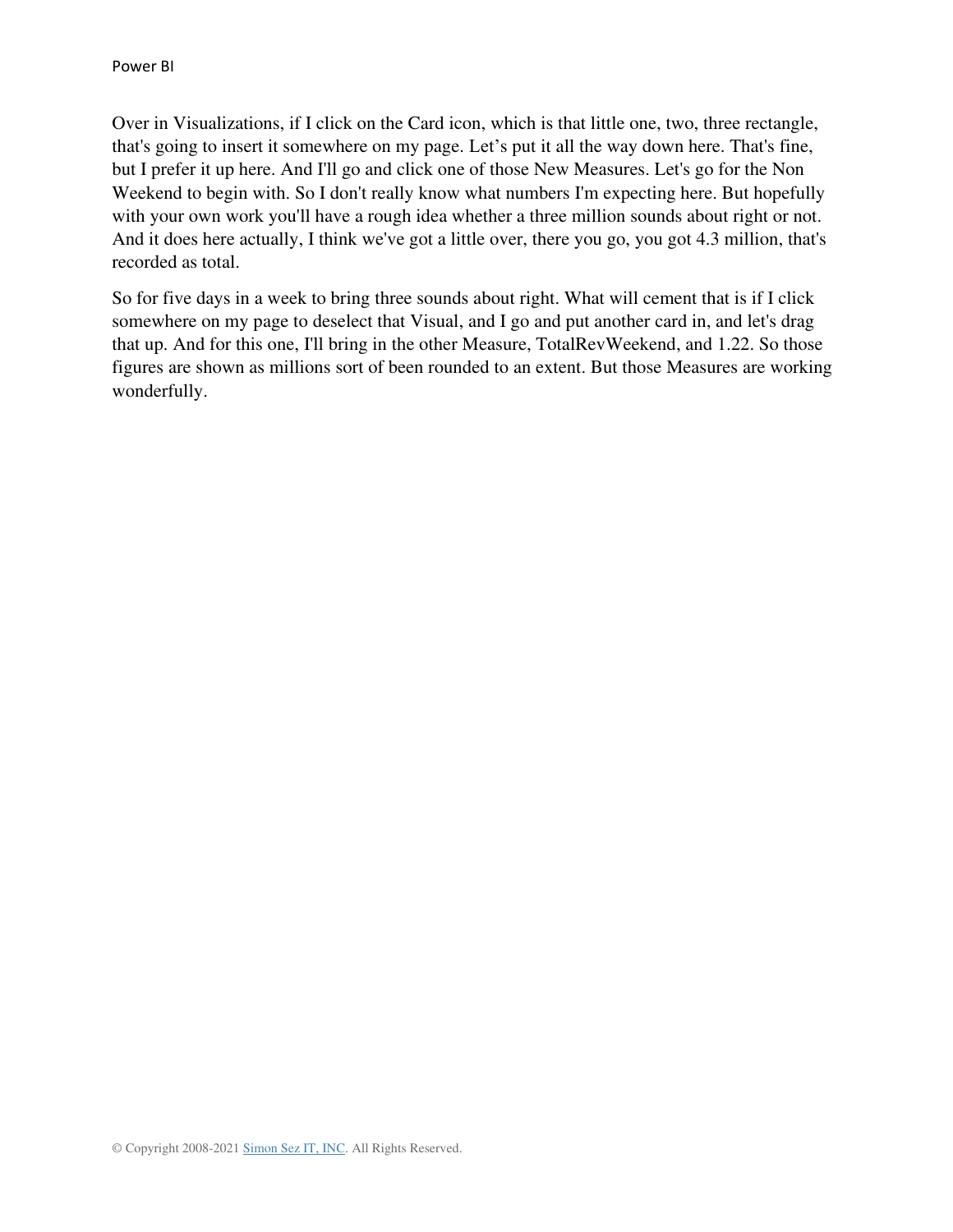Over in Visualizations, if I click on the Card icon, which is that little one, two, three rectangle, that's going to insert it somewhere on my page. Let's put it all the way down here. That's fine, but I prefer it up here. And I'll go and click one of those New Measures. Let's go for the Non Weekend to begin with. So I don't really know what numbers I'm expecting here. But hopefully with your own work you'll have a rough idea whether a three million sounds about right or not. And it does here actually, I think we've got a little over, there you go, you got 4.3 million, that's recorded as total.

So for five days in a week to bring three sounds about right. What will cement that is if I click somewhere on my page to deselect that Visual, and I go and put another card in, and let's drag that up. And for this one, I'll bring in the other Measure, TotalRevWeekend, and 1.22. So those figures are shown as millions sort of been rounded to an extent. But those Measures are working wonderfully.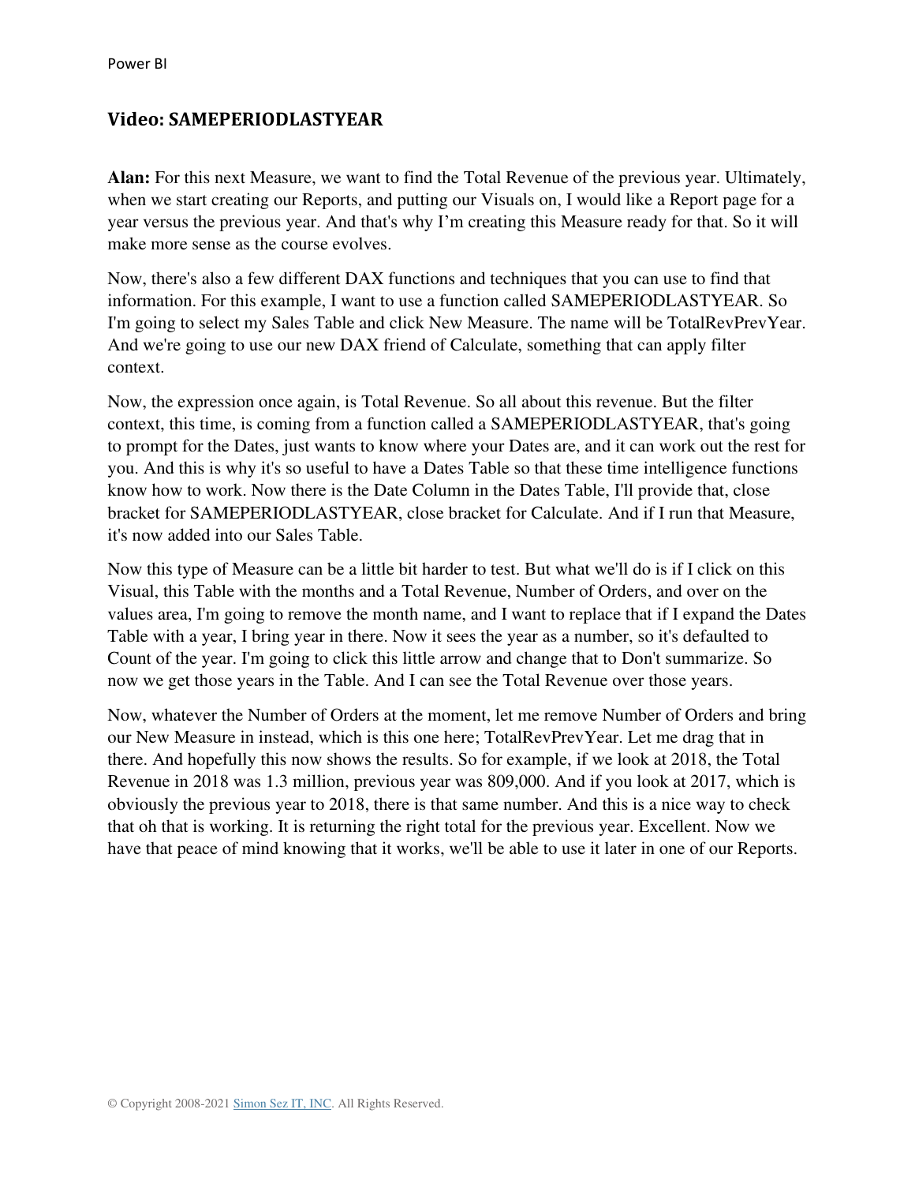## Video: SAMEPERIODLASTYEAR

**Alan:** For this next Measure, we want to find the Total Revenue of the previous year. Ultimately, when we start creating our Reports, and putting our Visuals on, I would like a Report page for a year versus the previous year. And that's why I'm creating this Measure ready for that. So it will make more sense as the course evolves.

Now, there's also a few different DAX functions and techniques that you can use to find that information. For this example, I want to use a function called SAMEPERIODLASTYEAR. So I'm going to select my Sales Table and click New Measure. The name will be TotalRevPrevYear. And we're going to use our new DAX friend of Calculate, something that can apply filter context.

Now, the expression once again, is Total Revenue. So all about this revenue. But the filter context, this time, is coming from a function called a SAMEPERIODLASTYEAR, that's going to prompt for the Dates, just wants to know where your Dates are, and it can work out the rest for you. And this is why it's so useful to have a Dates Table so that these time intelligence functions know how to work. Now there is the Date Column in the Dates Table, I'll provide that, close bracket for SAMEPERIODLASTYEAR, close bracket for Calculate. And if I run that Measure, it's now added into our Sales Table.

Now this type of Measure can be a little bit harder to test. But what we'll do is if I click on this Visual, this Table with the months and a Total Revenue, Number of Orders, and over on the values area, I'm going to remove the month name, and I want to replace that if I expand the Dates Table with a year, I bring year in there. Now it sees the year as a number, so it's defaulted to Count of the year. I'm going to click this little arrow and change that to Don't summarize. So now we get those years in the Table. And I can see the Total Revenue over those years.

Now, whatever the Number of Orders at the moment, let me remove Number of Orders and bring our New Measure in instead, which is this one here; TotalRevPrevYear. Let me drag that in there. And hopefully this now shows the results. So for example, if we look at 2018, the Total Revenue in 2018 was 1.3 million, previous year was 809,000. And if you look at 2017, which is obviously the previous year to 2018, there is that same number. And this is a nice way to check that oh that is working. It is returning the right total for the previous year. Excellent. Now we have that peace of mind knowing that it works, we'll be able to use it later in one of our Reports.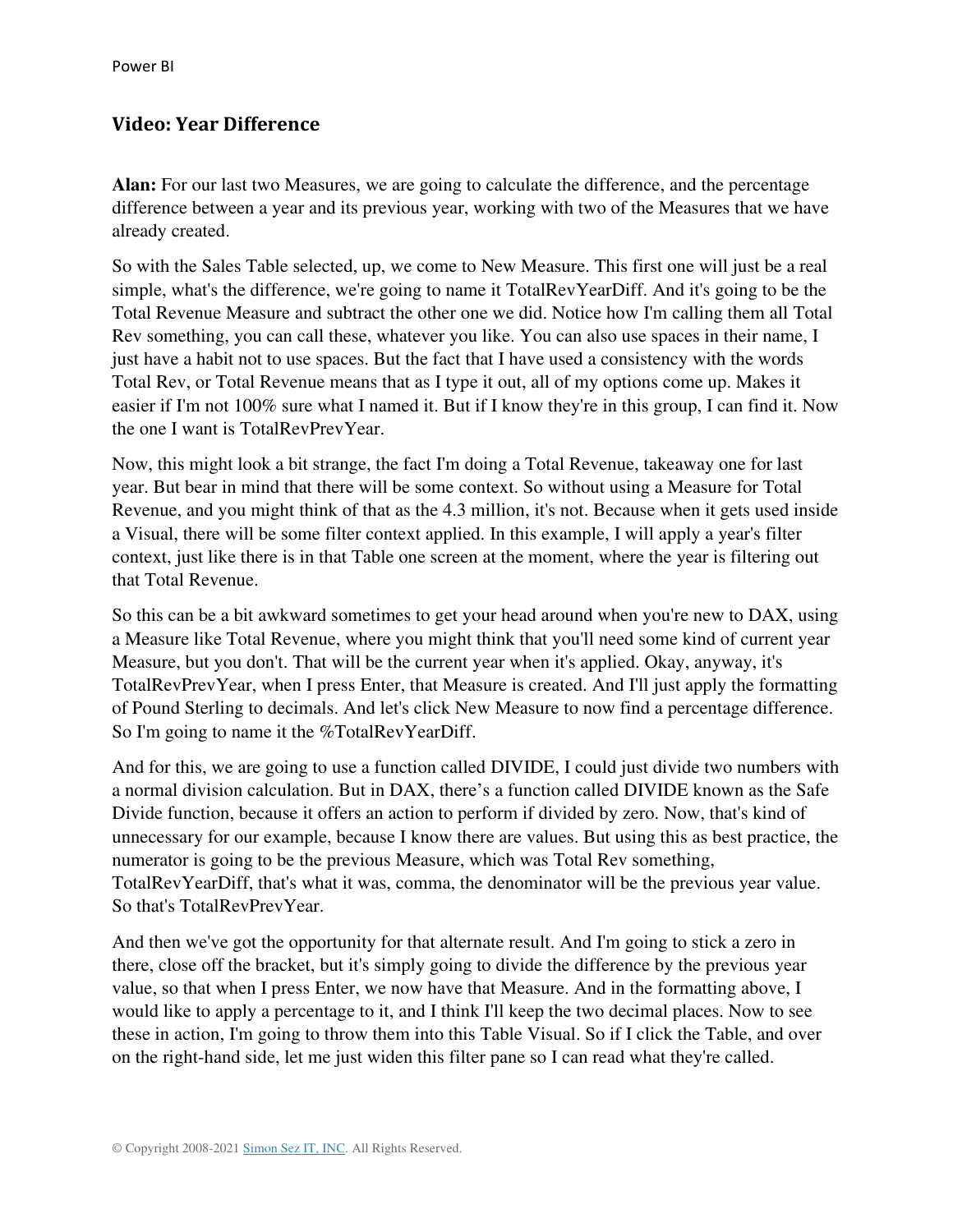## Video: Year Difference

**Alan:** For our last two Measures, we are going to calculate the difference, and the percentage difference between a year and its previous year, working with two of the Measures that we have already created.

So with the Sales Table selected, up, we come to New Measure. This first one will just be a real simple, what's the difference, we're going to name it TotalRevYearDiff. And it's going to be the Total Revenue Measure and subtract the other one we did. Notice how I'm calling them all Total Rev something, you can call these, whatever you like. You can also use spaces in their name, I just have a habit not to use spaces. But the fact that I have used a consistency with the words Total Rev, or Total Revenue means that as I type it out, all of my options come up. Makes it easier if I'm not 100% sure what I named it. But if I know they're in this group, I can find it. Now the one I want is TotalRevPrevYear.

Now, this might look a bit strange, the fact I'm doing a Total Revenue, takeaway one for last year. But bear in mind that there will be some context. So without using a Measure for Total Revenue, and you might think of that as the 4.3 million, it's not. Because when it gets used inside a Visual, there will be some filter context applied. In this example, I will apply a year's filter context, just like there is in that Table one screen at the moment, where the year is filtering out that Total Revenue.

So this can be a bit awkward sometimes to get your head around when you're new to DAX, using a Measure like Total Revenue, where you might think that you'll need some kind of current year Measure, but you don't. That will be the current year when it's applied. Okay, anyway, it's TotalRevPrevYear, when I press Enter, that Measure is created. And I'll just apply the formatting of Pound Sterling to decimals. And let's click New Measure to now find a percentage difference. So I'm going to name it the %TotalRevYearDiff.

And for this, we are going to use a function called DIVIDE, I could just divide two numbers with a normal division calculation. But in DAX, there's a function called DIVIDE known as the Safe Divide function, because it offers an action to perform if divided by zero. Now, that's kind of unnecessary for our example, because I know there are values. But using this as best practice, the numerator is going to be the previous Measure, which was Total Rev something, TotalRevYearDiff, that's what it was, comma, the denominator will be the previous year value. So that's TotalRevPrevYear.

And then we've got the opportunity for that alternate result. And I'm going to stick a zero in there, close off the bracket, but it's simply going to divide the difference by the previous year value, so that when I press Enter, we now have that Measure. And in the formatting above, I would like to apply a percentage to it, and I think I'll keep the two decimal places. Now to see these in action, I'm going to throw them into this Table Visual. So if I click the Table, and over on the right-hand side, let me just widen this filter pane so I can read what they're called.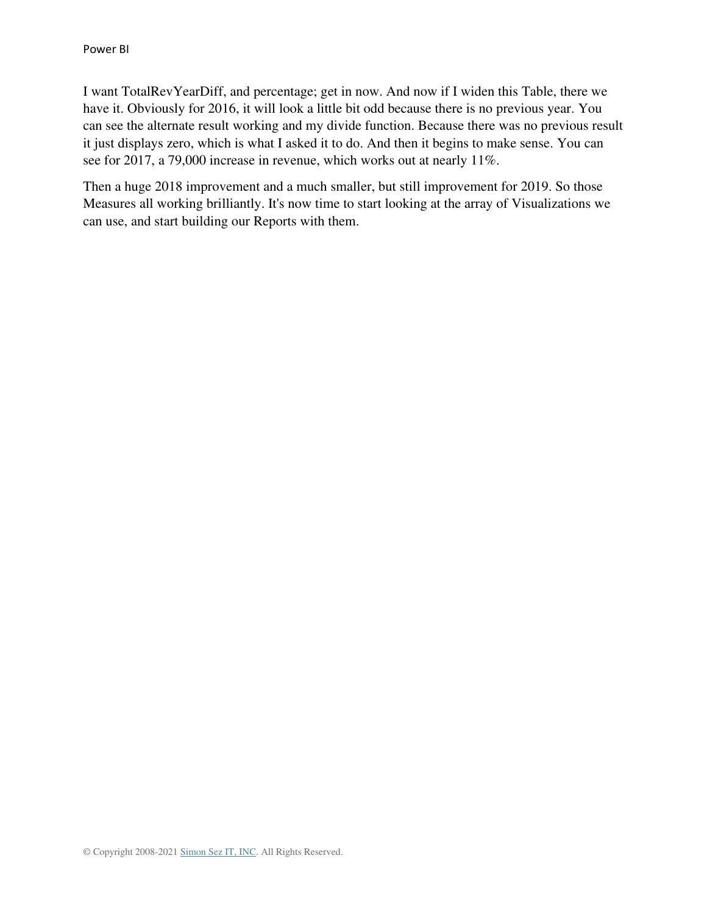I want TotalRevYearDiff, and percentage; get in now. And now if I widen this Table, there we have it. Obviously for 2016, it will look a little bit odd because there is no previous year. You can see the alternate result working and my divide function. Because there was no previous result it just displays zero, which is what I asked it to do. And then it begins to make sense. You can see for 2017, a 79,000 increase in revenue, which works out at nearly 11%.

Then a huge 2018 improvement and a much smaller, but still improvement for 2019. So those Measures all working brilliantly. It's now time to start looking at the array of Visualizations we can use, and start building our Reports with them.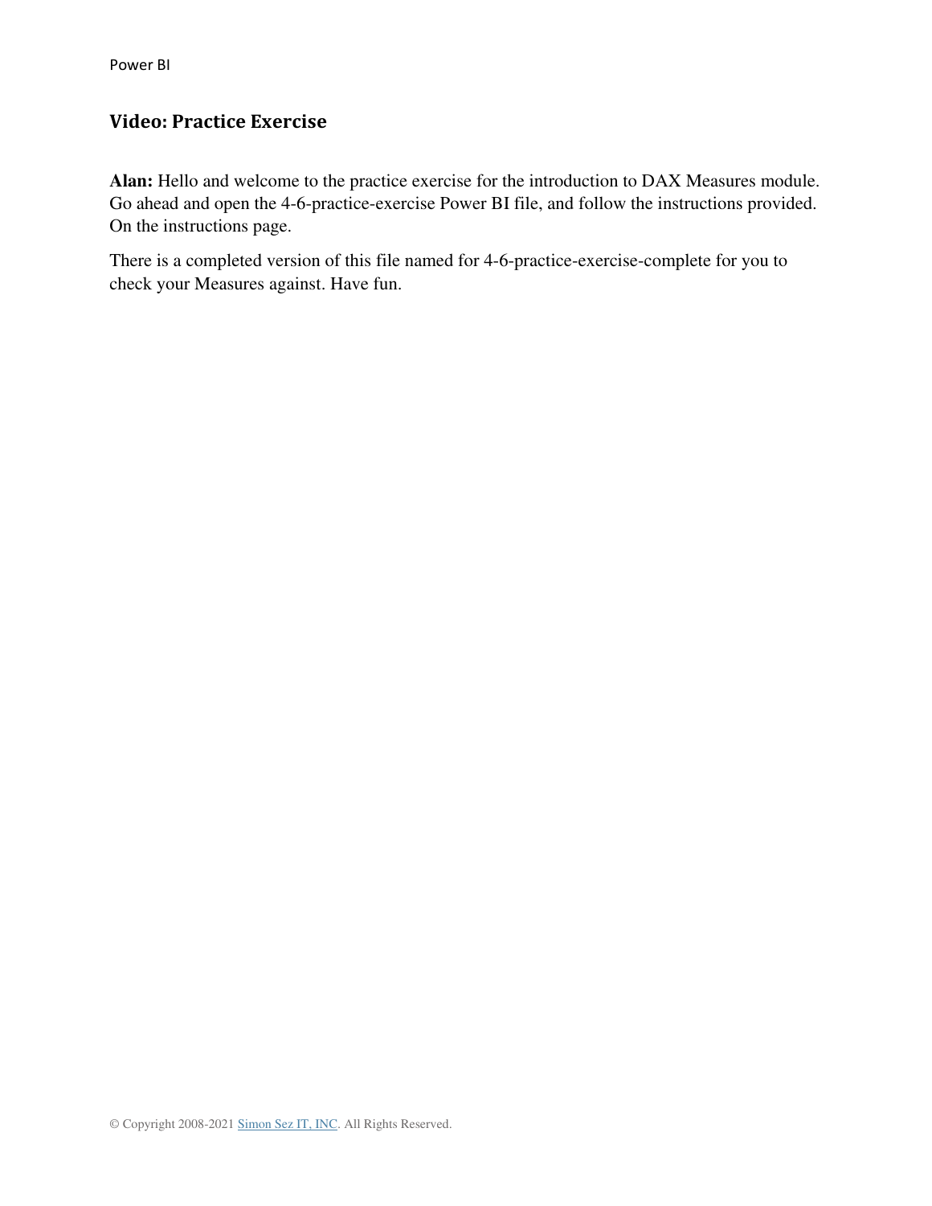## Video: Practice Exercise

**Alan:** Hello and welcome to the practice exercise for the introduction to DAX Measures module. Go ahead and open the 4-6-practice-exercise Power BI file, and follow the instructions provided. On the instructions page.

There is a completed version of this file named for 4-6-practice-exercise-complete for you to check your Measures against. Have fun.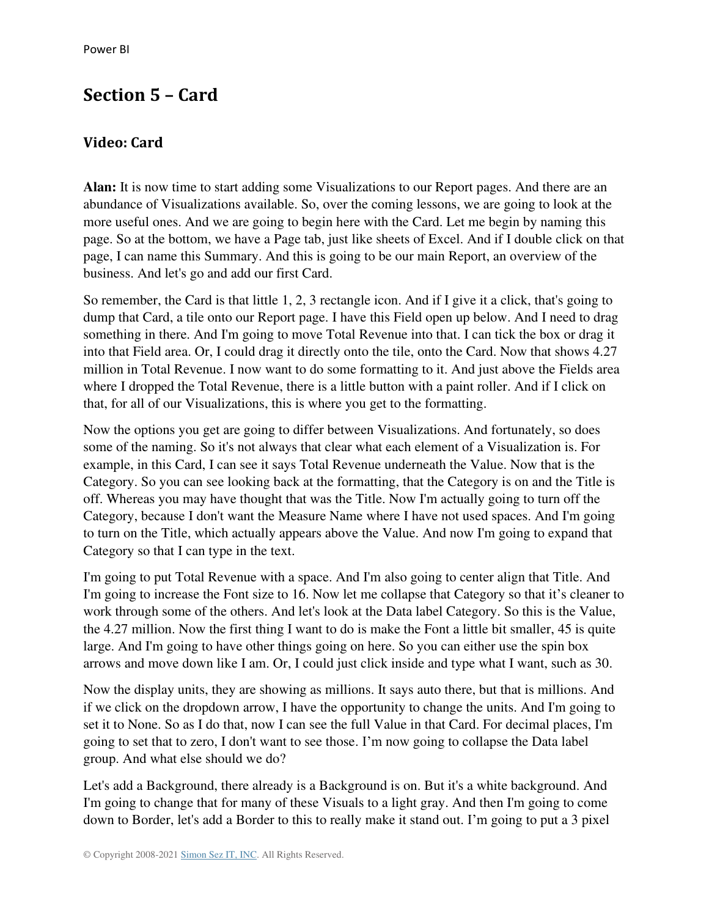## Section 5 – Card

### Video: Card

**Alan:** It is now time to start adding some Visualizations to our Report pages. And there are an abundance of Visualizations available. So, over the coming lessons, we are going to look at the more useful ones. And we are going to begin here with the Card. Let me begin by naming this page. So at the bottom, we have a Page tab, just like sheets of Excel. And if I double click on that page, I can name this Summary. And this is going to be our main Report, an overview of the business. And let's go and add our first Card.

So remember, the Card is that little 1, 2, 3 rectangle icon. And if I give it a click, that's going to dump that Card, a tile onto our Report page. I have this Field open up below. And I need to drag something in there. And I'm going to move Total Revenue into that. I can tick the box or drag it into that Field area. Or, I could drag it directly onto the tile, onto the Card. Now that shows 4.27 million in Total Revenue. I now want to do some formatting to it. And just above the Fields area where I dropped the Total Revenue, there is a little button with a paint roller. And if I click on that, for all of our Visualizations, this is where you get to the formatting.

Now the options you get are going to differ between Visualizations. And fortunately, so does some of the naming. So it's not always that clear what each element of a Visualization is. For example, in this Card, I can see it says Total Revenue underneath the Value. Now that is the Category. So you can see looking back at the formatting, that the Category is on and the Title is off. Whereas you may have thought that was the Title. Now I'm actually going to turn off the Category, because I don't want the Measure Name where I have not used spaces. And I'm going to turn on the Title, which actually appears above the Value. And now I'm going to expand that Category so that I can type in the text.

I'm going to put Total Revenue with a space. And I'm also going to center align that Title. And I'm going to increase the Font size to 16. Now let me collapse that Category so that it's cleaner to work through some of the others. And let's look at the Data label Category. So this is the Value, the 4.27 million. Now the first thing I want to do is make the Font a little bit smaller, 45 is quite large. And I'm going to have other things going on here. So you can either use the spin box arrows and move down like I am. Or, I could just click inside and type what I want, such as 30.

Now the display units, they are showing as millions. It says auto there, but that is millions. And if we click on the dropdown arrow, I have the opportunity to change the units. And I'm going to set it to None. So as I do that, now I can see the full Value in that Card. For decimal places, I'm going to set that to zero, I don't want to see those. I'm now going to collapse the Data label group. And what else should we do?

Let's add a Background, there already is a Background is on. But it's a white background. And I'm going to change that for many of these Visuals to a light gray. And then I'm going to come down to Border, let's add a Border to this to really make it stand out. I'm going to put a 3 pixel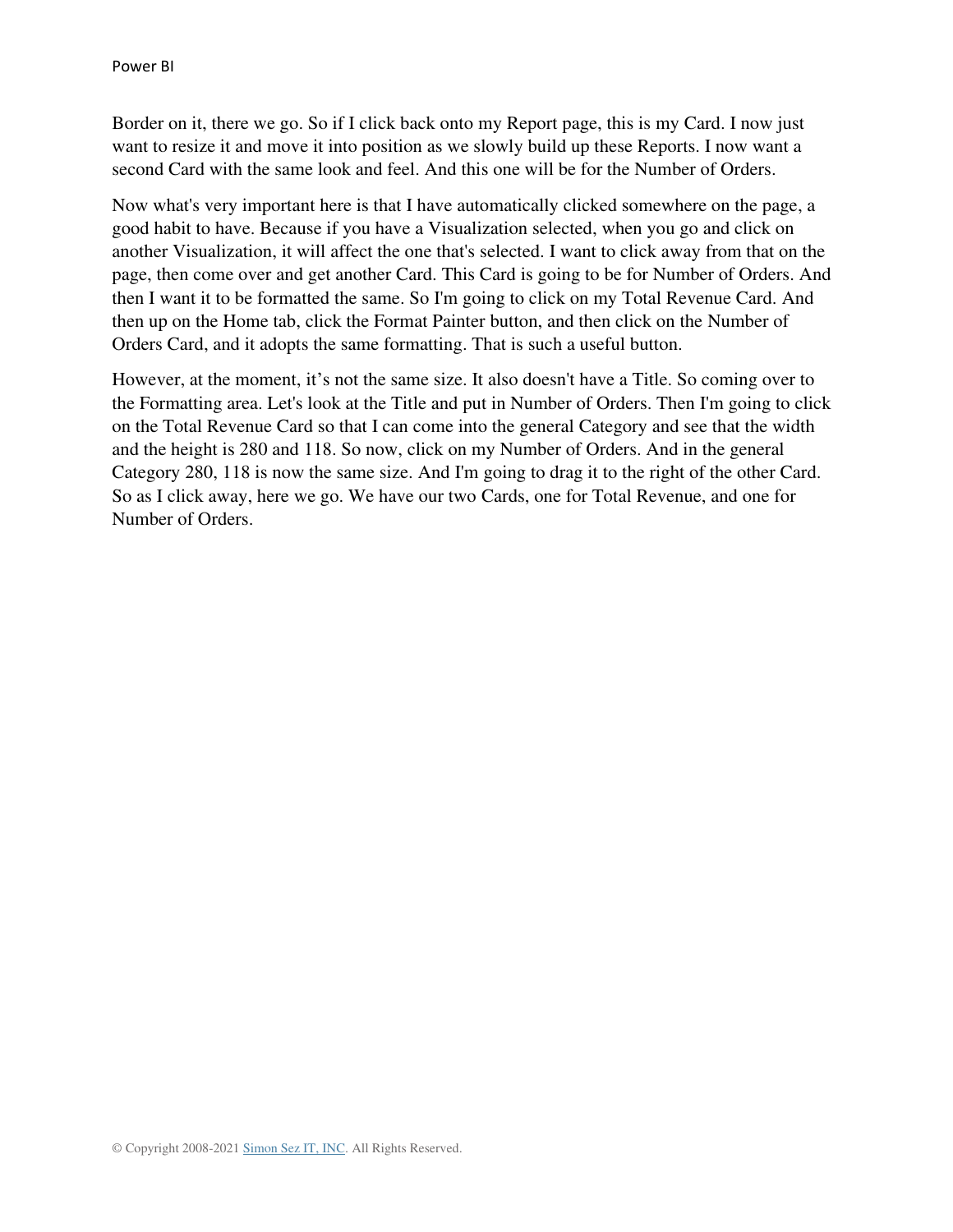Border on it, there we go. So if I click back onto my Report page, this is my Card. I now just want to resize it and move it into position as we slowly build up these Reports. I now want a second Card with the same look and feel. And this one will be for the Number of Orders.

Now what's very important here is that I have automatically clicked somewhere on the page, a good habit to have. Because if you have a Visualization selected, when you go and click on another Visualization, it will affect the one that's selected. I want to click away from that on the page, then come over and get another Card. This Card is going to be for Number of Orders. And then I want it to be formatted the same. So I'm going to click on my Total Revenue Card. And then up on the Home tab, click the Format Painter button, and then click on the Number of Orders Card, and it adopts the same formatting. That is such a useful button.

However, at the moment, it's not the same size. It also doesn't have a Title. So coming over to the Formatting area. Let's look at the Title and put in Number of Orders. Then I'm going to click on the Total Revenue Card so that I can come into the general Category and see that the width and the height is 280 and 118. So now, click on my Number of Orders. And in the general Category 280, 118 is now the same size. And I'm going to drag it to the right of the other Card. So as I click away, here we go. We have our two Cards, one for Total Revenue, and one for Number of Orders.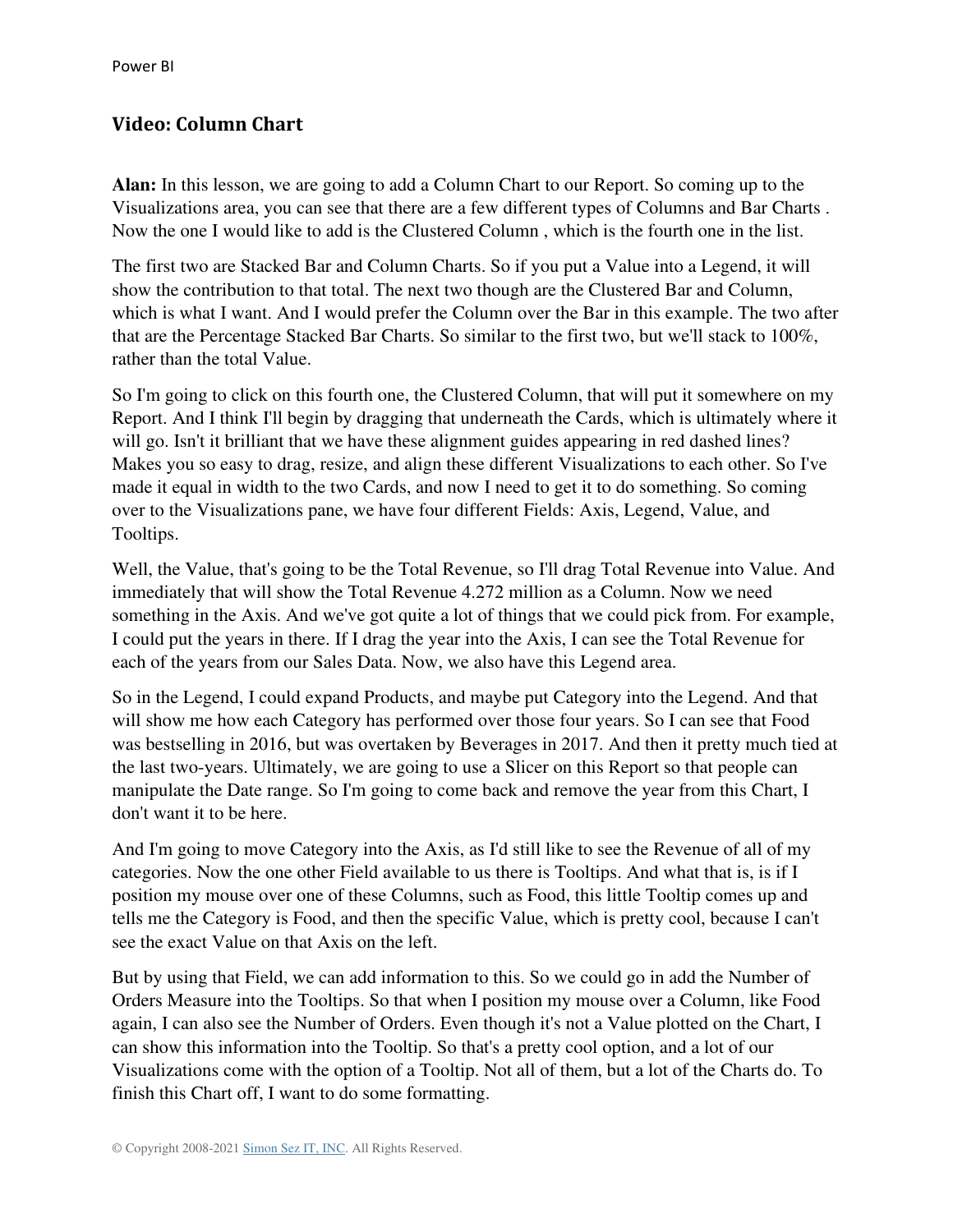## Video: Column Chart

**Alan:** In this lesson, we are going to add a Column Chart to our Report. So coming up to the Visualizations area, you can see that there are a few different types of Columns and Bar Charts . Now the one I would like to add is the Clustered Column , which is the fourth one in the list.

The first two are Stacked Bar and Column Charts. So if you put a Value into a Legend, it will show the contribution to that total. The next two though are the Clustered Bar and Column, which is what I want. And I would prefer the Column over the Bar in this example. The two after that are the Percentage Stacked Bar Charts. So similar to the first two, but we'll stack to 100%, rather than the total Value.

So I'm going to click on this fourth one, the Clustered Column, that will put it somewhere on my Report. And I think I'll begin by dragging that underneath the Cards, which is ultimately where it will go. Isn't it brilliant that we have these alignment guides appearing in red dashed lines? Makes you so easy to drag, resize, and align these different Visualizations to each other. So I've made it equal in width to the two Cards, and now I need to get it to do something. So coming over to the Visualizations pane, we have four different Fields: Axis, Legend, Value, and Tooltips.

Well, the Value, that's going to be the Total Revenue, so I'll drag Total Revenue into Value. And immediately that will show the Total Revenue 4.272 million as a Column. Now we need something in the Axis. And we've got quite a lot of things that we could pick from. For example, I could put the years in there. If I drag the year into the Axis, I can see the Total Revenue for each of the years from our Sales Data. Now, we also have this Legend area.

So in the Legend, I could expand Products, and maybe put Category into the Legend. And that will show me how each Category has performed over those four years. So I can see that Food was bestselling in 2016, but was overtaken by Beverages in 2017. And then it pretty much tied at the last two-years. Ultimately, we are going to use a Slicer on this Report so that people can manipulate the Date range. So I'm going to come back and remove the year from this Chart, I don't want it to be here.

And I'm going to move Category into the Axis, as I'd still like to see the Revenue of all of my categories. Now the one other Field available to us there is Tooltips. And what that is, is if I position my mouse over one of these Columns, such as Food, this little Tooltip comes up and tells me the Category is Food, and then the specific Value, which is pretty cool, because I can't see the exact Value on that Axis on the left.

But by using that Field, we can add information to this. So we could go in add the Number of Orders Measure into the Tooltips. So that when I position my mouse over a Column, like Food again, I can also see the Number of Orders. Even though it's not a Value plotted on the Chart, I can show this information into the Tooltip. So that's a pretty cool option, and a lot of our Visualizations come with the option of a Tooltip. Not all of them, but a lot of the Charts do. To finish this Chart off, I want to do some formatting.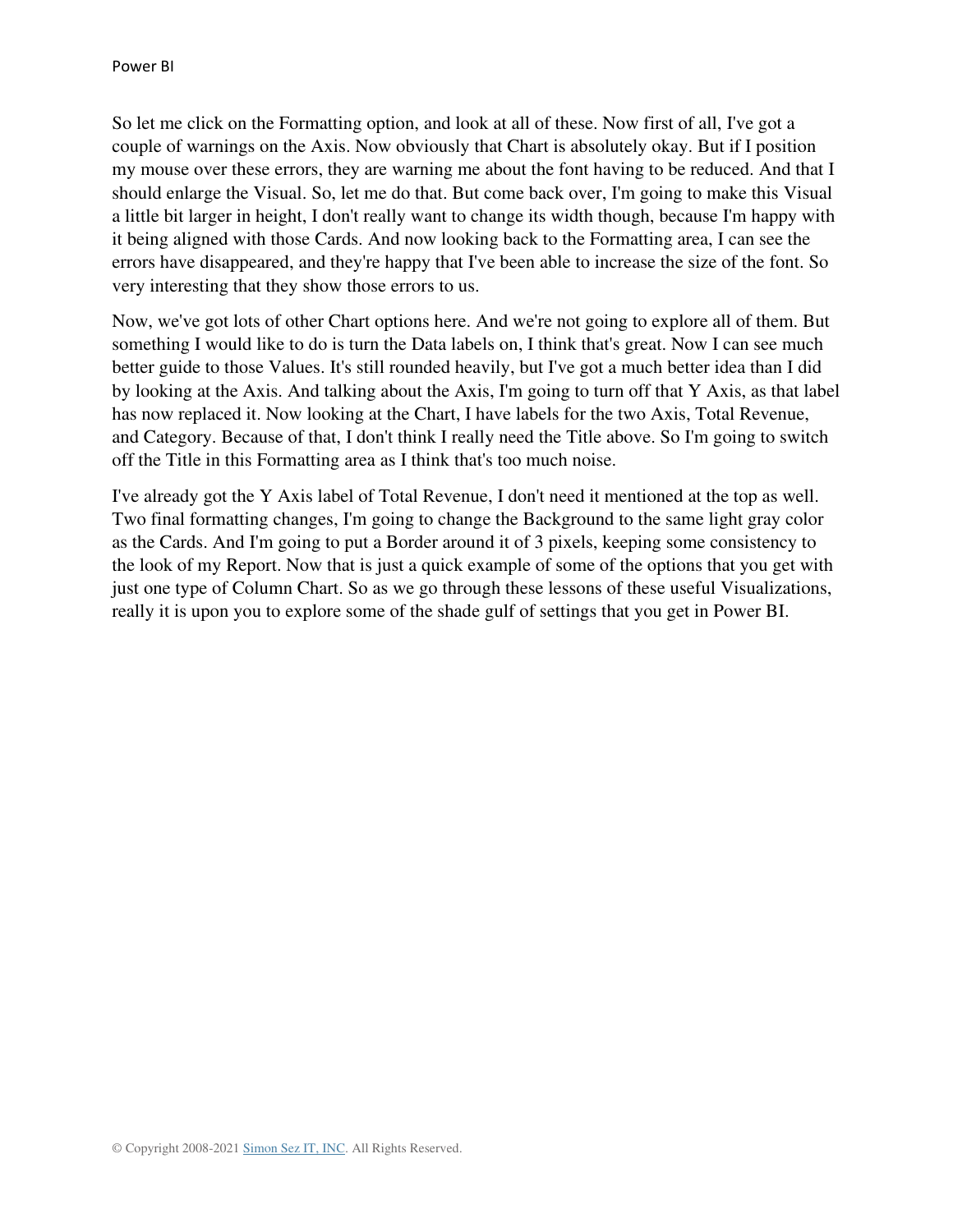So let me click on the Formatting option, and look at all of these. Now first of all, I've got a couple of warnings on the Axis. Now obviously that Chart is absolutely okay. But if I position my mouse over these errors, they are warning me about the font having to be reduced. And that I should enlarge the Visual. So, let me do that. But come back over, I'm going to make this Visual a little bit larger in height, I don't really want to change its width though, because I'm happy with it being aligned with those Cards. And now looking back to the Formatting area, I can see the errors have disappeared, and they're happy that I've been able to increase the size of the font. So very interesting that they show those errors to us.

Now, we've got lots of other Chart options here. And we're not going to explore all of them. But something I would like to do is turn the Data labels on, I think that's great. Now I can see much better guide to those Values. It's still rounded heavily, but I've got a much better idea than I did by looking at the Axis. And talking about the Axis, I'm going to turn off that Y Axis, as that label has now replaced it. Now looking at the Chart, I have labels for the two Axis, Total Revenue, and Category. Because of that, I don't think I really need the Title above. So I'm going to switch off the Title in this Formatting area as I think that's too much noise.

I've already got the Y Axis label of Total Revenue, I don't need it mentioned at the top as well. Two final formatting changes, I'm going to change the Background to the same light gray color as the Cards. And I'm going to put a Border around it of 3 pixels, keeping some consistency to the look of my Report. Now that is just a quick example of some of the options that you get with just one type of Column Chart. So as we go through these lessons of these useful Visualizations, really it is upon you to explore some of the shade gulf of settings that you get in Power BI.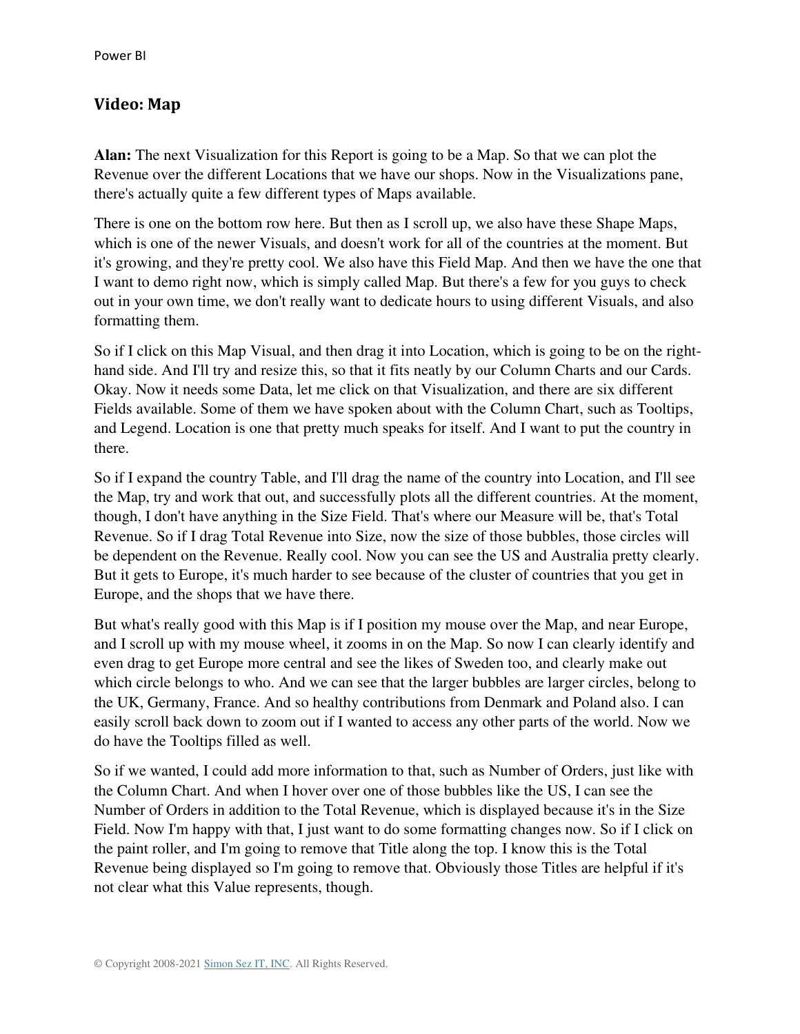## Video: Map

**Alan:** The next Visualization for this Report is going to be a Map. So that we can plot the Revenue over the different Locations that we have our shops. Now in the Visualizations pane, there's actually quite a few different types of Maps available.

There is one on the bottom row here. But then as I scroll up, we also have these Shape Maps, which is one of the newer Visuals, and doesn't work for all of the countries at the moment. But it's growing, and they're pretty cool. We also have this Field Map. And then we have the one that I want to demo right now, which is simply called Map. But there's a few for you guys to check out in your own time, we don't really want to dedicate hours to using different Visuals, and also formatting them.

So if I click on this Map Visual, and then drag it into Location, which is going to be on the right-hand side. And I'll try and resize this, so that it fits neatly by our Column Charts and our Cards. Okay. Now it needs some Data, let me click on that Visualization, and there are six different Fields available. Some of them we have spoken about with the Column Chart, such as Tooltips, and Legend. Location is one that pretty much speaks for itself. And I want to put the country in there.

So if I expand the country Table, and I'll drag the name of the country into Location, and I'll see the Map, try and work that out, and successfully plots all the different countries. At the moment, though, I don't have anything in the Size Field. That's where our Measure will be, that's Total Revenue. So if I drag Total Revenue into Size, now the size of those bubbles, those circles will be dependent on the Revenue. Really cool. Now you can see the US and Australia pretty clearly. But it gets to Europe, it's much harder to see because of the cluster of countries that you get in Europe, and the shops that we have there.

But what's really good with this Map is if I position my mouse over the Map, and near Europe, and I scroll up with my mouse wheel, it zooms in on the Map. So now I can clearly identify and even drag to get Europe more central and see the likes of Sweden too, and clearly make out which circle belongs to who. And we can see that the larger bubbles are larger circles, belong to the UK, Germany, France. And so healthy contributions from Denmark and Poland also. I can easily scroll back down to zoom out if I wanted to access any other parts of the world. Now we do have the Tooltips filled as well.

So if we wanted, I could add more information to that, such as Number of Orders, just like with the Column Chart. And when I hover over one of those bubbles like the US, I can see the Number of Orders in addition to the Total Revenue, which is displayed because it's in the Size Field. Now I'm happy with that, I just want to do some formatting changes now. So if I click on the paint roller, and I'm going to remove that Title along the top. I know this is the Total Revenue being displayed so I'm going to remove that. Obviously those Titles are helpful if it's not clear what this Value represents, though.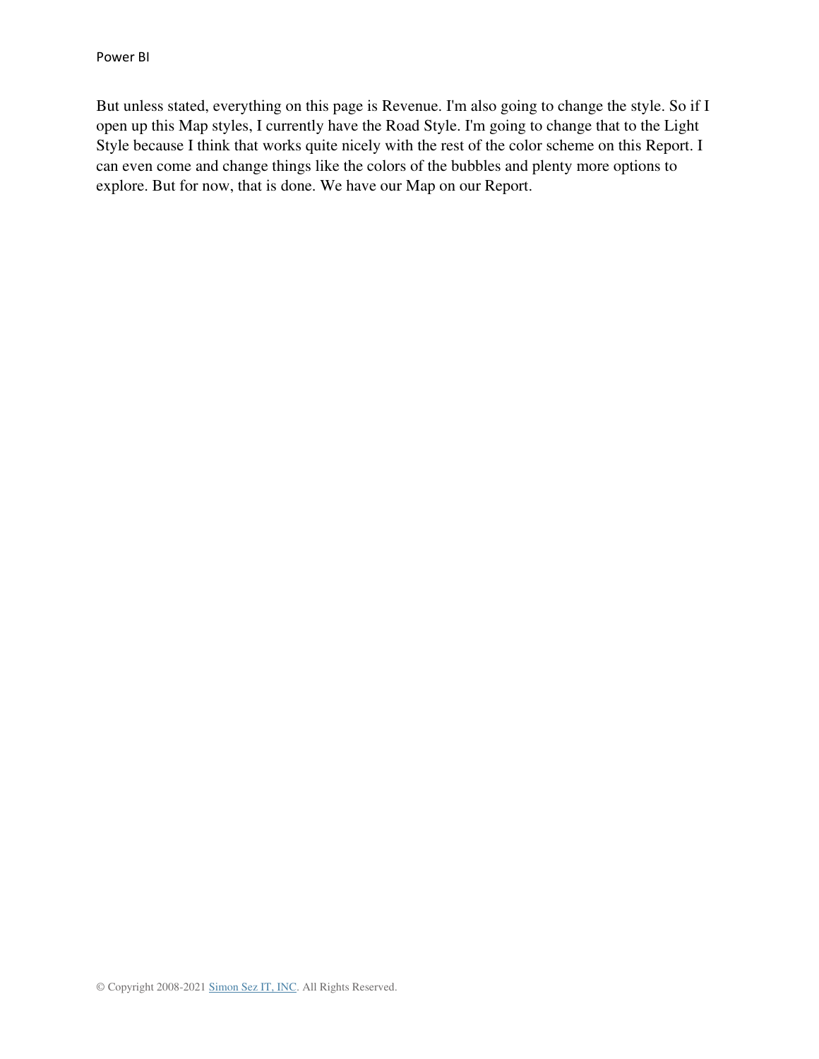But unless stated, everything on this page is Revenue. I'm also going to change the style. So if I open up this Map styles, I currently have the Road Style. I'm going to change that to the Light Style because I think that works quite nicely with the rest of the color scheme on this Report. I can even come and change things like the colors of the bubbles and plenty more options to explore. But for now, that is done. We have our Map on our Report.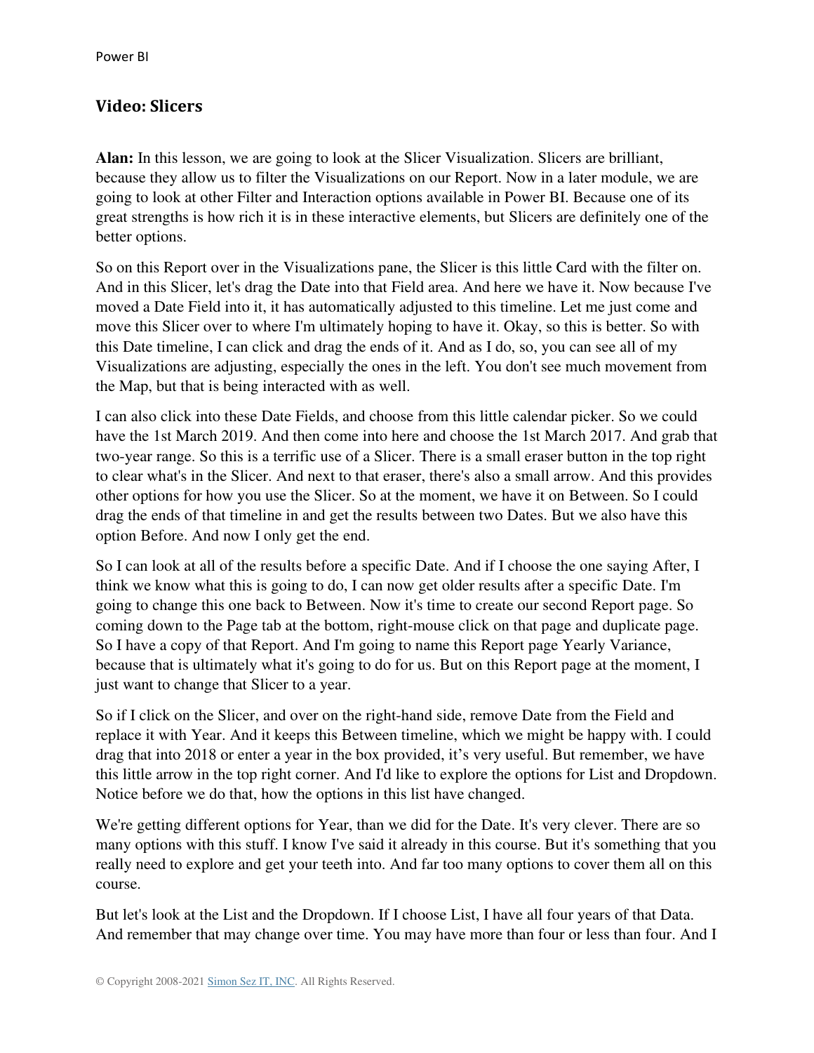## Video: Slicers

**Alan:** In this lesson, we are going to look at the Slicer Visualization. Slicers are brilliant, because they allow us to filter the Visualizations on our Report. Now in a later module, we are going to look at other Filter and Interaction options available in Power BI. Because one of its great strengths is how rich it is in these interactive elements, but Slicers are definitely one of the better options.

So on this Report over in the Visualizations pane, the Slicer is this little Card with the filter on. And in this Slicer, let's drag the Date into that Field area. And here we have it. Now because I've moved a Date Field into it, it has automatically adjusted to this timeline. Let me just come and move this Slicer over to where I'm ultimately hoping to have it. Okay, so this is better. So with this Date timeline, I can click and drag the ends of it. And as I do, so, you can see all of my Visualizations are adjusting, especially the ones in the left. You don't see much movement from the Map, but that is being interacted with as well.

I can also click into these Date Fields, and choose from this little calendar picker. So we could have the 1st March 2019. And then come into here and choose the 1st March 2017. And grab that two-year range. So this is a terrific use of a Slicer. There is a small eraser button in the top right to clear what's in the Slicer. And next to that eraser, there's also a small arrow. And this provides other options for how you use the Slicer. So at the moment, we have it on Between. So I could drag the ends of that timeline in and get the results between two Dates. But we also have this option Before. And now I only get the end.

So I can look at all of the results before a specific Date. And if I choose the one saying After, I think we know what this is going to do, I can now get older results after a specific Date. I'm going to change this one back to Between. Now it's time to create our second Report page. So coming down to the Page tab at the bottom, right-mouse click on that page and duplicate page. So I have a copy of that Report. And I'm going to name this Report page Yearly Variance, because that is ultimately what it's going to do for us. But on this Report page at the moment, I just want to change that Slicer to a year.

So if I click on the Slicer, and over on the right-hand side, remove Date from the Field and replace it with Year. And it keeps this Between timeline, which we might be happy with. I could drag that into 2018 or enter a year in the box provided, it's very useful. But remember, we have this little arrow in the top right corner. And I'd like to explore the options for List and Dropdown. Notice before we do that, how the options in this list have changed.

We're getting different options for Year, than we did for the Date. It's very clever. There are so many options with this stuff. I know I've said it already in this course. But it's something that you really need to explore and get your teeth into. And far too many options to cover them all on this course.

But let's look at the List and the Dropdown. If I choose List, I have all four years of that Data. And remember that may change over time. You may have more than four or less than four. And I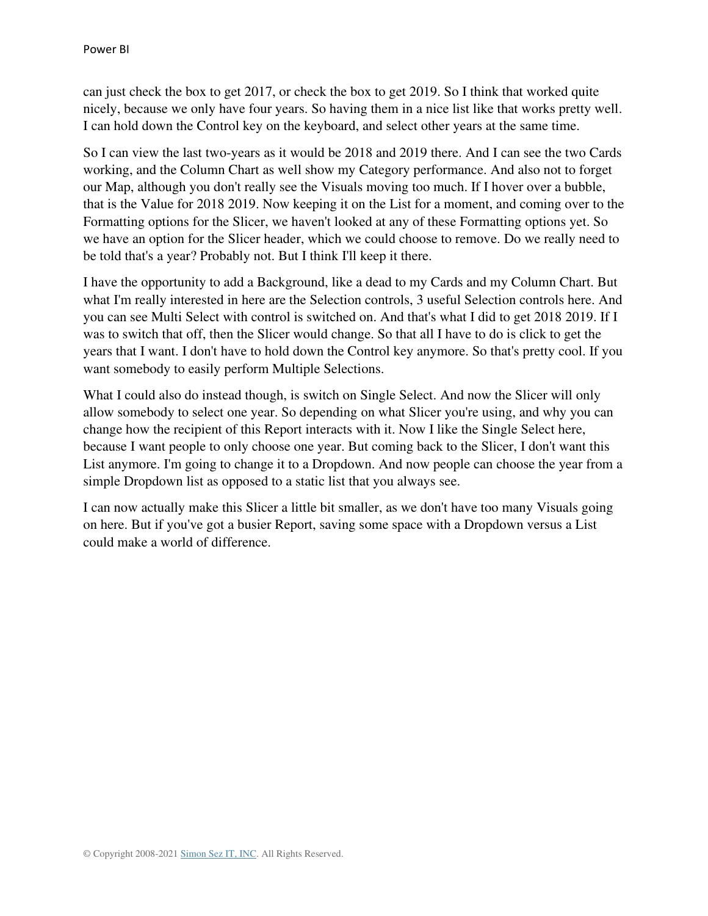can just check the box to get 2017, or check the box to get 2019. So I think that worked quite nicely, because we only have four years. So having them in a nice list like that works pretty well. I can hold down the Control key on the keyboard, and select other years at the same time.

So I can view the last two-years as it would be 2018 and 2019 there. And I can see the two Cards working, and the Column Chart as well show my Category performance. And also not to forget our Map, although you don't really see the Visuals moving too much. If I hover over a bubble, that is the Value for 2018 2019. Now keeping it on the List for a moment, and coming over to the Formatting options for the Slicer, we haven't looked at any of these Formatting options yet. So we have an option for the Slicer header, which we could choose to remove. Do we really need to be told that's a year? Probably not. But I think I'll keep it there.

I have the opportunity to add a Background, like a dead to my Cards and my Column Chart. But what I'm really interested in here are the Selection controls, 3 useful Selection controls here. And you can see Multi Select with control is switched on. And that's what I did to get 2018 2019. If I was to switch that off, then the Slicer would change. So that all I have to do is click to get the years that I want. I don't have to hold down the Control key anymore. So that's pretty cool. If you want somebody to easily perform Multiple Selections.

What I could also do instead though, is switch on Single Select. And now the Slicer will only allow somebody to select one year. So depending on what Slicer you're using, and why you can change how the recipient of this Report interacts with it. Now I like the Single Select here, because I want people to only choose one year. But coming back to the Slicer, I don't want this List anymore. I'm going to change it to a Dropdown. And now people can choose the year from a simple Dropdown list as opposed to a static list that you always see.

I can now actually make this Slicer a little bit smaller, as we don't have too many Visuals going on here. But if you've got a busier Report, saving some space with a Dropdown versus a List could make a world of difference.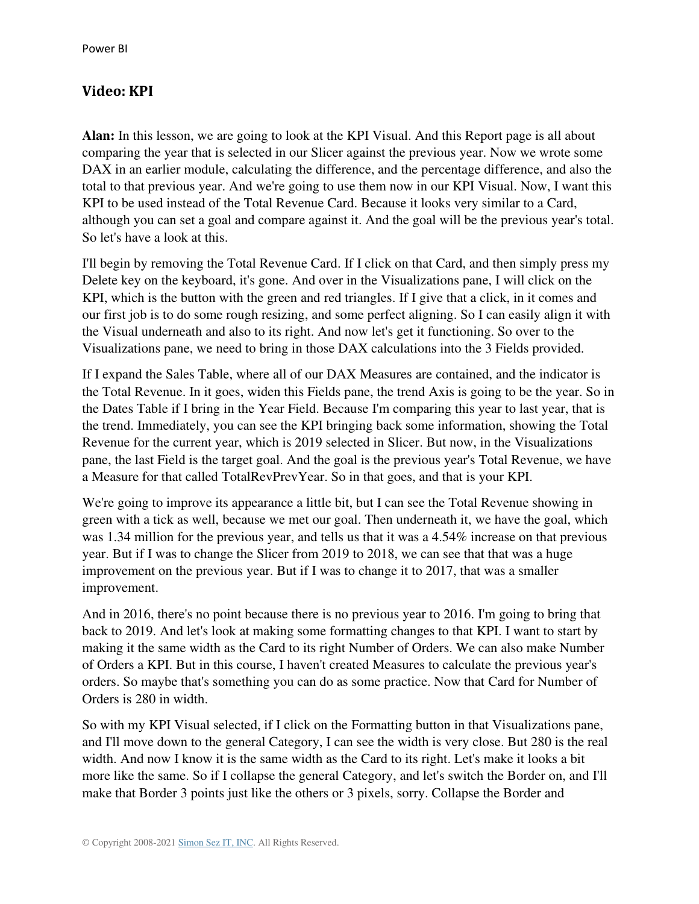## Video: KPI

**Alan:** In this lesson, we are going to look at the KPI Visual. And this Report page is all about comparing the year that is selected in our Slicer against the previous year. Now we wrote some DAX in an earlier module, calculating the difference, and the percentage difference, and also the total to that previous year. And we're going to use them now in our KPI Visual. Now, I want this KPI to be used instead of the Total Revenue Card. Because it looks very similar to a Card, although you can set a goal and compare against it. And the goal will be the previous year's total. So let's have a look at this.

I'll begin by removing the Total Revenue Card. If I click on that Card, and then simply press my Delete key on the keyboard, it's gone. And over in the Visualizations pane, I will click on the KPI, which is the button with the green and red triangles. If I give that a click, in it comes and our first job is to do some rough resizing, and some perfect aligning. So I can easily align it with the Visual underneath and also to its right. And now let's get it functioning. So over to the Visualizations pane, we need to bring in those DAX calculations into the 3 Fields provided.

If I expand the Sales Table, where all of our DAX Measures are contained, and the indicator is the Total Revenue. In it goes, widen this Fields pane, the trend Axis is going to be the year. So in the Dates Table if I bring in the Year Field. Because I'm comparing this year to last year, that is the trend. Immediately, you can see the KPI bringing back some information, showing the Total Revenue for the current year, which is 2019 selected in Slicer. But now, in the Visualizations pane, the last Field is the target goal. And the goal is the previous year's Total Revenue, we have a Measure for that called TotalRevPrevYear. So in that goes, and that is your KPI.

We're going to improve its appearance a little bit, but I can see the Total Revenue showing in green with a tick as well, because we met our goal. Then underneath it, we have the goal, which was 1.34 million for the previous year, and tells us that it was a 4.54% increase on that previous year. But if I was to change the Slicer from 2019 to 2018, we can see that that was a huge improvement on the previous year. But if I was to change it to 2017, that was a smaller improvement.

And in 2016, there's no point because there is no previous year to 2016. I'm going to bring that back to 2019. And let's look at making some formatting changes to that KPI. I want to start by making it the same width as the Card to its right Number of Orders. We can also make Number of Orders a KPI. But in this course, I haven't created Measures to calculate the previous year's orders. So maybe that's something you can do as some practice. Now that Card for Number of Orders is 280 in width.

So with my KPI Visual selected, if I click on the Formatting button in that Visualizations pane, and I'll move down to the general Category, I can see the width is very close. But 280 is the real width. And now I know it is the same width as the Card to its right. Let's make it looks a bit more like the same. So if I collapse the general Category, and let's switch the Border on, and I'll make that Border 3 points just like the others or 3 pixels, sorry. Collapse the Border and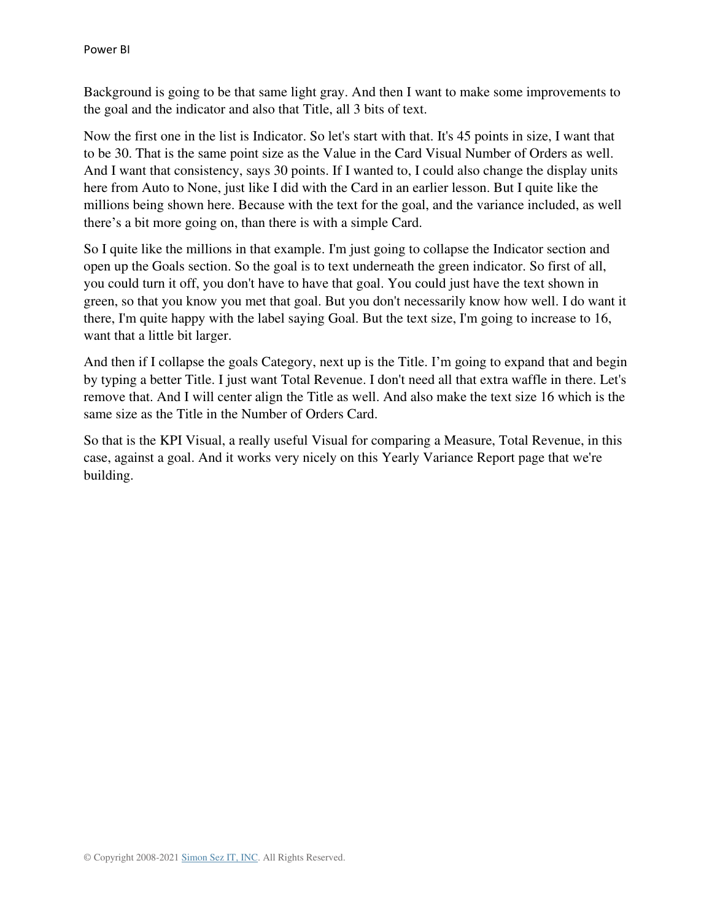Background is going to be that same light gray. And then I want to make some improvements to the goal and the indicator and also that Title, all 3 bits of text.

Now the first one in the list is Indicator. So let's start with that. It's 45 points in size, I want that to be 30. That is the same point size as the Value in the Card Visual Number of Orders as well. And I want that consistency, says 30 points. If I wanted to, I could also change the display units here from Auto to None, just like I did with the Card in an earlier lesson. But I quite like the millions being shown here. Because with the text for the goal, and the variance included, as well there's a bit more going on, than there is with a simple Card.

So I quite like the millions in that example. I'm just going to collapse the Indicator section and open up the Goals section. So the goal is to text underneath the green indicator. So first of all, you could turn it off, you don't have to have that goal. You could just have the text shown in green, so that you know you met that goal. But you don't necessarily know how well. I do want it there, I'm quite happy with the label saying Goal. But the text size, I'm going to increase to 16, want that a little bit larger.

And then if I collapse the goals Category, next up is the Title. I'm going to expand that and begin by typing a better Title. I just want Total Revenue. I don't need all that extra waffle in there. Let's remove that. And I will center align the Title as well. And also make the text size 16 which is the same size as the Title in the Number of Orders Card.

So that is the KPI Visual, a really useful Visual for comparing a Measure, Total Revenue, in this case, against a goal. And it works very nicely on this Yearly Variance Report page that we're building.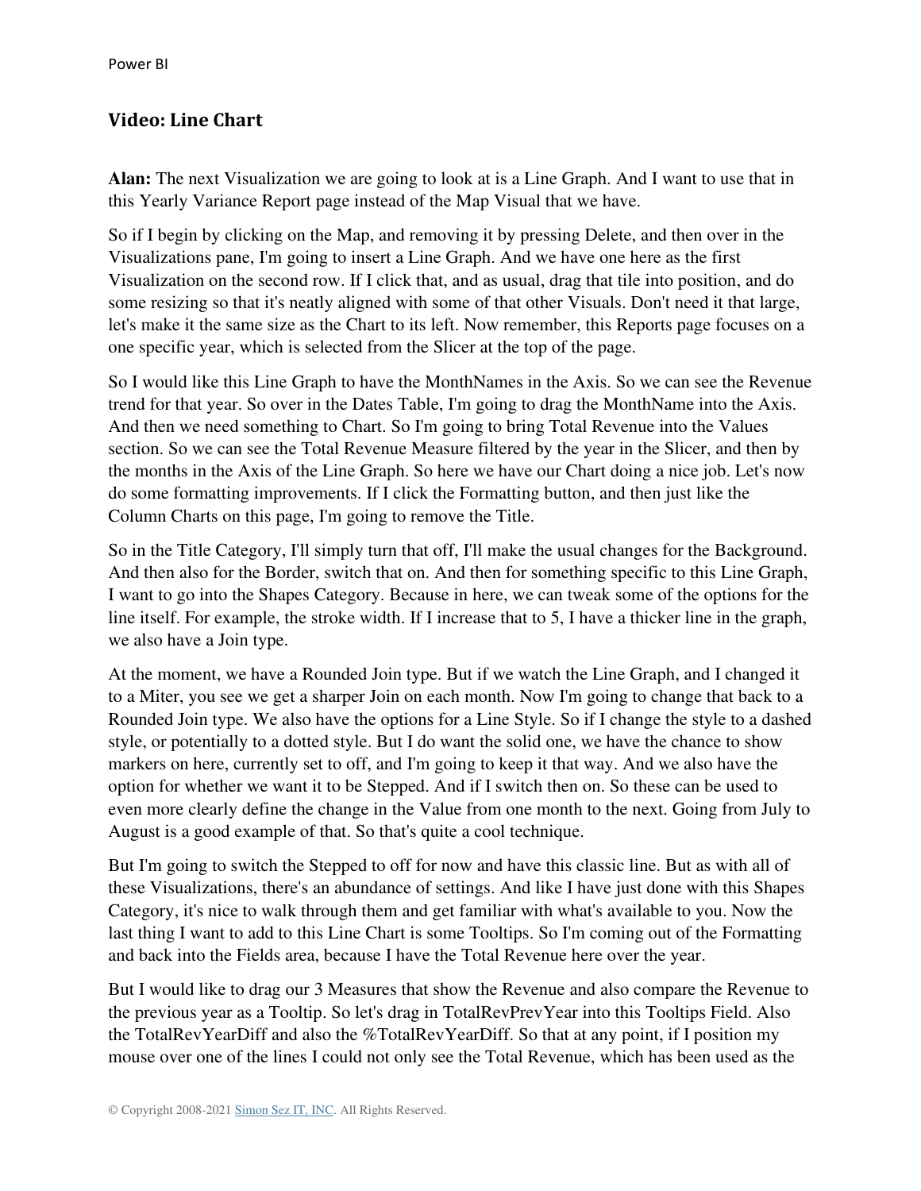## Video: Line Chart

**Alan:** The next Visualization we are going to look at is a Line Graph. And I want to use that in this Yearly Variance Report page instead of the Map Visual that we have.

So if I begin by clicking on the Map, and removing it by pressing Delete, and then over in the Visualizations pane, I'm going to insert a Line Graph. And we have one here as the first Visualization on the second row. If I click that, and as usual, drag that tile into position, and do some resizing so that it's neatly aligned with some of that other Visuals. Don't need it that large, let's make it the same size as the Chart to its left. Now remember, this Reports page focuses on a one specific year, which is selected from the Slicer at the top of the page.

So I would like this Line Graph to have the MonthNames in the Axis. So we can see the Revenue trend for that year. So over in the Dates Table, I'm going to drag the MonthName into the Axis. And then we need something to Chart. So I'm going to bring Total Revenue into the Values section. So we can see the Total Revenue Measure filtered by the year in the Slicer, and then by the months in the Axis of the Line Graph. So here we have our Chart doing a nice job. Let's now do some formatting improvements. If I click the Formatting button, and then just like the Column Charts on this page, I'm going to remove the Title.

So in the Title Category, I'll simply turn that off, I'll make the usual changes for the Background. And then also for the Border, switch that on. And then for something specific to this Line Graph, I want to go into the Shapes Category. Because in here, we can tweak some of the options for the line itself. For example, the stroke width. If I increase that to 5, I have a thicker line in the graph, we also have a Join type.

At the moment, we have a Rounded Join type. But if we watch the Line Graph, and I changed it to a Miter, you see we get a sharper Join on each month. Now I'm going to change that back to a Rounded Join type. We also have the options for a Line Style. So if I change the style to a dashed style, or potentially to a dotted style. But I do want the solid one, we have the chance to show markers on here, currently set to off, and I'm going to keep it that way. And we also have the option for whether we want it to be Stepped. And if I switch then on. So these can be used to even more clearly define the change in the Value from one month to the next. Going from July to August is a good example of that. So that's quite a cool technique.

But I'm going to switch the Stepped to off for now and have this classic line. But as with all of these Visualizations, there's an abundance of settings. And like I have just done with this Shapes Category, it's nice to walk through them and get familiar with what's available to you. Now the last thing I want to add to this Line Chart is some Tooltips. So I'm coming out of the Formatting and back into the Fields area, because I have the Total Revenue here over the year.

But I would like to drag our 3 Measures that show the Revenue and also compare the Revenue to the previous year as a Tooltip. So let's drag in TotalRevPrevYear into this Tooltips Field. Also the TotalRevYearDiff and also the %TotalRevYearDiff. So that at any point, if I position my mouse over one of the lines I could not only see the Total Revenue, which has been used as the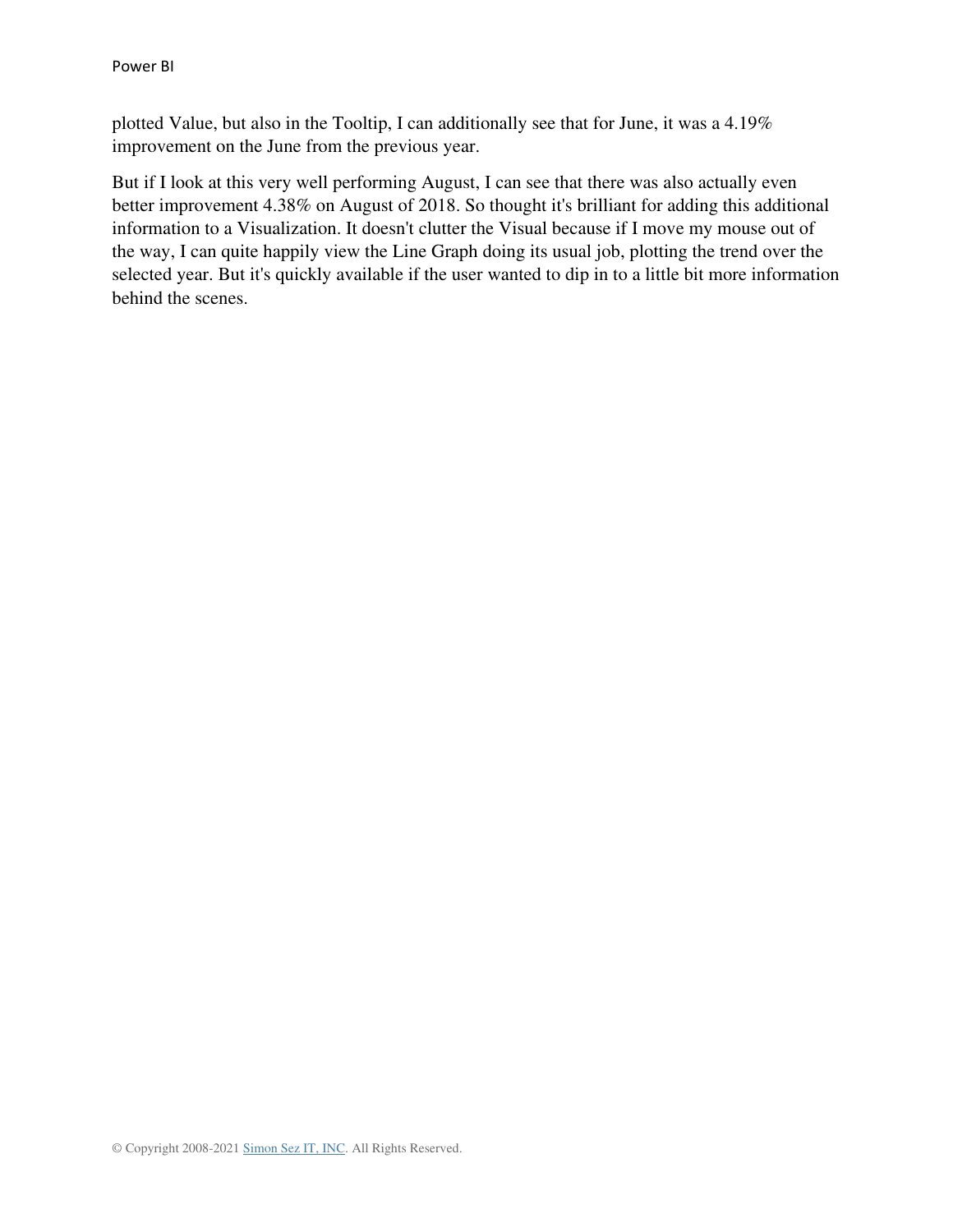plotted Value, but also in the Tooltip, I can additionally see that for June, it was a 4.19% improvement on the June from the previous year.

But if I look at this very well performing August, I can see that there was also actually even better improvement 4.38% on August of 2018. So thought it's brilliant for adding this additional information to a Visualization. It doesn't clutter the Visual because if I move my mouse out of the way, I can quite happily view the Line Graph doing its usual job, plotting the trend over the selected year. But it's quickly available if the user wanted to dip in to a little bit more information behind the scenes.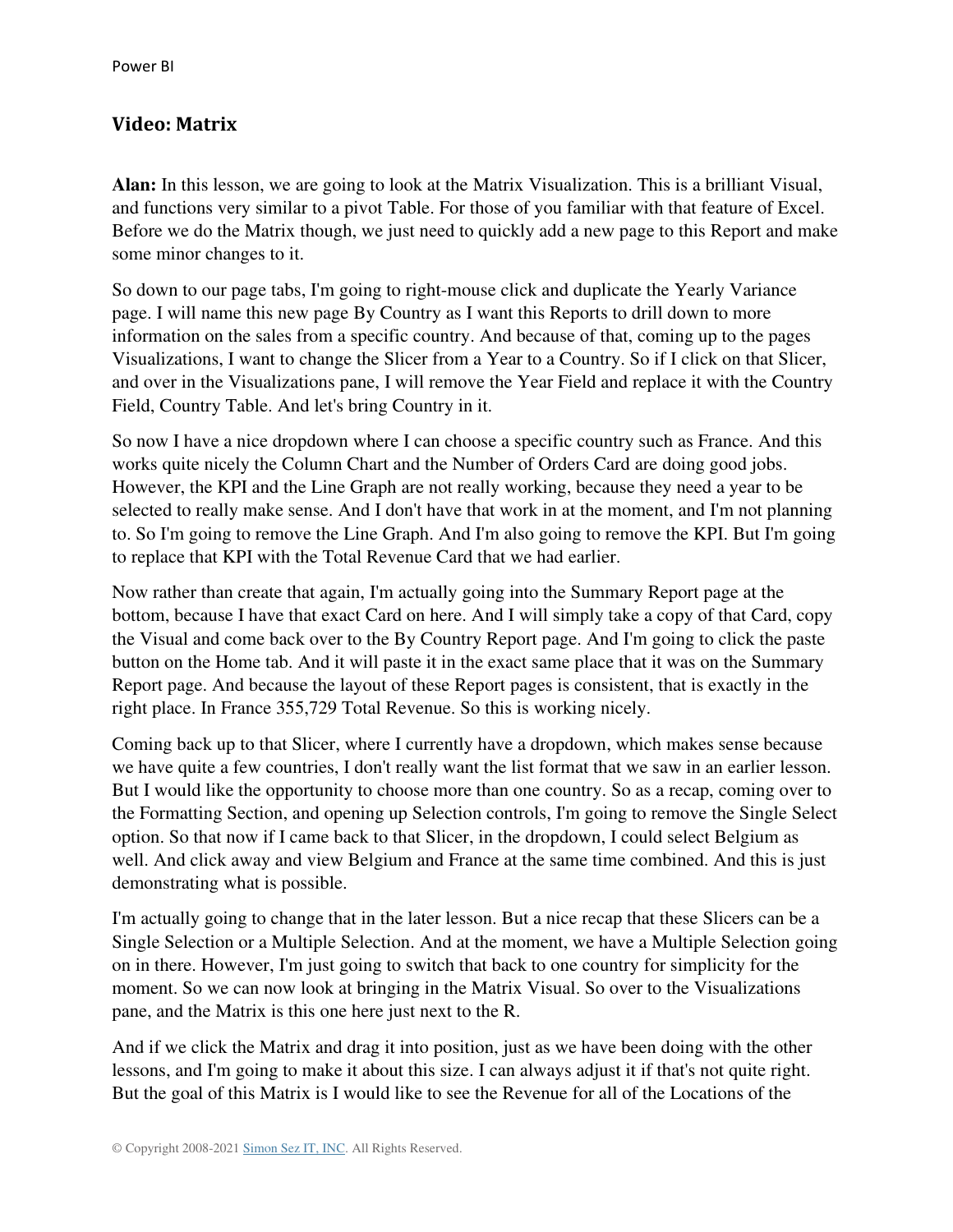## Video: Matrix

**Alan:** In this lesson, we are going to look at the Matrix Visualization. This is a brilliant Visual, and functions very similar to a pivot Table. For those of you familiar with that feature of Excel. Before we do the Matrix though, we just need to quickly add a new page to this Report and make some minor changes to it.

So down to our page tabs, I'm going to right-mouse click and duplicate the Yearly Variance page. I will name this new page By Country as I want this Reports to drill down to more information on the sales from a specific country. And because of that, coming up to the pages Visualizations, I want to change the Slicer from a Year to a Country. So if I click on that Slicer, and over in the Visualizations pane, I will remove the Year Field and replace it with the Country Field, Country Table. And let's bring Country in it.

So now I have a nice dropdown where I can choose a specific country such as France. And this works quite nicely the Column Chart and the Number of Orders Card are doing good jobs. However, the KPI and the Line Graph are not really working, because they need a year to be selected to really make sense. And I don't have that work in at the moment, and I'm not planning to. So I'm going to remove the Line Graph. And I'm also going to remove the KPI. But I'm going to replace that KPI with the Total Revenue Card that we had earlier.

Now rather than create that again, I'm actually going into the Summary Report page at the bottom, because I have that exact Card on here. And I will simply take a copy of that Card, copy the Visual and come back over to the By Country Report page. And I'm going to click the paste button on the Home tab. And it will paste it in the exact same place that it was on the Summary Report page. And because the layout of these Report pages is consistent, that is exactly in the right place. In France 355,729 Total Revenue. So this is working nicely.

Coming back up to that Slicer, where I currently have a dropdown, which makes sense because we have quite a few countries, I don't really want the list format that we saw in an earlier lesson. But I would like the opportunity to choose more than one country. So as a recap, coming over to the Formatting Section, and opening up Selection controls, I'm going to remove the Single Select option. So that now if I came back to that Slicer, in the dropdown, I could select Belgium as well. And click away and view Belgium and France at the same time combined. And this is just demonstrating what is possible.

I'm actually going to change that in the later lesson. But a nice recap that these Slicers can be a Single Selection or a Multiple Selection. And at the moment, we have a Multiple Selection going on in there. However, I'm just going to switch that back to one country for simplicity for the moment. So we can now look at bringing in the Matrix Visual. So over to the Visualizations pane, and the Matrix is this one here just next to the R.

And if we click the Matrix and drag it into position, just as we have been doing with the other lessons, and I'm going to make it about this size. I can always adjust it if that's not quite right. But the goal of this Matrix is I would like to see the Revenue for all of the Locations of the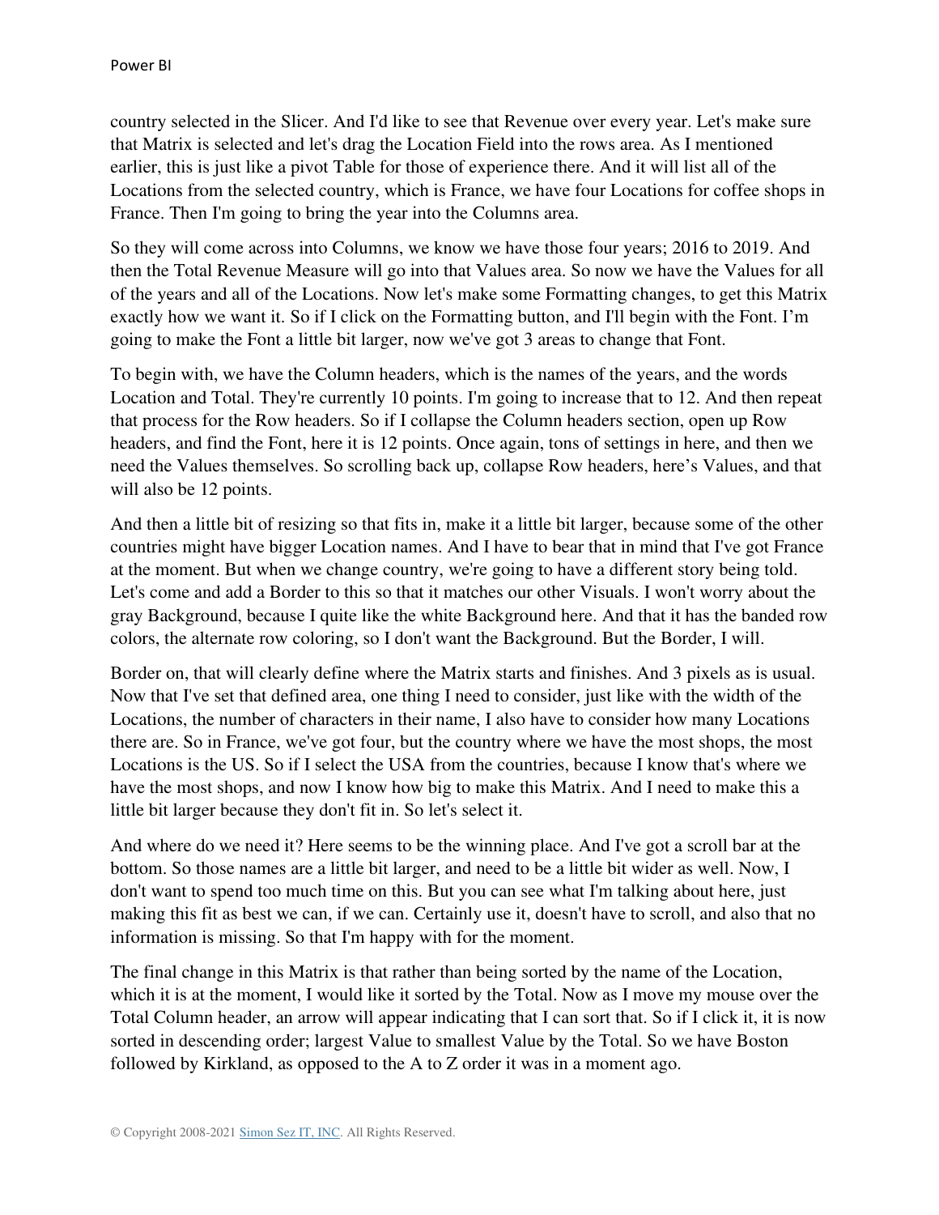country selected in the Slicer. And I'd like to see that Revenue over every year. Let's make sure that Matrix is selected and let's drag the Location Field into the rows area. As I mentioned earlier, this is just like a pivot Table for those of experience there. And it will list all of the Locations from the selected country, which is France, we have four Locations for coffee shops in France. Then I'm going to bring the year into the Columns area.

So they will come across into Columns, we know we have those four years; 2016 to 2019. And then the Total Revenue Measure will go into that Values area. So now we have the Values for all of the years and all of the Locations. Now let's make some Formatting changes, to get this Matrix exactly how we want it. So if I click on the Formatting button, and I'll begin with the Font. I'm going to make the Font a little bit larger, now we've got 3 areas to change that Font.

To begin with, we have the Column headers, which is the names of the years, and the words Location and Total. They're currently 10 points. I'm going to increase that to 12. And then repeat that process for the Row headers. So if I collapse the Column headers section, open up Row headers, and find the Font, here it is 12 points. Once again, tons of settings in here, and then we need the Values themselves. So scrolling back up, collapse Row headers, here's Values, and that will also be 12 points.

And then a little bit of resizing so that fits in, make it a little bit larger, because some of the other countries might have bigger Location names. And I have to bear that in mind that I've got France at the moment. But when we change country, we're going to have a different story being told. Let's come and add a Border to this so that it matches our other Visuals. I won't worry about the gray Background, because I quite like the white Background here. And that it has the banded row colors, the alternate row coloring, so I don't want the Background. But the Border, I will.

Border on, that will clearly define where the Matrix starts and finishes. And 3 pixels as is usual. Now that I've set that defined area, one thing I need to consider, just like with the width of the Locations, the number of characters in their name, I also have to consider how many Locations there are. So in France, we've got four, but the country where we have the most shops, the most Locations is the US. So if I select the USA from the countries, because I know that's where we have the most shops, and now I know how big to make this Matrix. And I need to make this a little bit larger because they don't fit in. So let's select it.

And where do we need it? Here seems to be the winning place. And I've got a scroll bar at the bottom. So those names are a little bit larger, and need to be a little bit wider as well. Now, I don't want to spend too much time on this. But you can see what I'm talking about here, just making this fit as best we can, if we can. Certainly use it, doesn't have to scroll, and also that no information is missing. So that I'm happy with for the moment.

The final change in this Matrix is that rather than being sorted by the name of the Location, which it is at the moment, I would like it sorted by the Total. Now as I move my mouse over the Total Column header, an arrow will appear indicating that I can sort that. So if I click it, it is now sorted in descending order; largest Value to smallest Value by the Total. So we have Boston followed by Kirkland, as opposed to the A to Z order it was in a moment ago.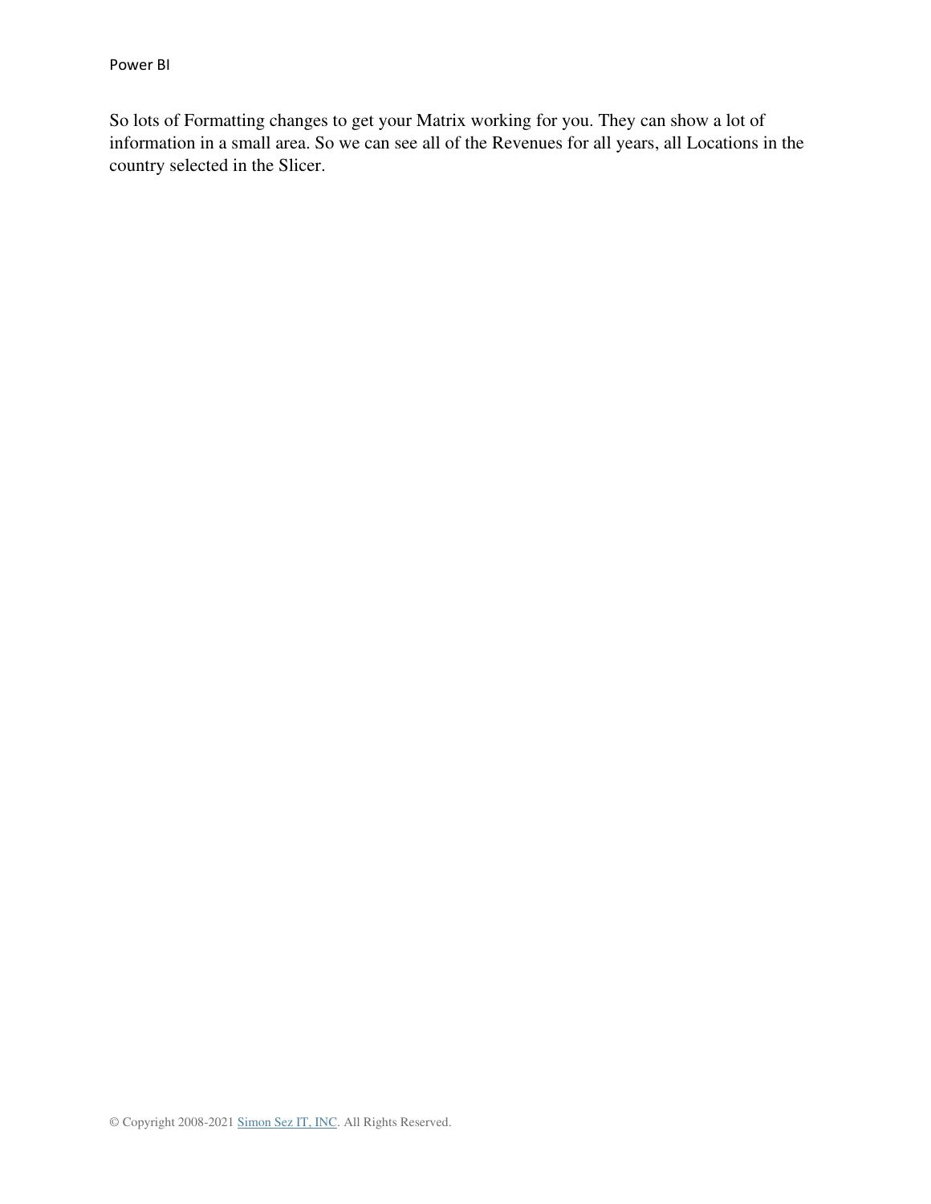So lots of Formatting changes to get your Matrix working for you. They can show a lot of information in a small area. So we can see all of the Revenues for all years, all Locations in the country selected in the Slicer.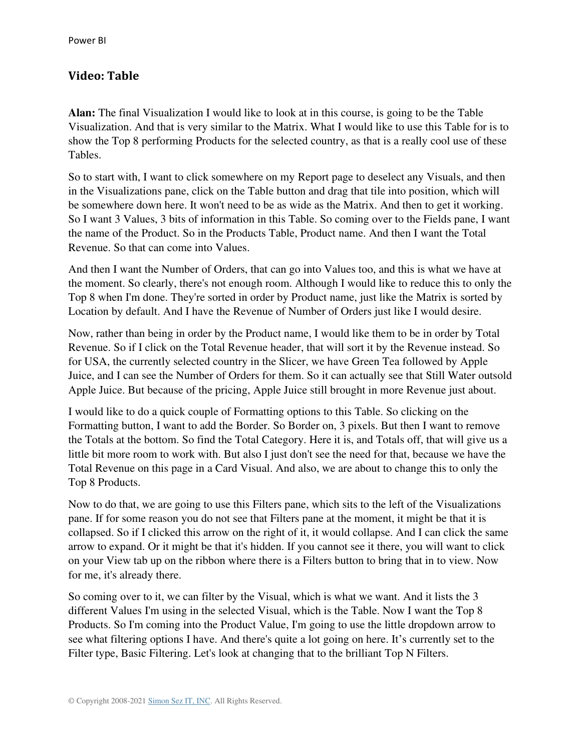## Video: Table

**Alan:** The final Visualization I would like to look at in this course, is going to be the Table Visualization. And that is very similar to the Matrix. What I would like to use this Table for is to show the Top 8 performing Products for the selected country, as that is a really cool use of these Tables.

So to start with, I want to click somewhere on my Report page to deselect any Visuals, and then in the Visualizations pane, click on the Table button and drag that tile into position, which will be somewhere down here. It won't need to be as wide as the Matrix. And then to get it working. So I want 3 Values, 3 bits of information in this Table. So coming over to the Fields pane, I want the name of the Product. So in the Products Table, Product name. And then I want the Total Revenue. So that can come into Values.

And then I want the Number of Orders, that can go into Values too, and this is what we have at the moment. So clearly, there's not enough room. Although I would like to reduce this to only the Top 8 when I'm done. They're sorted in order by Product name, just like the Matrix is sorted by Location by default. And I have the Revenue of Number of Orders just like I would desire.

Now, rather than being in order by the Product name, I would like them to be in order by Total Revenue. So if I click on the Total Revenue header, that will sort it by the Revenue instead. So for USA, the currently selected country in the Slicer, we have Green Tea followed by Apple Juice, and I can see the Number of Orders for them. So it can actually see that Still Water outsold Apple Juice. But because of the pricing, Apple Juice still brought in more Revenue just about.

I would like to do a quick couple of Formatting options to this Table. So clicking on the Formatting button, I want to add the Border. So Border on, 3 pixels. But then I want to remove the Totals at the bottom. So find the Total Category. Here it is, and Totals off, that will give us a little bit more room to work with. But also I just don't see the need for that, because we have the Total Revenue on this page in a Card Visual. And also, we are about to change this to only the Top 8 Products.

Now to do that, we are going to use this Filters pane, which sits to the left of the Visualizations pane. If for some reason you do not see that Filters pane at the moment, it might be that it is collapsed. So if I clicked this arrow on the right of it, it would collapse. And I can click the same arrow to expand. Or it might be that it's hidden. If you cannot see it there, you will want to click on your View tab up on the ribbon where there is a Filters button to bring that in to view. Now for me, it's already there.

So coming over to it, we can filter by the Visual, which is what we want. And it lists the 3 different Values I'm using in the selected Visual, which is the Table. Now I want the Top 8 Products. So I'm coming into the Product Value, I'm going to use the little dropdown arrow to see what filtering options I have. And there's quite a lot going on here. It's currently set to the Filter type, Basic Filtering. Let's look at changing that to the brilliant Top N Filters.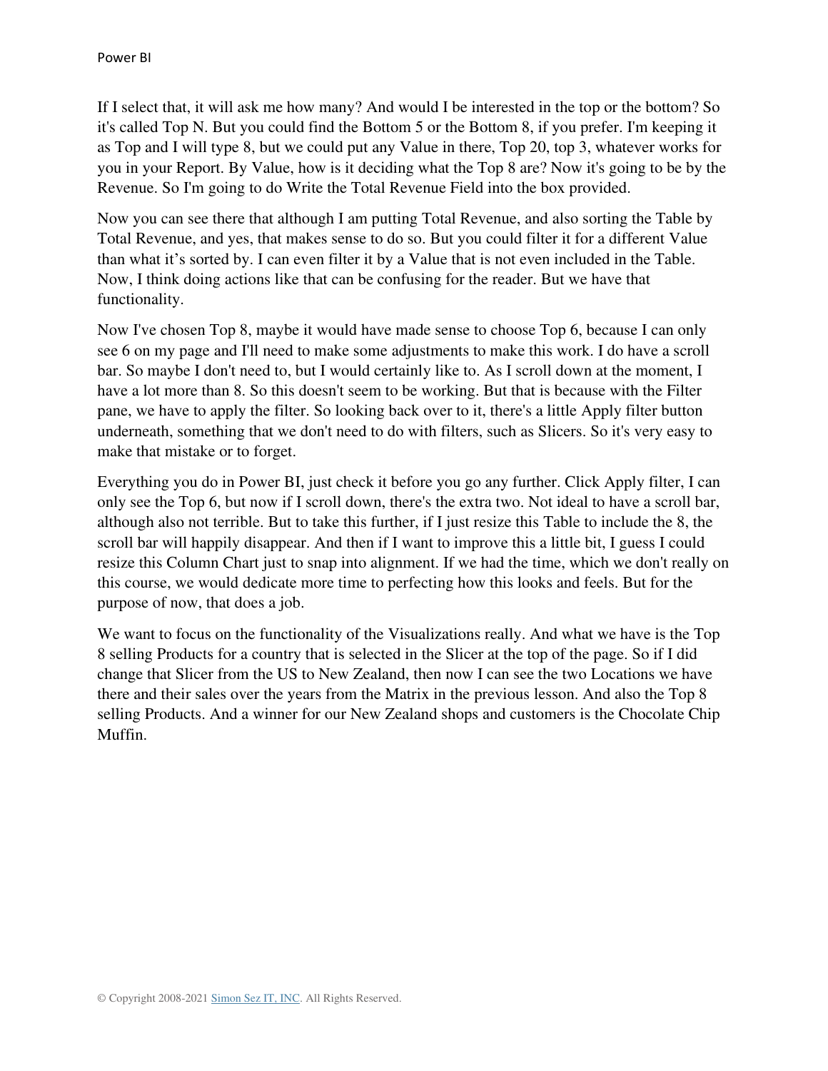If I select that, it will ask me how many? And would I be interested in the top or the bottom? So it's called Top N. But you could find the Bottom 5 or the Bottom 8, if you prefer. I'm keeping it as Top and I will type 8, but we could put any Value in there, Top 20, top 3, whatever works for you in your Report. By Value, how is it deciding what the Top 8 are? Now it's going to be by the Revenue. So I'm going to do Write the Total Revenue Field into the box provided.

Now you can see there that although I am putting Total Revenue, and also sorting the Table by Total Revenue, and yes, that makes sense to do so. But you could filter it for a different Value than what it's sorted by. I can even filter it by a Value that is not even included in the Table. Now, I think doing actions like that can be confusing for the reader. But we have that functionality.

Now I've chosen Top 8, maybe it would have made sense to choose Top 6, because I can only see 6 on my page and I'll need to make some adjustments to make this work. I do have a scroll bar. So maybe I don't need to, but I would certainly like to. As I scroll down at the moment, I have a lot more than 8. So this doesn't seem to be working. But that is because with the Filter pane, we have to apply the filter. So looking back over to it, there's a little Apply filter button underneath, something that we don't need to do with filters, such as Slicers. So it's very easy to make that mistake or to forget.

Everything you do in Power BI, just check it before you go any further. Click Apply filter, I can only see the Top 6, but now if I scroll down, there's the extra two. Not ideal to have a scroll bar, although also not terrible. But to take this further, if I just resize this Table to include the 8, the scroll bar will happily disappear. And then if I want to improve this a little bit, I guess I could resize this Column Chart just to snap into alignment. If we had the time, which we don't really on this course, we would dedicate more time to perfecting how this looks and feels. But for the purpose of now, that does a job.

We want to focus on the functionality of the Visualizations really. And what we have is the Top 8 selling Products for a country that is selected in the Slicer at the top of the page. So if I did change that Slicer from the US to New Zealand, then now I can see the two Locations we have there and their sales over the years from the Matrix in the previous lesson. And also the Top 8 selling Products. And a winner for our New Zealand shops and customers is the Chocolate Chip Muffin.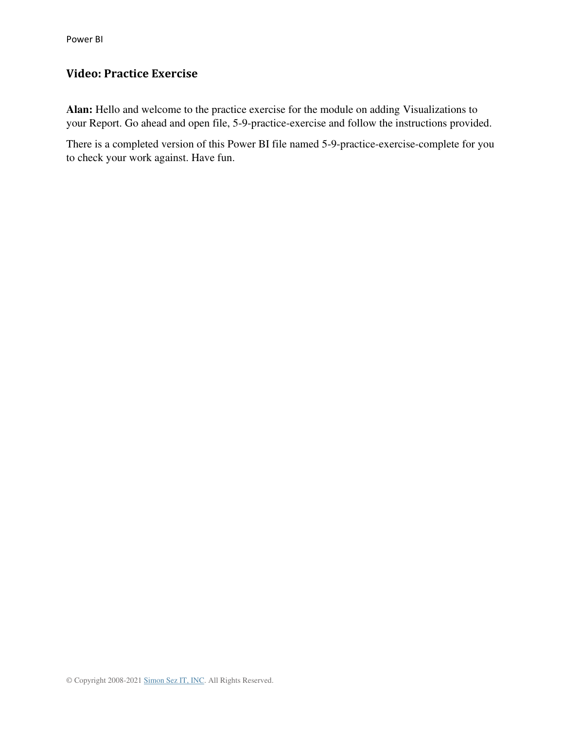## Video: Practice Exercise

**Alan:** Hello and welcome to the practice exercise for the module on adding Visualizations to your Report. Go ahead and open file, 5-9-practice-exercise and follow the instructions provided.

There is a completed version of this Power BI file named 5-9-practice-exercise-complete for you to check your work against. Have fun.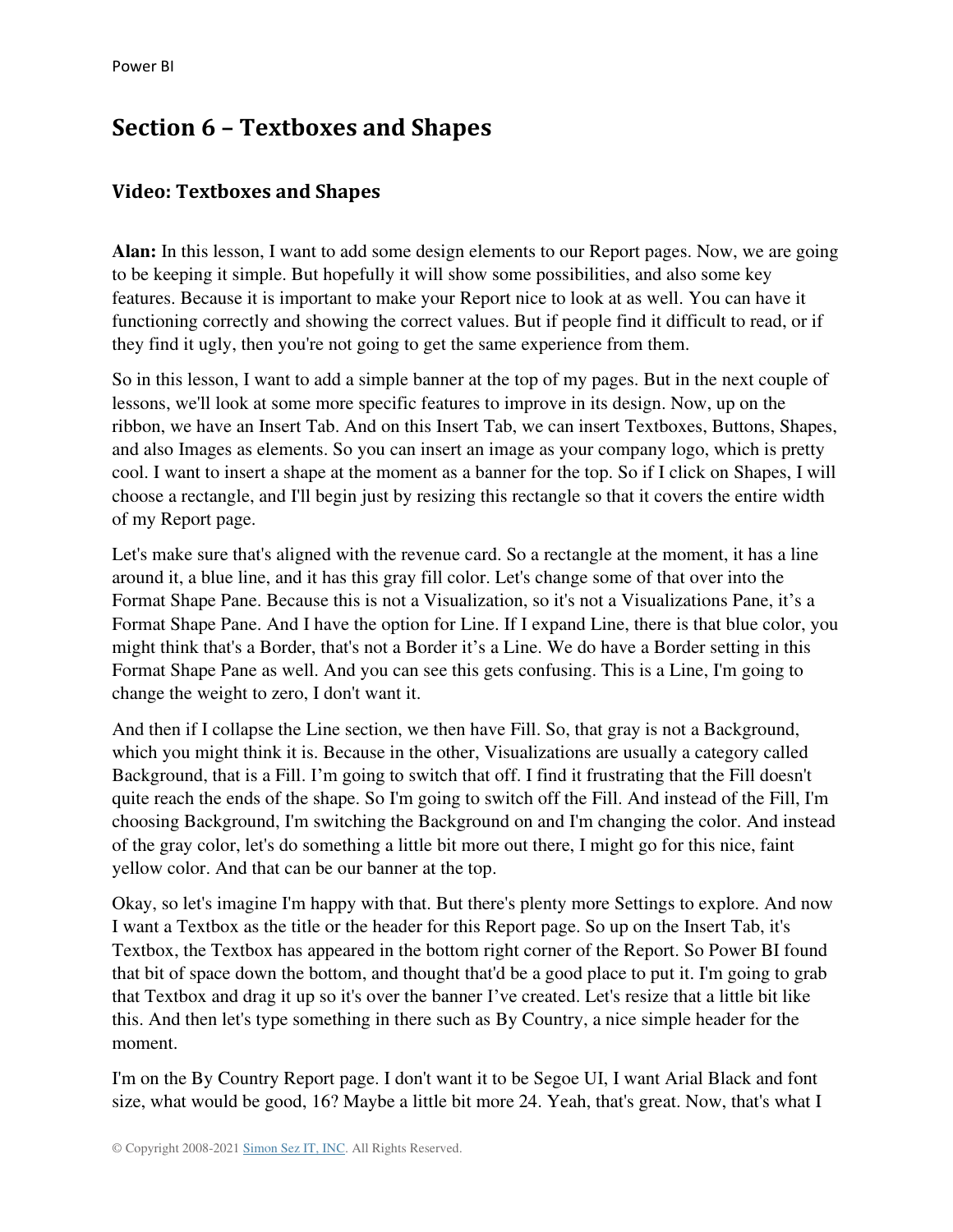# Section 6 – Textboxes and Shapes

## Video: Textboxes and Shapes

**Alan:** In this lesson, I want to add some design elements to our Report pages. Now, we are going to be keeping it simple. But hopefully it will show some possibilities, and also some key features. Because it is important to make your Report nice to look at as well. You can have it functioning correctly and showing the correct values. But if people find it difficult to read, or if they find it ugly, then you're not going to get the same experience from them.

So in this lesson, I want to add a simple banner at the top of my pages. But in the next couple of lessons, we'll look at some more specific features to improve in its design. Now, up on the ribbon, we have an Insert Tab. And on this Insert Tab, we can insert Textboxes, Buttons, Shapes, and also Images as elements. So you can insert an image as your company logo, which is pretty cool. I want to insert a shape at the moment as a banner for the top. So if I click on Shapes, I will choose a rectangle, and I'll begin just by resizing this rectangle so that it covers the entire width of my Report page.

Let's make sure that's aligned with the revenue card. So a rectangle at the moment, it has a line around it, a blue line, and it has this gray fill color. Let's change some of that over into the Format Shape Pane. Because this is not a Visualization, so it's not a Visualizations Pane, it's a Format Shape Pane. And I have the option for Line. If I expand Line, there is that blue color, you might think that's a Border, that's not a Border it's a Line. We do have a Border setting in this Format Shape Pane as well. And you can see this gets confusing. This is a Line, I'm going to change the weight to zero, I don't want it.

And then if I collapse the Line section, we then have Fill. So, that gray is not a Background, which you might think it is. Because in the other, Visualizations are usually a category called Background, that is a Fill. I'm going to switch that off. I find it frustrating that the Fill doesn't quite reach the ends of the shape. So I'm going to switch off the Fill. And instead of the Fill, I'm choosing Background, I'm switching the Background on and I'm changing the color. And instead of the gray color, let's do something a little bit more out there, I might go for this nice, faint yellow color. And that can be our banner at the top.

Okay, so let's imagine I'm happy with that. But there's plenty more Settings to explore. And now I want a Textbox as the title or the header for this Report page. So up on the Insert Tab, it's Textbox, the Textbox has appeared in the bottom right corner of the Report. So Power BI found that bit of space down the bottom, and thought that'd be a good place to put it. I'm going to grab that Textbox and drag it up so it's over the banner I've created. Let's resize that a little bit like this. And then let's type something in there such as By Country, a nice simple header for the moment.

I'm on the By Country Report page. I don't want it to be Segoe UI, I want Arial Black and font size, what would be good, 16? Maybe a little bit more 24. Yeah, that's great. Now, that's what I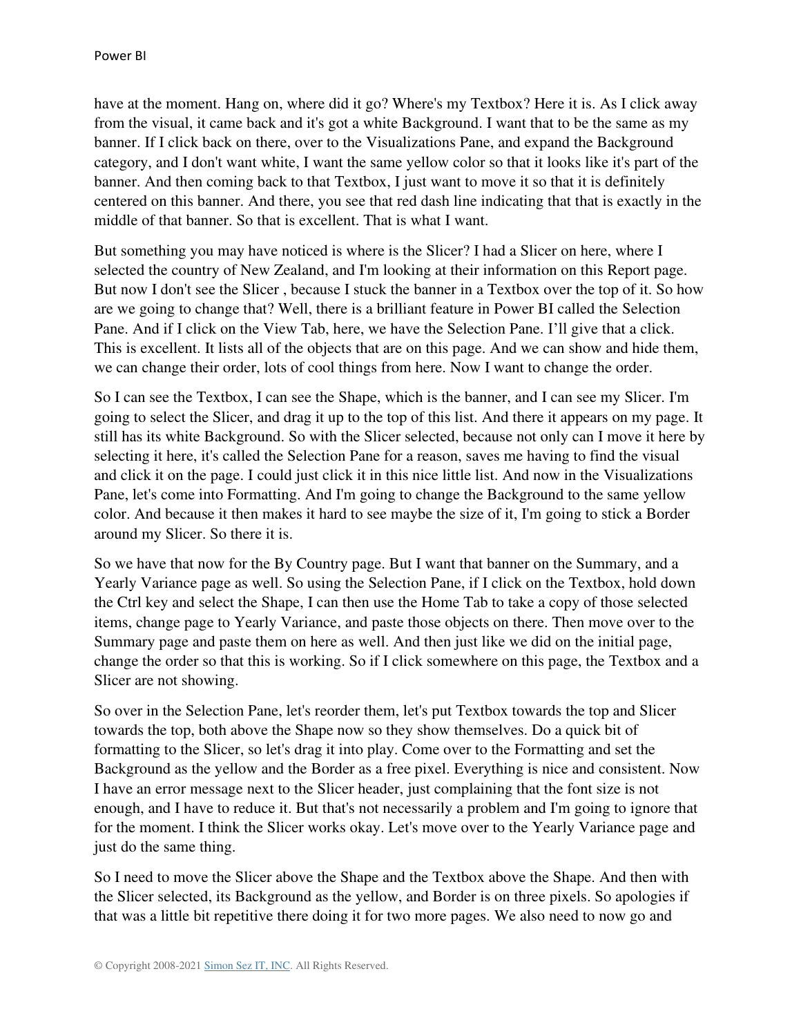have at the moment. Hang on, where did it go? Where's my Textbox? Here it is. As I click away from the visual, it came back and it's got a white Background. I want that to be the same as my banner. If I click back on there, over to the Visualizations Pane, and expand the Background category, and I don't want white, I want the same yellow color so that it looks like it's part of the banner. And then coming back to that Textbox, I just want to move it so that it is definitely centered on this banner. And there, you see that red dash line indicating that that is exactly in the middle of that banner. So that is excellent. That is what I want.

But something you may have noticed is where is the Slicer? I had a Slicer on here, where I selected the country of New Zealand, and I'm looking at their information on this Report page. But now I don't see the Slicer , because I stuck the banner in a Textbox over the top of it. So how are we going to change that? Well, there is a brilliant feature in Power BI called the Selection Pane. And if I click on the View Tab, here, we have the Selection Pane. I'll give that a click. This is excellent. It lists all of the objects that are on this page. And we can show and hide them, we can change their order, lots of cool things from here. Now I want to change the order.

So I can see the Textbox, I can see the Shape, which is the banner, and I can see my Slicer. I'm going to select the Slicer, and drag it up to the top of this list. And there it appears on my page. It still has its white Background. So with the Slicer selected, because not only can I move it here by selecting it here, it's called the Selection Pane for a reason, saves me having to find the visual and click it on the page. I could just click it in this nice little list. And now in the Visualizations Pane, let's come into Formatting. And I'm going to change the Background to the same yellow color. And because it then makes it hard to see maybe the size of it, I'm going to stick a Border around my Slicer. So there it is.

So we have that now for the By Country page. But I want that banner on the Summary, and a Yearly Variance page as well. So using the Selection Pane, if I click on the Textbox, hold down the Ctrl key and select the Shape, I can then use the Home Tab to take a copy of those selected items, change page to Yearly Variance, and paste those objects on there. Then move over to the Summary page and paste them on here as well. And then just like we did on the initial page, change the order so that this is working. So if I click somewhere on this page, the Textbox and a Slicer are not showing.

So over in the Selection Pane, let's reorder them, let's put Textbox towards the top and Slicer towards the top, both above the Shape now so they show themselves. Do a quick bit of formatting to the Slicer, so let's drag it into play. Come over to the Formatting and set the Background as the yellow and the Border as a free pixel. Everything is nice and consistent. Now I have an error message next to the Slicer header, just complaining that the font size is not enough, and I have to reduce it. But that's not necessarily a problem and I'm going to ignore that for the moment. I think the Slicer works okay. Let's move over to the Yearly Variance page and just do the same thing.

So I need to move the Slicer above the Shape and the Textbox above the Shape. And then with the Slicer selected, its Background as the yellow, and Border is on three pixels. So apologies if that was a little bit repetitive there doing it for two more pages. We also need to now go and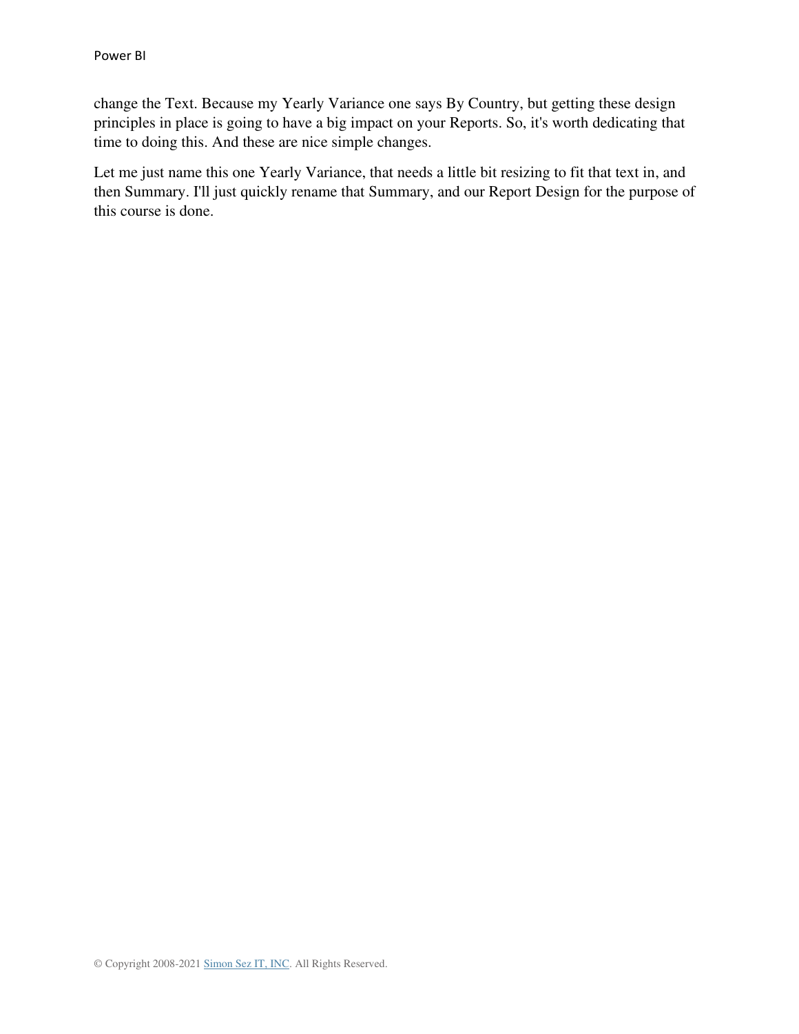change the Text. Because my Yearly Variance one says By Country, but getting these design principles in place is going to have a big impact on your Reports. So, it's worth dedicating that time to doing this. And these are nice simple changes.

Let me just name this one Yearly Variance, that needs a little bit resizing to fit that text in, and then Summary. I'll just quickly rename that Summary, and our Report Design for the purpose of this course is done.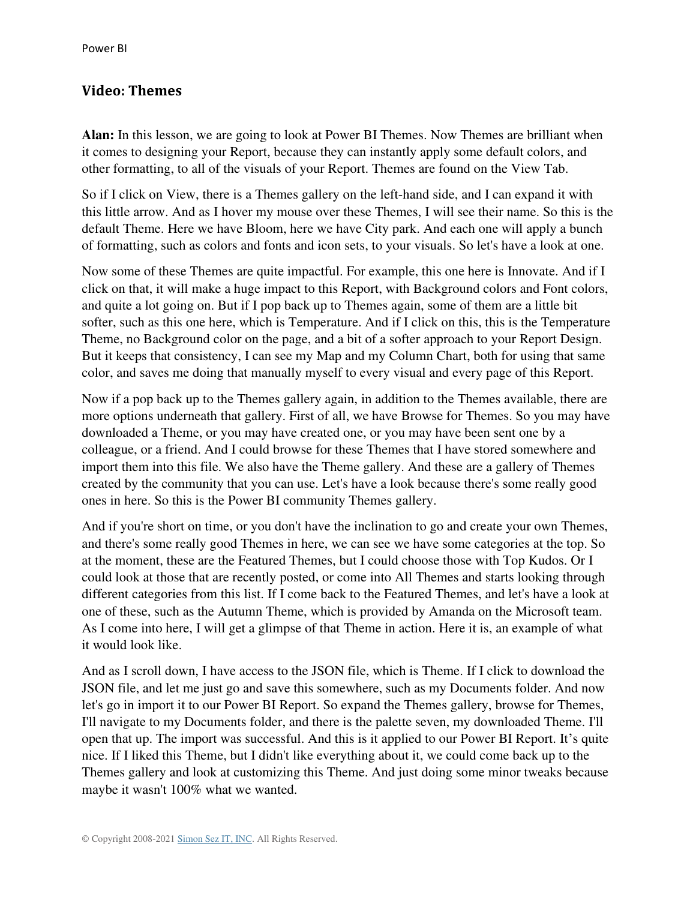## Video: Themes

**Alan:** In this lesson, we are going to look at Power BI Themes. Now Themes are brilliant when it comes to designing your Report, because they can instantly apply some default colors, and other formatting, to all of the visuals of your Report. Themes are found on the View Tab.

So if I click on View, there is a Themes gallery on the left-hand side, and I can expand it with this little arrow. And as I hover my mouse over these Themes, I will see their name. So this is the default Theme. Here we have Bloom, here we have City park. And each one will apply a bunch of formatting, such as colors and fonts and icon sets, to your visuals. So let's have a look at one.

Now some of these Themes are quite impactful. For example, this one here is Innovate. And if I click on that, it will make a huge impact to this Report, with Background colors and Font colors, and quite a lot going on. But if I pop back up to Themes again, some of them are a little bit softer, such as this one here, which is Temperature. And if I click on this, this is the Temperature Theme, no Background color on the page, and a bit of a softer approach to your Report Design. But it keeps that consistency, I can see my Map and my Column Chart, both for using that same color, and saves me doing that manually myself to every visual and every page of this Report.

Now if a pop back up to the Themes gallery again, in addition to the Themes available, there are more options underneath that gallery. First of all, we have Browse for Themes. So you may have downloaded a Theme, or you may have created one, or you may have been sent one by a colleague, or a friend. And I could browse for these Themes that I have stored somewhere and import them into this file. We also have the Theme gallery. And these are a gallery of Themes created by the community that you can use. Let's have a look because there's some really good ones in here. So this is the Power BI community Themes gallery.

And if you're short on time, or you don't have the inclination to go and create your own Themes, and there's some really good Themes in here, we can see we have some categories at the top. So at the moment, these are the Featured Themes, but I could choose those with Top Kudos. Or I could look at those that are recently posted, or come into All Themes and starts looking through different categories from this list. If I come back to the Featured Themes, and let's have a look at one of these, such as the Autumn Theme, which is provided by Amanda on the Microsoft team. As I come into here, I will get a glimpse of that Theme in action. Here it is, an example of what it would look like.

And as I scroll down, I have access to the JSON file, which is Theme. If I click to download the JSON file, and let me just go and save this somewhere, such as my Documents folder. And now let's go in import it to our Power BI Report. So expand the Themes gallery, browse for Themes, I'll navigate to my Documents folder, and there is the palette seven, my downloaded Theme. I'll open that up. The import was successful. And this is it applied to our Power BI Report. It's quite nice. If I liked this Theme, but I didn't like everything about it, we could come back up to the Themes gallery and look at customizing this Theme. And just doing some minor tweaks because maybe it wasn't 100% what we wanted.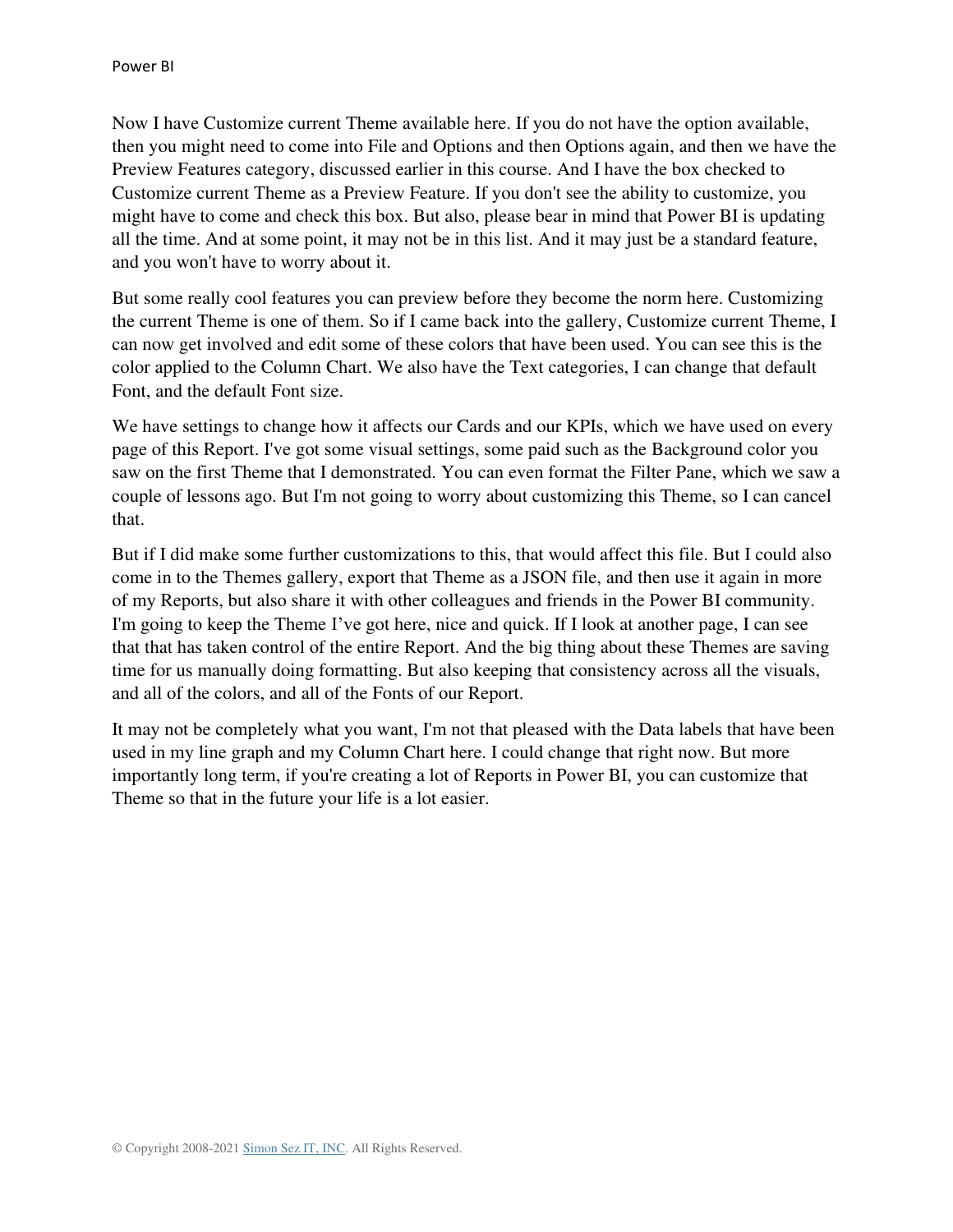Now I have Customize current Theme available here. If you do not have the option available, then you might need to come into File and Options and then Options again, and then we have the Preview Features category, discussed earlier in this course. And I have the box checked to Customize current Theme as a Preview Feature. If you don't see the ability to customize, you might have to come and check this box. But also, please bear in mind that Power BI is updating all the time. And at some point, it may not be in this list. And it may just be a standard feature, and you won't have to worry about it.

But some really cool features you can preview before they become the norm here. Customizing the current Theme is one of them. So if I came back into the gallery, Customize current Theme, I can now get involved and edit some of these colors that have been used. You can see this is the color applied to the Column Chart. We also have the Text categories, I can change that default Font, and the default Font size.

We have settings to change how it affects our Cards and our KPIs, which we have used on every page of this Report. I've got some visual settings, some paid such as the Background color you saw on the first Theme that I demonstrated. You can even format the Filter Pane, which we saw a couple of lessons ago. But I'm not going to worry about customizing this Theme, so I can cancel that.

But if I did make some further customizations to this, that would affect this file. But I could also come in to the Themes gallery, export that Theme as a JSON file, and then use it again in more of my Reports, but also share it with other colleagues and friends in the Power BI community. I'm going to keep the Theme I've got here, nice and quick. If I look at another page, I can see that that has taken control of the entire Report. And the big thing about these Themes are saving time for us manually doing formatting. But also keeping that consistency across all the visuals, and all of the colors, and all of the Fonts of our Report.

It may not be completely what you want, I'm not that pleased with the Data labels that have been used in my line graph and my Column Chart here. I could change that right now. But more importantly long term, if you're creating a lot of Reports in Power BI, you can customize that Theme so that in the future your life is a lot easier.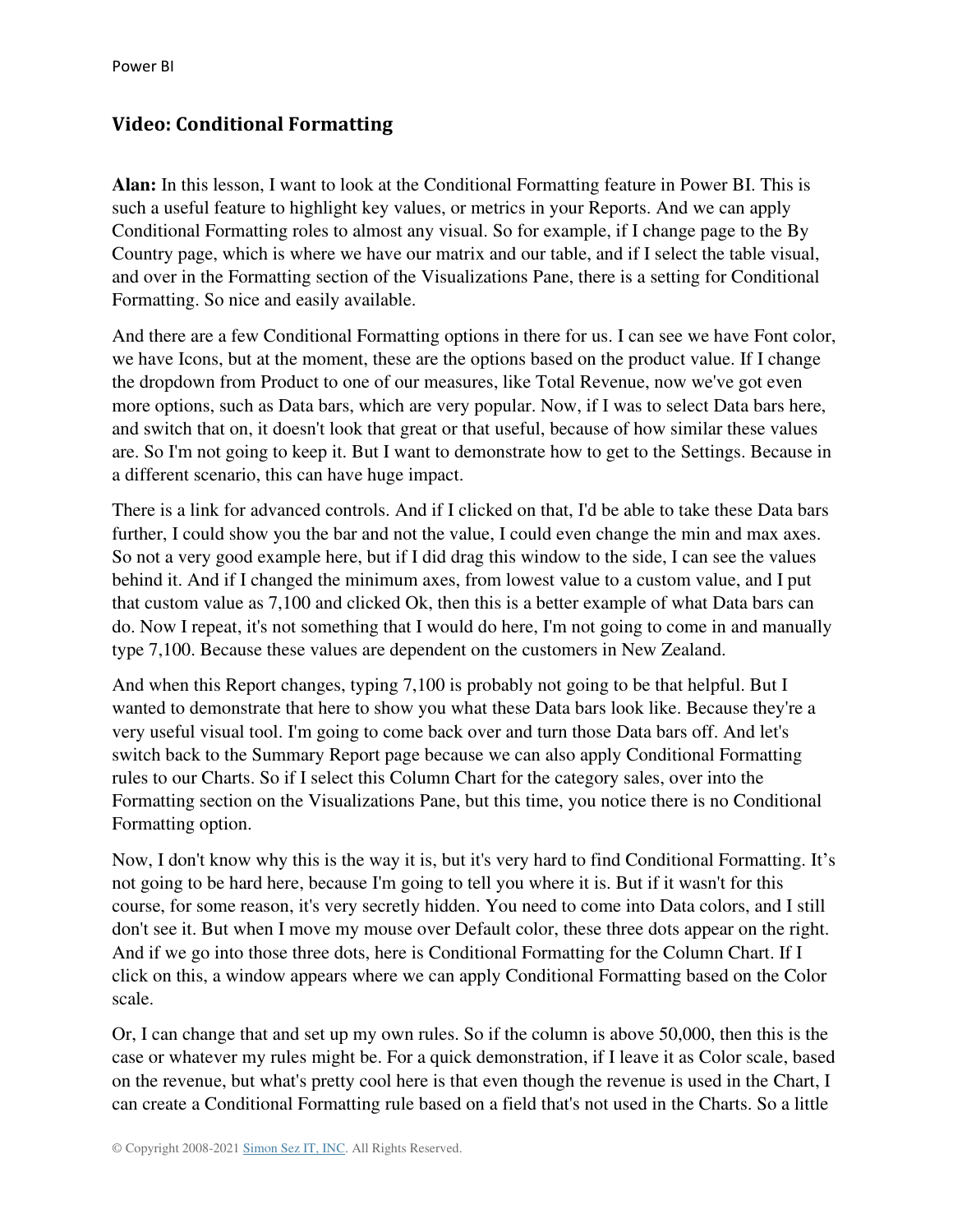## Video: Conditional Formatting

**Alan:** In this lesson, I want to look at the Conditional Formatting feature in Power BI. This is such a useful feature to highlight key values, or metrics in your Reports. And we can apply Conditional Formatting roles to almost any visual. So for example, if I change page to the By Country page, which is where we have our matrix and our table, and if I select the table visual, and over in the Formatting section of the Visualizations Pane, there is a setting for Conditional Formatting. So nice and easily available.

And there are a few Conditional Formatting options in there for us. I can see we have Font color, we have Icons, but at the moment, these are the options based on the product value. If I change the dropdown from Product to one of our measures, like Total Revenue, now we've got even more options, such as Data bars, which are very popular. Now, if I was to select Data bars here, and switch that on, it doesn't look that great or that useful, because of how similar these values are. So I'm not going to keep it. But I want to demonstrate how to get to the Settings. Because in a different scenario, this can have huge impact.

There is a link for advanced controls. And if I clicked on that, I'd be able to take these Data bars further, I could show you the bar and not the value, I could even change the min and max axes. So not a very good example here, but if I did drag this window to the side, I can see the values behind it. And if I changed the minimum axes, from lowest value to a custom value, and I put that custom value as 7,100 and clicked Ok, then this is a better example of what Data bars can do. Now I repeat, it's not something that I would do here, I'm not going to come in and manually type 7,100. Because these values are dependent on the customers in New Zealand.

And when this Report changes, typing 7,100 is probably not going to be that helpful. But I wanted to demonstrate that here to show you what these Data bars look like. Because they're a very useful visual tool. I'm going to come back over and turn those Data bars off. And let's switch back to the Summary Report page because we can also apply Conditional Formatting rules to our Charts. So if I select this Column Chart for the category sales, over into the Formatting section on the Visualizations Pane, but this time, you notice there is no Conditional Formatting option.

Now, I don't know why this is the way it is, but it's very hard to find Conditional Formatting. It's not going to be hard here, because I'm going to tell you where it is. But if it wasn't for this course, for some reason, it's very secretly hidden. You need to come into Data colors, and I still don't see it. But when I move my mouse over Default color, these three dots appear on the right. And if we go into those three dots, here is Conditional Formatting for the Column Chart. If I click on this, a window appears where we can apply Conditional Formatting based on the Color scale.

Or, I can change that and set up my own rules. So if the column is above 50,000, then this is the case or whatever my rules might be. For a quick demonstration, if I leave it as Color scale, based on the revenue, but what's pretty cool here is that even though the revenue is used in the Chart, I can create a Conditional Formatting rule based on a field that's not used in the Charts. So a little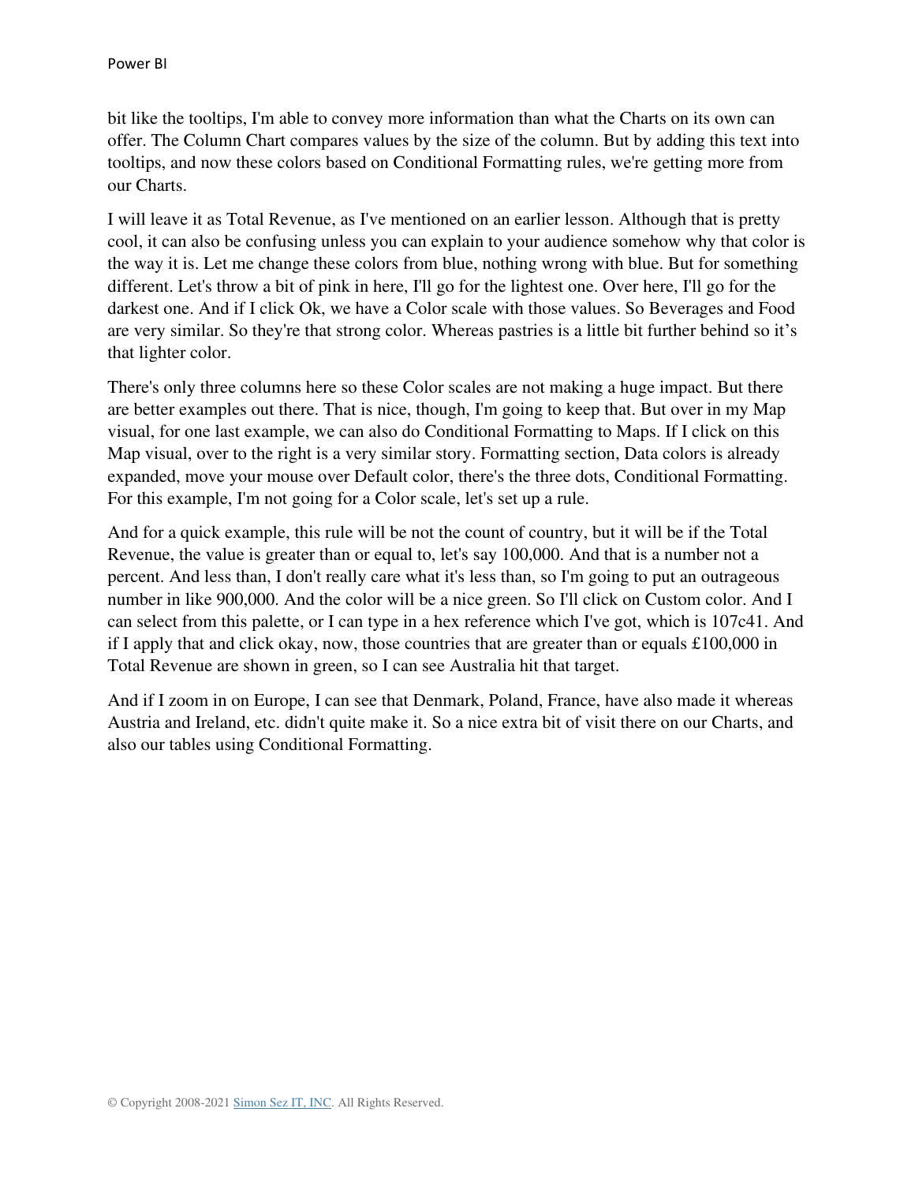bit like the tooltips, I'm able to convey more information than what the Charts on its own can offer. The Column Chart compares values by the size of the column. But by adding this text into tooltips, and now these colors based on Conditional Formatting rules, we're getting more from our Charts.

I will leave it as Total Revenue, as I've mentioned on an earlier lesson. Although that is pretty cool, it can also be confusing unless you can explain to your audience somehow why that color is the way it is. Let me change these colors from blue, nothing wrong with blue. But for something different. Let's throw a bit of pink in here, I'll go for the lightest one. Over here, I'll go for the darkest one. And if I click Ok, we have a Color scale with those values. So Beverages and Food are very similar. So they're that strong color. Whereas pastries is a little bit further behind so it's that lighter color.

There's only three columns here so these Color scales are not making a huge impact. But there are better examples out there. That is nice, though, I'm going to keep that. But over in my Map visual, for one last example, we can also do Conditional Formatting to Maps. If I click on this Map visual, over to the right is a very similar story. Formatting section, Data colors is already expanded, move your mouse over Default color, there's the three dots, Conditional Formatting. For this example, I'm not going for a Color scale, let's set up a rule.

And for a quick example, this rule will be not the count of country, but it will be if the Total Revenue, the value is greater than or equal to, let's say 100,000. And that is a number not a percent. And less than, I don't really care what it's less than, so I'm going to put an outrageous number in like 900,000. And the color will be a nice green. So I'll click on Custom color. And I can select from this palette, or I can type in a hex reference which I've got, which is 107c41. And if I apply that and click okay, now, those countries that are greater than or equals £100,000 in Total Revenue are shown in green, so I can see Australia hit that target.

And if I zoom in on Europe, I can see that Denmark, Poland, France, have also made it whereas Austria and Ireland, etc. didn't quite make it. So a nice extra bit of visit there on our Charts, and also our tables using Conditional Formatting.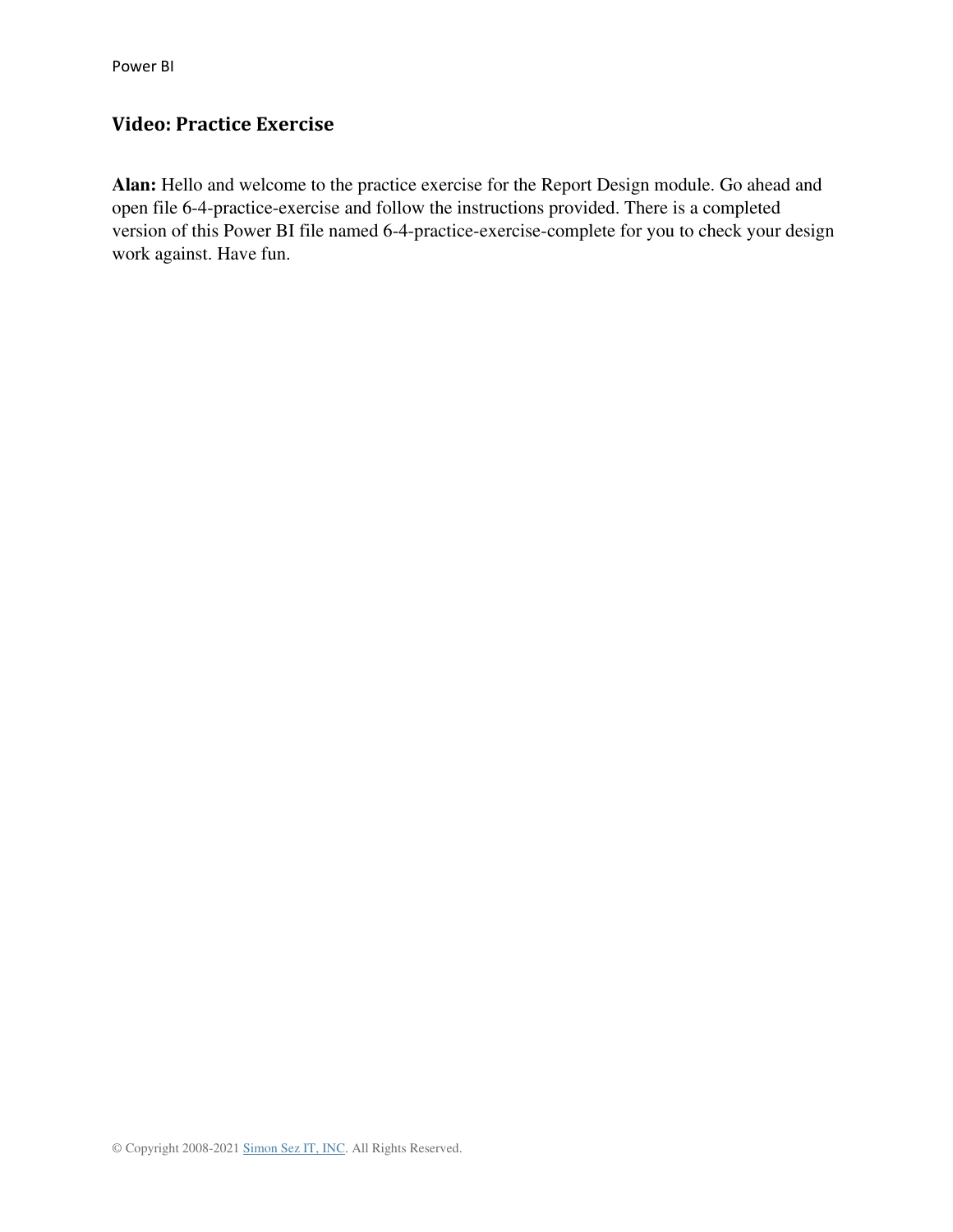## Video: Practice Exercise

**Alan:** Hello and welcome to the practice exercise for the Report Design module. Go ahead and open file 6-4-practice-exercise and follow the instructions provided. There is a completed version of this Power BI file named 6-4-practice-exercise-complete for you to check your design work against. Have fun.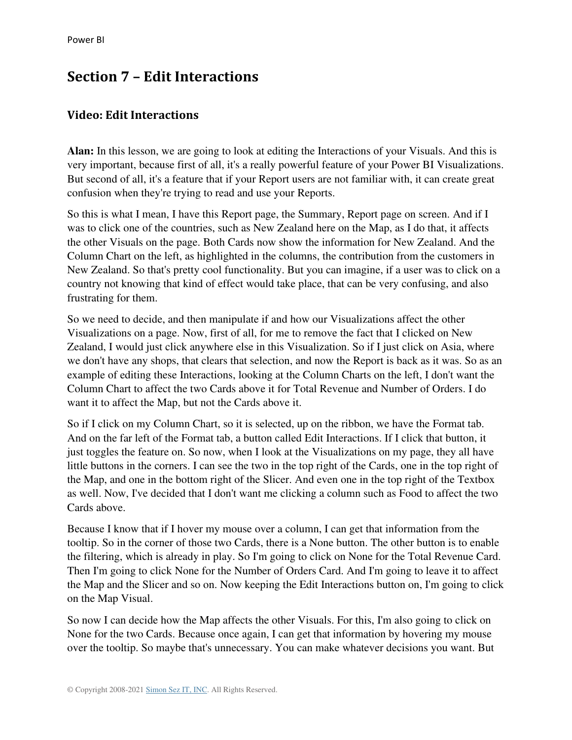## Section 7 – Edit Interactions

### Video: Edit Interactions

**Alan:** In this lesson, we are going to look at editing the Interactions of your Visuals. And this is very important, because first of all, it's a really powerful feature of your Power BI Visualizations. But second of all, it's a feature that if your Report users are not familiar with, it can create great confusion when they're trying to read and use your Reports.

So this is what I mean, I have this Report page, the Summary, Report page on screen. And if I was to click one of the countries, such as New Zealand here on the Map, as I do that, it affects the other Visuals on the page. Both Cards now show the information for New Zealand. And the Column Chart on the left, as highlighted in the columns, the contribution from the customers in New Zealand. So that's pretty cool functionality. But you can imagine, if a user was to click on a country not knowing that kind of effect would take place, that can be very confusing, and also frustrating for them.

So we need to decide, and then manipulate if and how our Visualizations affect the other Visualizations on a page. Now, first of all, for me to remove the fact that I clicked on New Zealand, I would just click anywhere else in this Visualization. So if I just click on Asia, where we don't have any shops, that clears that selection, and now the Report is back as it was. So as an example of editing these Interactions, looking at the Column Charts on the left, I don't want the Column Chart to affect the two Cards above it for Total Revenue and Number of Orders. I do want it to affect the Map, but not the Cards above it.

So if I click on my Column Chart, so it is selected, up on the ribbon, we have the Format tab. And on the far left of the Format tab, a button called Edit Interactions. If I click that button, it just toggles the feature on. So now, when I look at the Visualizations on my page, they all have little buttons in the corners. I can see the two in the top right of the Cards, one in the top right of the Map, and one in the bottom right of the Slicer. And even one in the top right of the Textbox as well. Now, I've decided that I don't want me clicking a column such as Food to affect the two Cards above.

Because I know that if I hover my mouse over a column, I can get that information from the tooltip. So in the corner of those two Cards, there is a None button. The other button is to enable the filtering, which is already in play. So I'm going to click on None for the Total Revenue Card. Then I'm going to click None for the Number of Orders Card. And I'm going to leave it to affect the Map and the Slicer and so on. Now keeping the Edit Interactions button on, I'm going to click on the Map Visual.

So now I can decide how the Map affects the other Visuals. For this, I'm also going to click on None for the two Cards. Because once again, I can get that information by hovering my mouse over the tooltip. So maybe that's unnecessary. You can make whatever decisions you want. But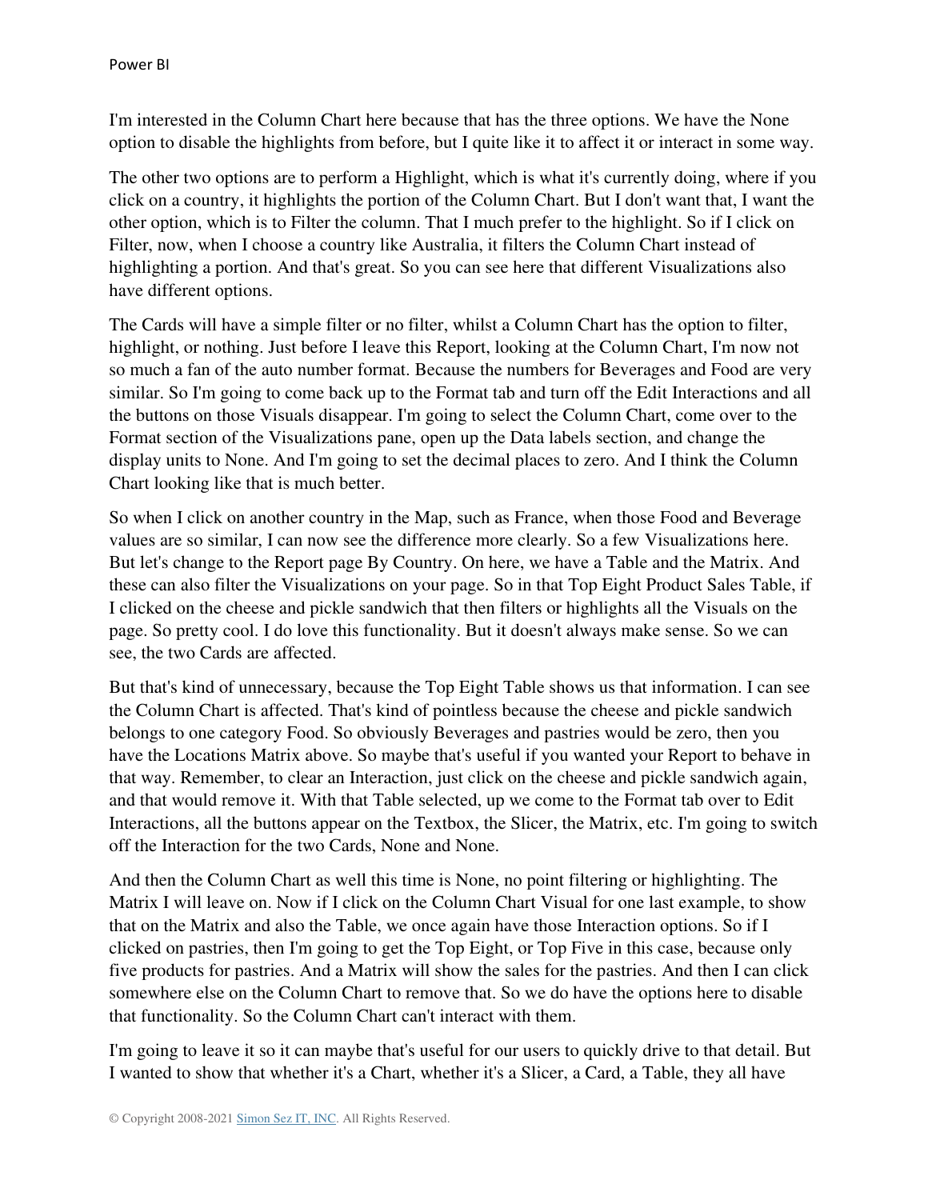I'm interested in the Column Chart here because that has the three options. We have the None option to disable the highlights from before, but I quite like it to affect it or interact in some way.

The other two options are to perform a Highlight, which is what it's currently doing, where if you click on a country, it highlights the portion of the Column Chart. But I don't want that, I want the other option, which is to Filter the column. That I much prefer to the highlight. So if I click on Filter, now, when I choose a country like Australia, it filters the Column Chart instead of highlighting a portion. And that's great. So you can see here that different Visualizations also have different options.

The Cards will have a simple filter or no filter, whilst a Column Chart has the option to filter, highlight, or nothing. Just before I leave this Report, looking at the Column Chart, I'm now not so much a fan of the auto number format. Because the numbers for Beverages and Food are very similar. So I'm going to come back up to the Format tab and turn off the Edit Interactions and all the buttons on those Visuals disappear. I'm going to select the Column Chart, come over to the Format section of the Visualizations pane, open up the Data labels section, and change the display units to None. And I'm going to set the decimal places to zero. And I think the Column Chart looking like that is much better.

So when I click on another country in the Map, such as France, when those Food and Beverage values are so similar, I can now see the difference more clearly. So a few Visualizations here. But let's change to the Report page By Country. On here, we have a Table and the Matrix. And these can also filter the Visualizations on your page. So in that Top Eight Product Sales Table, if I clicked on the cheese and pickle sandwich that then filters or highlights all the Visuals on the page. So pretty cool. I do love this functionality. But it doesn't always make sense. So we can see, the two Cards are affected.

But that's kind of unnecessary, because the Top Eight Table shows us that information. I can see the Column Chart is affected. That's kind of pointless because the cheese and pickle sandwich belongs to one category Food. So obviously Beverages and pastries would be zero, then you have the Locations Matrix above. So maybe that's useful if you wanted your Report to behave in that way. Remember, to clear an Interaction, just click on the cheese and pickle sandwich again, and that would remove it. With that Table selected, up we come to the Format tab over to Edit Interactions, all the buttons appear on the Textbox, the Slicer, the Matrix, etc. I'm going to switch off the Interaction for the two Cards, None and None.

And then the Column Chart as well this time is None, no point filtering or highlighting. The Matrix I will leave on. Now if I click on the Column Chart Visual for one last example, to show that on the Matrix and also the Table, we once again have those Interaction options. So if I clicked on pastries, then I'm going to get the Top Eight, or Top Five in this case, because only five products for pastries. And a Matrix will show the sales for the pastries. And then I can click somewhere else on the Column Chart to remove that. So we do have the options here to disable that functionality. So the Column Chart can't interact with them.

I'm going to leave it so it can maybe that's useful for our users to quickly drive to that detail. But I wanted to show that whether it's a Chart, whether it's a Slicer, a Card, a Table, they all have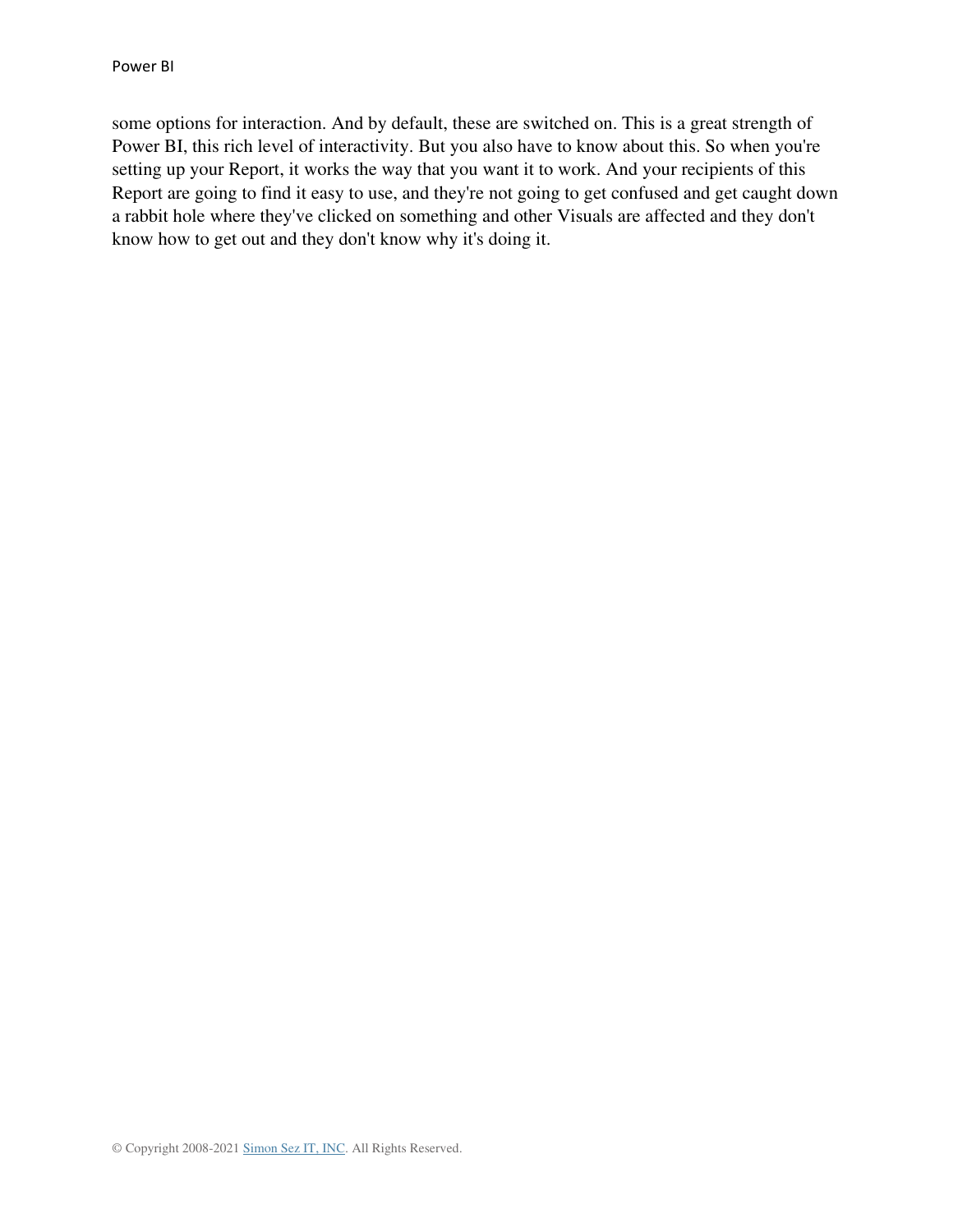some options for interaction. And by default, these are switched on. This is a great strength of Power BI, this rich level of interactivity. But you also have to know about this. So when you're setting up your Report, it works the way that you want it to work. And your recipients of this Report are going to find it easy to use, and they're not going to get confused and get caught down a rabbit hole where they've clicked on something and other Visuals are affected and they don't know how to get out and they don't know why it's doing it.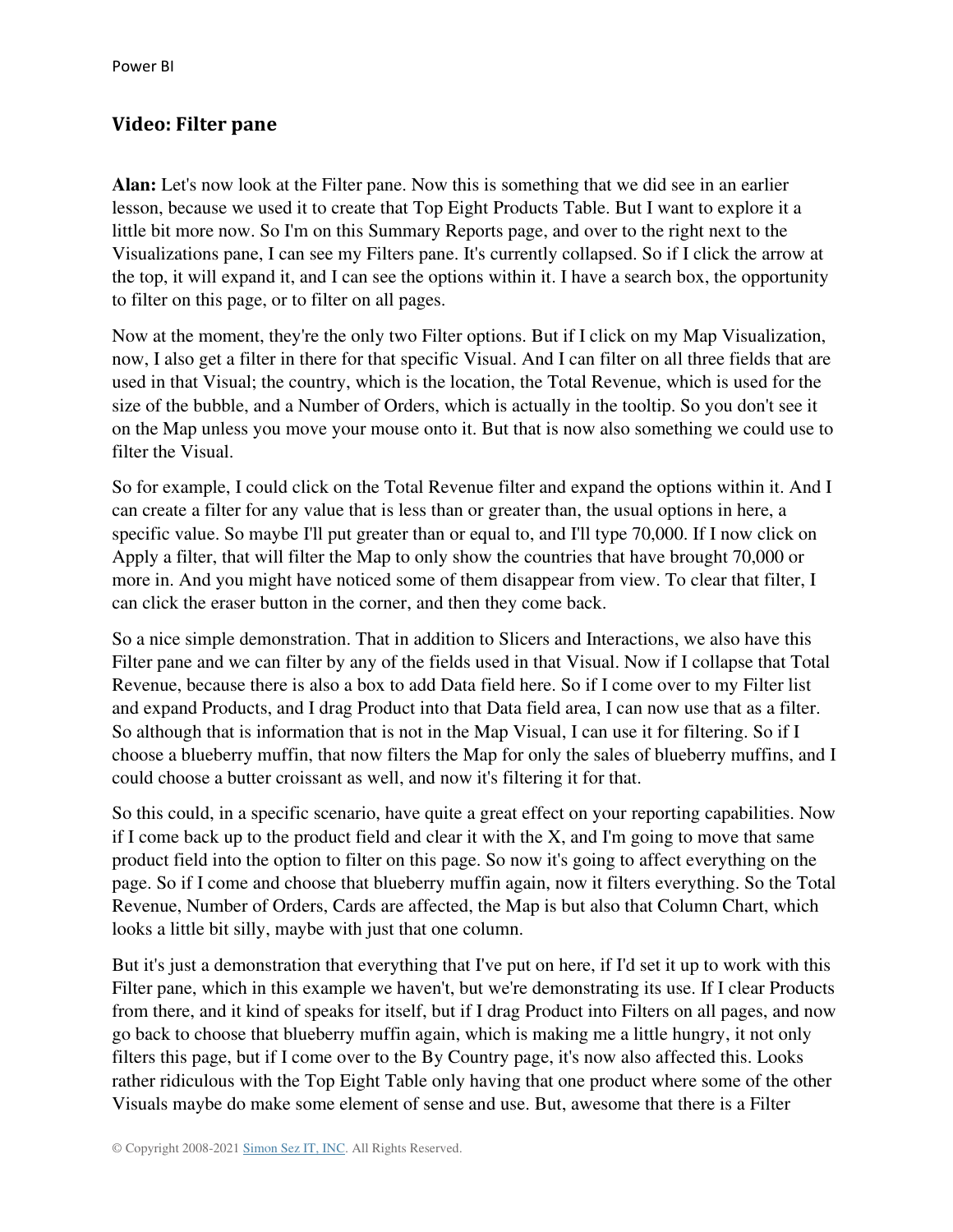## Video: Filter pane

**Alan:** Let's now look at the Filter pane. Now this is something that we did see in an earlier lesson, because we used it to create that Top Eight Products Table. But I want to explore it a little bit more now. So I'm on this Summary Reports page, and over to the right next to the Visualizations pane, I can see my Filters pane. It's currently collapsed. So if I click the arrow at the top, it will expand it, and I can see the options within it. I have a search box, the opportunity to filter on this page, or to filter on all pages.

Now at the moment, they're the only two Filter options. But if I click on my Map Visualization, now, I also get a filter in there for that specific Visual. And I can filter on all three fields that are used in that Visual; the country, which is the location, the Total Revenue, which is used for the size of the bubble, and a Number of Orders, which is actually in the tooltip. So you don't see it on the Map unless you move your mouse onto it. But that is now also something we could use to filter the Visual.

So for example, I could click on the Total Revenue filter and expand the options within it. And I can create a filter for any value that is less than or greater than, the usual options in here, a specific value. So maybe I'll put greater than or equal to, and I'll type 70,000. If I now click on Apply a filter, that will filter the Map to only show the countries that have brought 70,000 or more in. And you might have noticed some of them disappear from view. To clear that filter, I can click the eraser button in the corner, and then they come back.

So a nice simple demonstration. That in addition to Slicers and Interactions, we also have this Filter pane and we can filter by any of the fields used in that Visual. Now if I collapse that Total Revenue, because there is also a box to add Data field here. So if I come over to my Filter list and expand Products, and I drag Product into that Data field area, I can now use that as a filter. So although that is information that is not in the Map Visual, I can use it for filtering. So if I choose a blueberry muffin, that now filters the Map for only the sales of blueberry muffins, and I could choose a butter croissant as well, and now it's filtering it for that.

So this could, in a specific scenario, have quite a great effect on your reporting capabilities. Now if I come back up to the product field and clear it with the X, and I'm going to move that same product field into the option to filter on this page. So now it's going to affect everything on the page. So if I come and choose that blueberry muffin again, now it filters everything. So the Total Revenue, Number of Orders, Cards are affected, the Map is but also that Column Chart, which looks a little bit silly, maybe with just that one column.

But it's just a demonstration that everything that I've put on here, if I'd set it up to work with this Filter pane, which in this example we haven't, but we're demonstrating its use. If I clear Products from there, and it kind of speaks for itself, but if I drag Product into Filters on all pages, and now go back to choose that blueberry muffin again, which is making me a little hungry, it not only filters this page, but if I come over to the By Country page, it's now also affected this. Looks rather ridiculous with the Top Eight Table only having that one product where some of the other Visuals maybe do make some element of sense and use. But, awesome that there is a Filter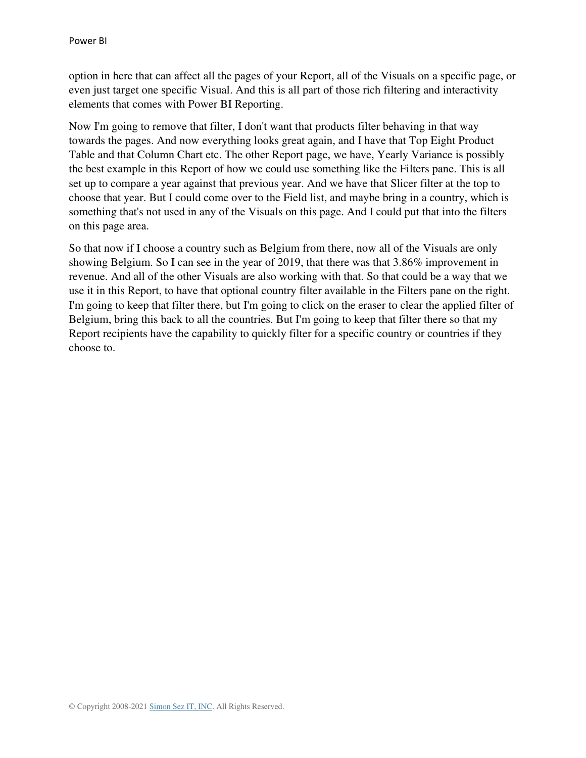option in here that can affect all the pages of your Report, all of the Visuals on a specific page, or even just target one specific Visual. And this is all part of those rich filtering and interactivity elements that comes with Power BI Reporting.

Now I'm going to remove that filter, I don't want that products filter behaving in that way towards the pages. And now everything looks great again, and I have that Top Eight Product Table and that Column Chart etc. The other Report page, we have, Yearly Variance is possibly the best example in this Report of how we could use something like the Filters pane. This is all set up to compare a year against that previous year. And we have that Slicer filter at the top to choose that year. But I could come over to the Field list, and maybe bring in a country, which is something that's not used in any of the Visuals on this page. And I could put that into the filters on this page area.

So that now if I choose a country such as Belgium from there, now all of the Visuals are only showing Belgium. So I can see in the year of 2019, that there was that 3.86% improvement in revenue. And all of the other Visuals are also working with that. So that could be a way that we use it in this Report, to have that optional country filter available in the Filters pane on the right. I'm going to keep that filter there, but I'm going to click on the eraser to clear the applied filter of Belgium, bring this back to all the countries. But I'm going to keep that filter there so that my Report recipients have the capability to quickly filter for a specific country or countries if they choose to.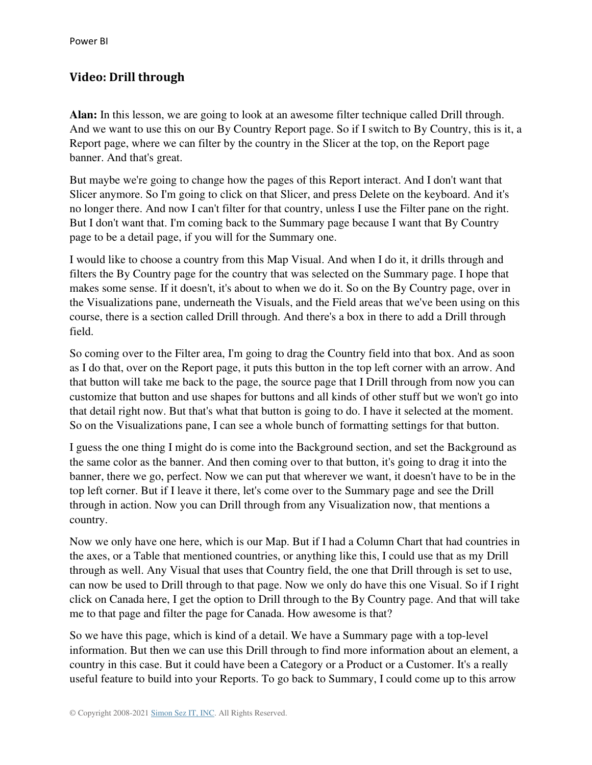## Video: Drill through

**Alan:** In this lesson, we are going to look at an awesome filter technique called Drill through. And we want to use this on our By Country Report page. So if I switch to By Country, this is it, a Report page, where we can filter by the country in the Slicer at the top, on the Report page banner. And that's great.

But maybe we're going to change how the pages of this Report interact. And I don't want that Slicer anymore. So I'm going to click on that Slicer, and press Delete on the keyboard. And it's no longer there. And now I can't filter for that country, unless I use the Filter pane on the right. But I don't want that. I'm coming back to the Summary page because I want that By Country page to be a detail page, if you will for the Summary one.

I would like to choose a country from this Map Visual. And when I do it, it drills through and filters the By Country page for the country that was selected on the Summary page. I hope that makes some sense. If it doesn't, it's about to when we do it. So on the By Country page, over in the Visualizations pane, underneath the Visuals, and the Field areas that we've been using on this course, there is a section called Drill through. And there's a box in there to add a Drill through field.

So coming over to the Filter area, I'm going to drag the Country field into that box. And as soon as I do that, over on the Report page, it puts this button in the top left corner with an arrow. And that button will take me back to the page, the source page that I Drill through from now you can customize that button and use shapes for buttons and all kinds of other stuff but we won't go into that detail right now. But that's what that button is going to do. I have it selected at the moment. So on the Visualizations pane, I can see a whole bunch of formatting settings for that button.

I guess the one thing I might do is come into the Background section, and set the Background as the same color as the banner. And then coming over to that button, it's going to drag it into the banner, there we go, perfect. Now we can put that wherever we want, it doesn't have to be in the top left corner. But if I leave it there, let's come over to the Summary page and see the Drill through in action. Now you can Drill through from any Visualization now, that mentions a country.

Now we only have one here, which is our Map. But if I had a Column Chart that had countries in the axes, or a Table that mentioned countries, or anything like this, I could use that as my Drill through as well. Any Visual that uses that Country field, the one that Drill through is set to use, can now be used to Drill through to that page. Now we only do have this one Visual. So if I right click on Canada here, I get the option to Drill through to the By Country page. And that will take me to that page and filter the page for Canada. How awesome is that?

So we have this page, which is kind of a detail. We have a Summary page with a top-level information. But then we can use this Drill through to find more information about an element, a country in this case. But it could have been a Category or a Product or a Customer. It's a really useful feature to build into your Reports. To go back to Summary, I could come up to this arrow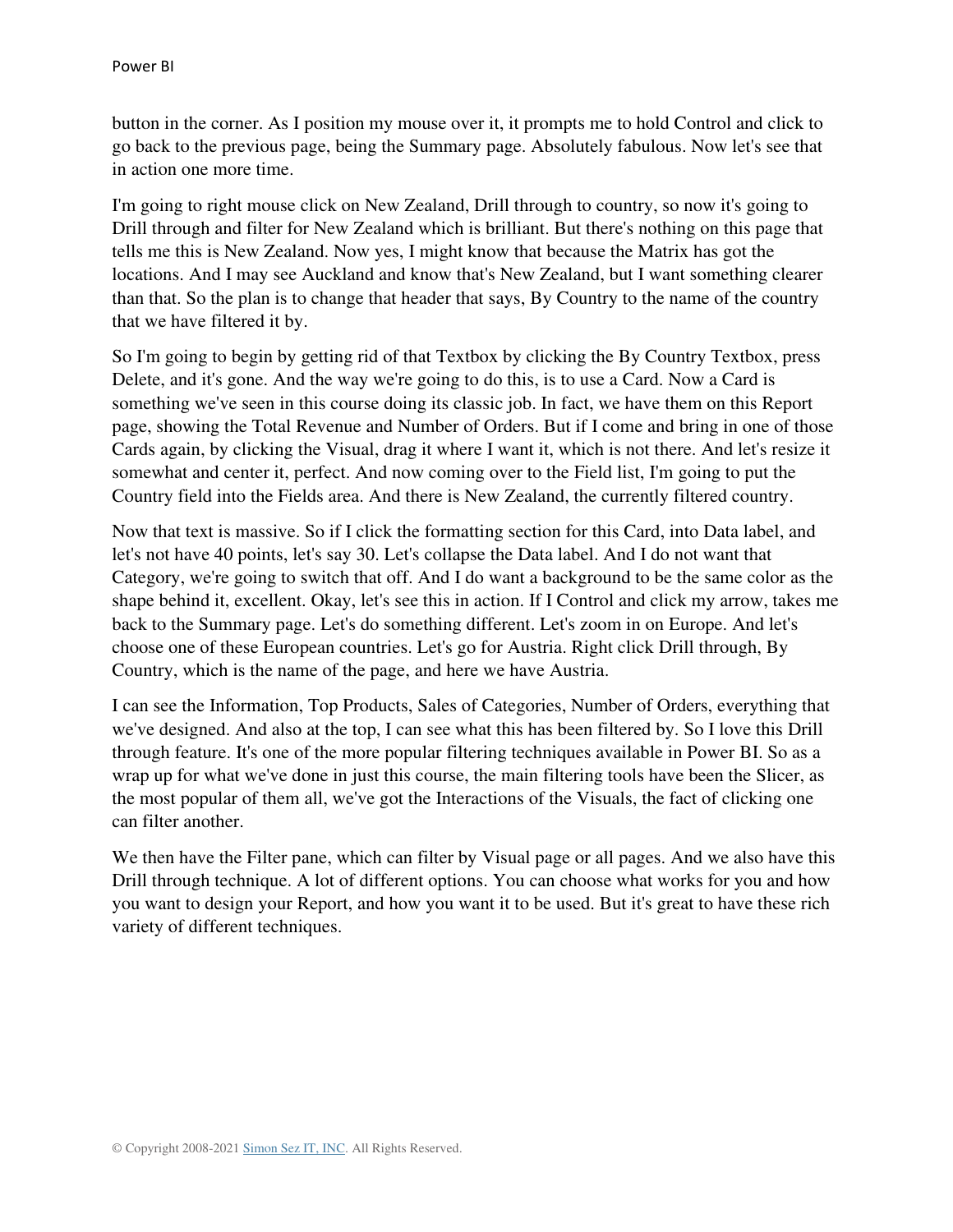button in the corner. As I position my mouse over it, it prompts me to hold Control and click to go back to the previous page, being the Summary page. Absolutely fabulous. Now let's see that in action one more time.

I'm going to right mouse click on New Zealand, Drill through to country, so now it's going to Drill through and filter for New Zealand which is brilliant. But there's nothing on this page that tells me this is New Zealand. Now yes, I might know that because the Matrix has got the locations. And I may see Auckland and know that's New Zealand, but I want something clearer than that. So the plan is to change that header that says, By Country to the name of the country that we have filtered it by.

So I'm going to begin by getting rid of that Textbox by clicking the By Country Textbox, press Delete, and it's gone. And the way we're going to do this, is to use a Card. Now a Card is something we've seen in this course doing its classic job. In fact, we have them on this Report page, showing the Total Revenue and Number of Orders. But if I come and bring in one of those Cards again, by clicking the Visual, drag it where I want it, which is not there. And let's resize it somewhat and center it, perfect. And now coming over to the Field list, I'm going to put the Country field into the Fields area. And there is New Zealand, the currently filtered country.

Now that text is massive. So if I click the formatting section for this Card, into Data label, and let's not have 40 points, let's say 30. Let's collapse the Data label. And I do not want that Category, we're going to switch that off. And I do want a background to be the same color as the shape behind it, excellent. Okay, let's see this in action. If I Control and click my arrow, takes me back to the Summary page. Let's do something different. Let's zoom in on Europe. And let's choose one of these European countries. Let's go for Austria. Right click Drill through, By Country, which is the name of the page, and here we have Austria.

I can see the Information, Top Products, Sales of Categories, Number of Orders, everything that we've designed. And also at the top, I can see what this has been filtered by. So I love this Drill through feature. It's one of the more popular filtering techniques available in Power BI. So as a wrap up for what we've done in just this course, the main filtering tools have been the Slicer, as the most popular of them all, we've got the Interactions of the Visuals, the fact of clicking one can filter another.

We then have the Filter pane, which can filter by Visual page or all pages. And we also have this Drill through technique. A lot of different options. You can choose what works for you and how you want to design your Report, and how you want it to be used. But it's great to have these rich variety of different techniques.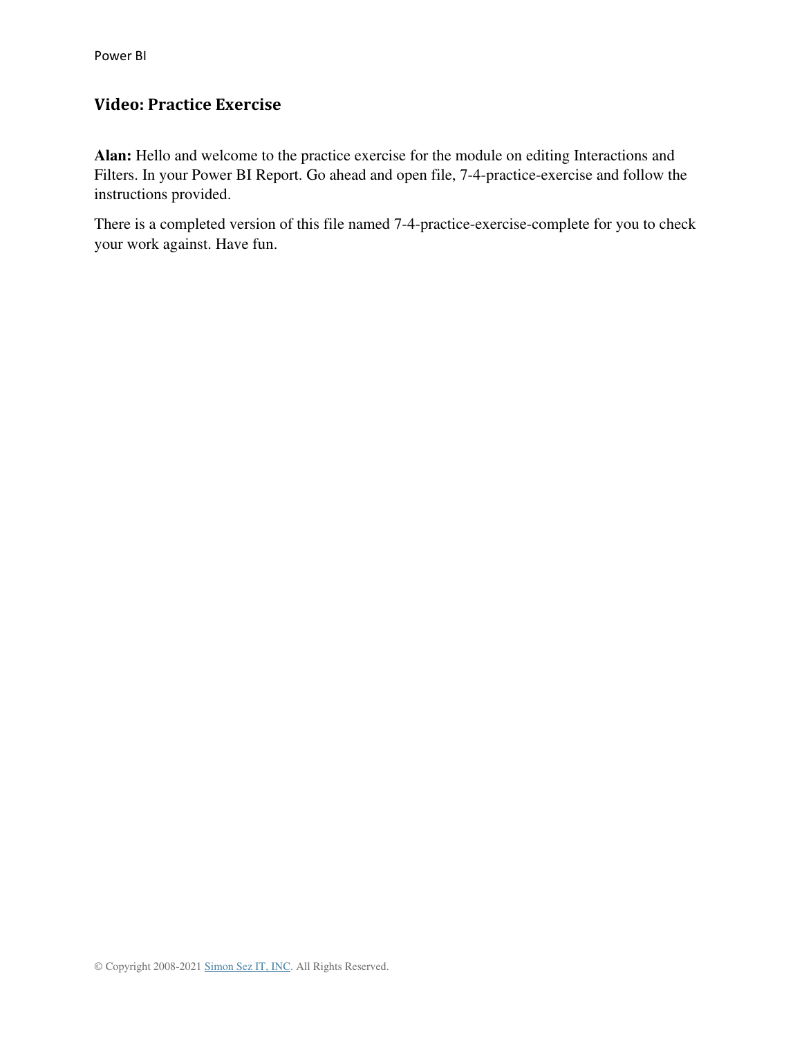## Video: Practice Exercise

**Alan:** Hello and welcome to the practice exercise for the module on editing Interactions and Filters. In your Power BI Report. Go ahead and open file, 7-4-practice-exercise and follow the instructions provided.

There is a completed version of this file named 7-4-practice-exercise-complete for you to check your work against. Have fun.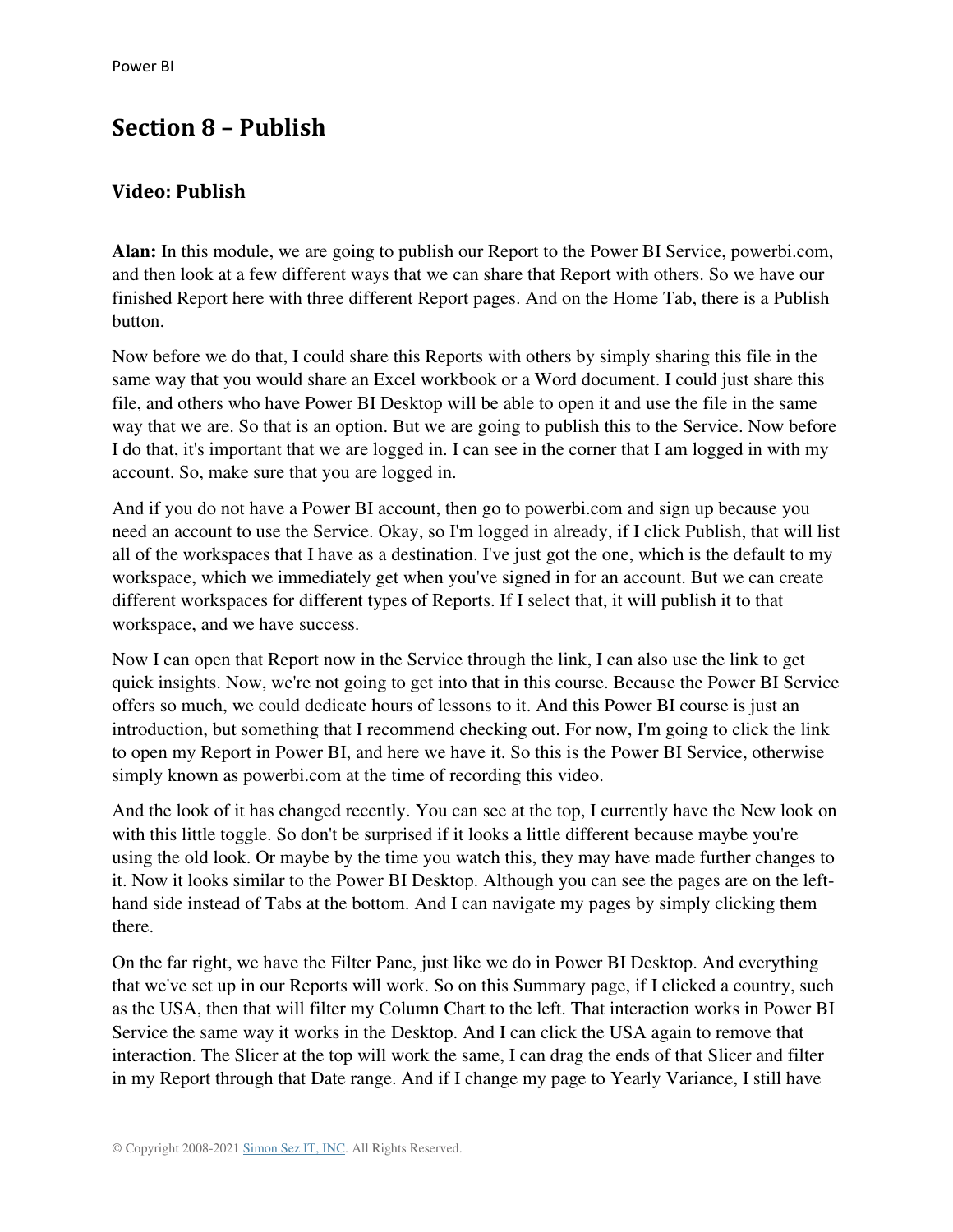## Section 8 – Publish

### Video: Publish

**Alan:** In this module, we are going to publish our Report to the Power BI Service, powerbi.com, and then look at a few different ways that we can share that Report with others. So we have our finished Report here with three different Report pages. And on the Home Tab, there is a Publish button.

Now before we do that, I could share this Reports with others by simply sharing this file in the same way that you would share an Excel workbook or a Word document. I could just share this file, and others who have Power BI Desktop will be able to open it and use the file in the same way that we are. So that is an option. But we are going to publish this to the Service. Now before I do that, it's important that we are logged in. I can see in the corner that I am logged in with my account. So, make sure that you are logged in.

And if you do not have a Power BI account, then go to powerbi.com and sign up because you need an account to use the Service. Okay, so I'm logged in already, if I click Publish, that will list all of the workspaces that I have as a destination. I've just got the one, which is the default to my workspace, which we immediately get when you've signed in for an account. But we can create different workspaces for different types of Reports. If I select that, it will publish it to that workspace, and we have success.

Now I can open that Report now in the Service through the link, I can also use the link to get quick insights. Now, we're not going to get into that in this course. Because the Power BI Service offers so much, we could dedicate hours of lessons to it. And this Power BI course is just an introduction, but something that I recommend checking out. For now, I'm going to click the link to open my Report in Power BI, and here we have it. So this is the Power BI Service, otherwise simply known as powerbi.com at the time of recording this video.

And the look of it has changed recently. You can see at the top, I currently have the New look on with this little toggle. So don't be surprised if it looks a little different because maybe you're using the old look. Or maybe by the time you watch this, they may have made further changes to it. Now it looks similar to the Power BI Desktop. Although you can see the pages are on the left-hand side instead of Tabs at the bottom. And I can navigate my pages by simply clicking them there.

On the far right, we have the Filter Pane, just like we do in Power BI Desktop. And everything that we've set up in our Reports will work. So on this Summary page, if I clicked a country, such as the USA, then that will filter my Column Chart to the left. That interaction works in Power BI Service the same way it works in the Desktop. And I can click the USA again to remove that interaction. The Slicer at the top will work the same, I can drag the ends of that Slicer and filter in my Report through that Date range. And if I change my page to Yearly Variance, I still have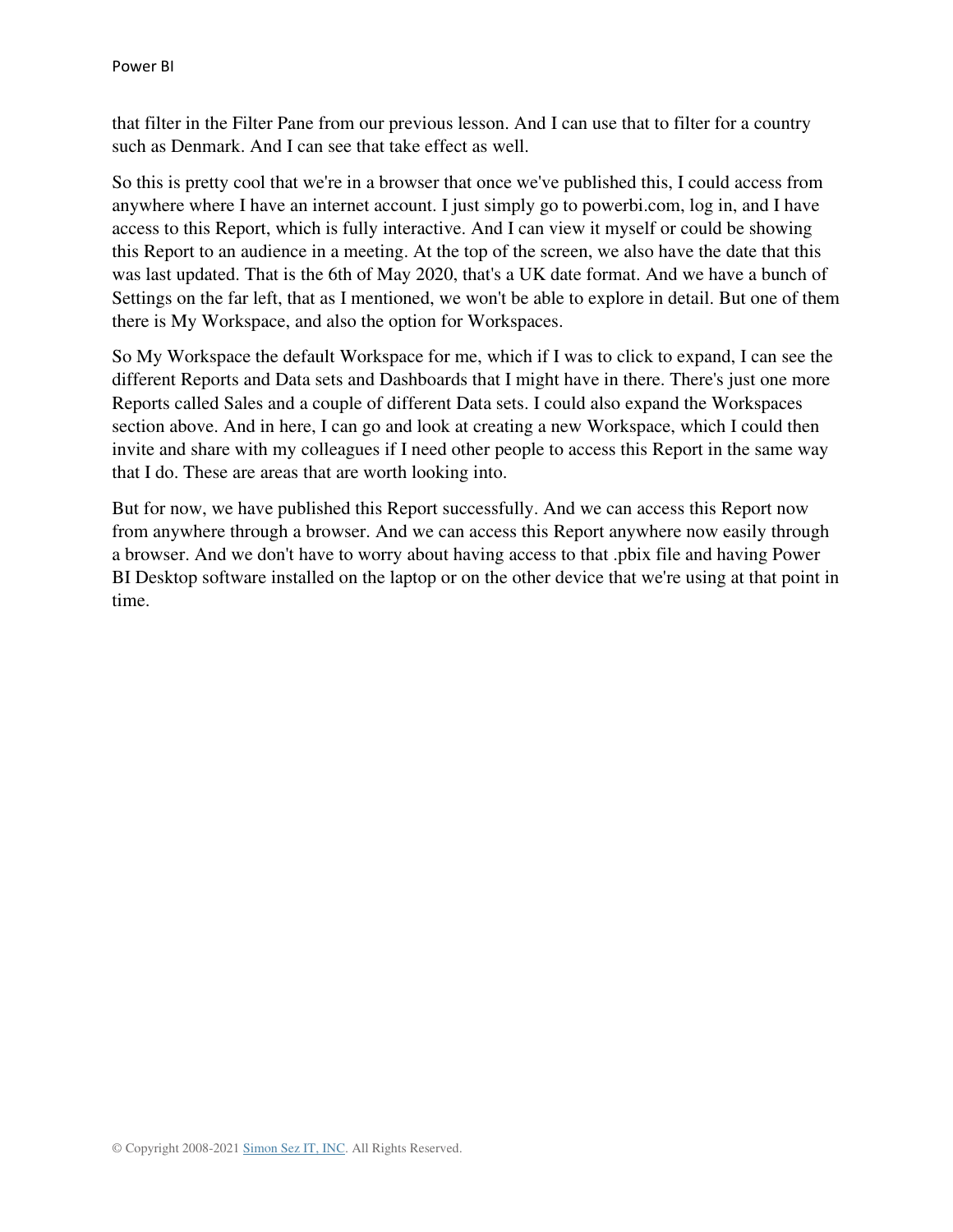that filter in the Filter Pane from our previous lesson. And I can use that to filter for a country such as Denmark. And I can see that take effect as well.

So this is pretty cool that we're in a browser that once we've published this, I could access from anywhere where I have an internet account. I just simply go to powerbi.com, log in, and I have access to this Report, which is fully interactive. And I can view it myself or could be showing this Report to an audience in a meeting. At the top of the screen, we also have the date that this was last updated. That is the 6th of May 2020, that's a UK date format. And we have a bunch of Settings on the far left, that as I mentioned, we won't be able to explore in detail. But one of them there is My Workspace, and also the option for Workspaces.

So My Workspace the default Workspace for me, which if I was to click to expand, I can see the different Reports and Data sets and Dashboards that I might have in there. There's just one more Reports called Sales and a couple of different Data sets. I could also expand the Workspaces section above. And in here, I can go and look at creating a new Workspace, which I could then invite and share with my colleagues if I need other people to access this Report in the same way that I do. These are areas that are worth looking into.

But for now, we have published this Report successfully. And we can access this Report now from anywhere through a browser. And we can access this Report anywhere now easily through a browser. And we don't have to worry about having access to that .pbix file and having Power BI Desktop software installed on the laptop or on the other device that we're using at that point in time.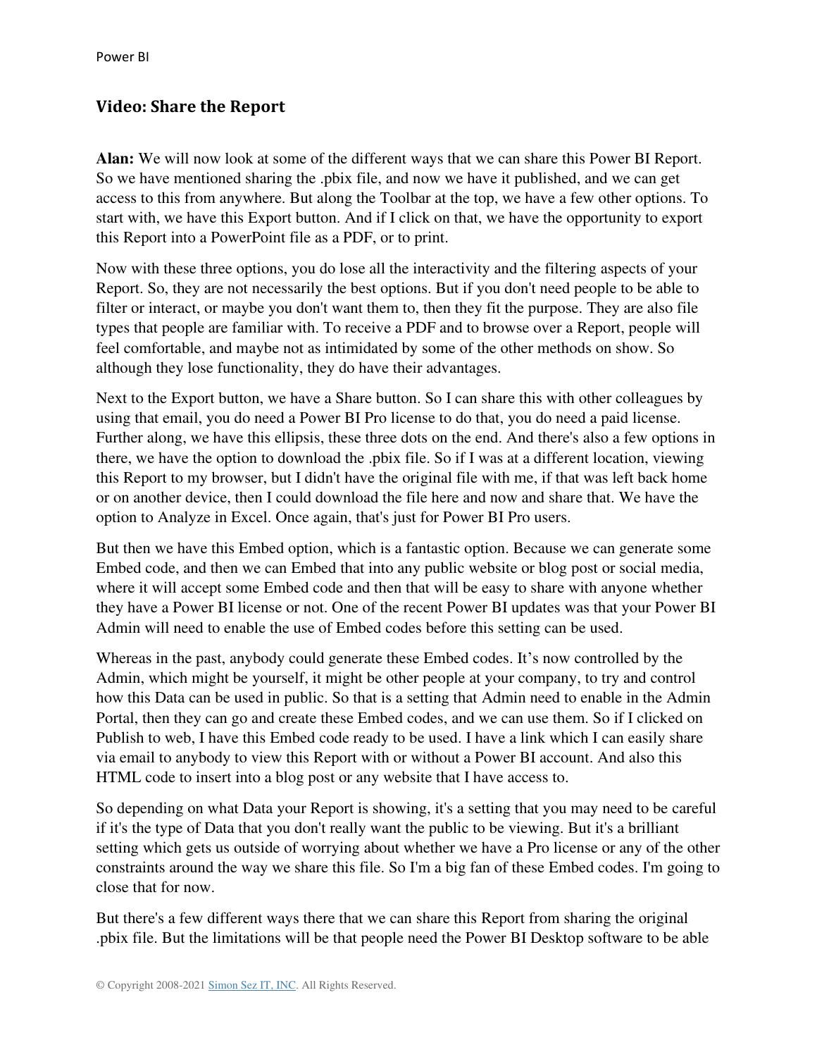## Video: Share the Report

**Alan:** We will now look at some of the different ways that we can share this Power BI Report. So we have mentioned sharing the .pbix file, and now we have it published, and we can get access to this from anywhere. But along the Toolbar at the top, we have a few other options. To start with, we have this Export button. And if I click on that, we have the opportunity to export this Report into a PowerPoint file as a PDF, or to print.

Now with these three options, you do lose all the interactivity and the filtering aspects of your Report. So, they are not necessarily the best options. But if you don't need people to be able to filter or interact, or maybe you don't want them to, then they fit the purpose. They are also file types that people are familiar with. To receive a PDF and to browse over a Report, people will feel comfortable, and maybe not as intimidated by some of the other methods on show. So although they lose functionality, they do have their advantages.

Next to the Export button, we have a Share button. So I can share this with other colleagues by using that email, you do need a Power BI Pro license to do that, you do need a paid license. Further along, we have this ellipsis, these three dots on the end. And there's also a few options in there, we have the option to download the .pbix file. So if I was at a different location, viewing this Report to my browser, but I didn't have the original file with me, if that was left back home or on another device, then I could download the file here and now and share that. We have the option to Analyze in Excel. Once again, that's just for Power BI Pro users.

But then we have this Embed option, which is a fantastic option. Because we can generate some Embed code, and then we can Embed that into any public website or blog post or social media, where it will accept some Embed code and then that will be easy to share with anyone whether they have a Power BI license or not. One of the recent Power BI updates was that your Power BI Admin will need to enable the use of Embed codes before this setting can be used.

Whereas in the past, anybody could generate these Embed codes. It's now controlled by the Admin, which might be yourself, it might be other people at your company, to try and control how this Data can be used in public. So that is a setting that Admin need to enable in the Admin Portal, then they can go and create these Embed codes, and we can use them. So if I clicked on Publish to web, I have this Embed code ready to be used. I have a link which I can easily share via email to anybody to view this Report with or without a Power BI account. And also this HTML code to insert into a blog post or any website that I have access to.

So depending on what Data your Report is showing, it's a setting that you may need to be careful if it's the type of Data that you don't really want the public to be viewing. But it's a brilliant setting which gets us outside of worrying about whether we have a Pro license or any of the other constraints around the way we share this file. So I'm a big fan of these Embed codes. I'm going to close that for now.

But there's a few different ways there that we can share this Report from sharing the original .pbix file. But the limitations will be that people need the Power BI Desktop software to be able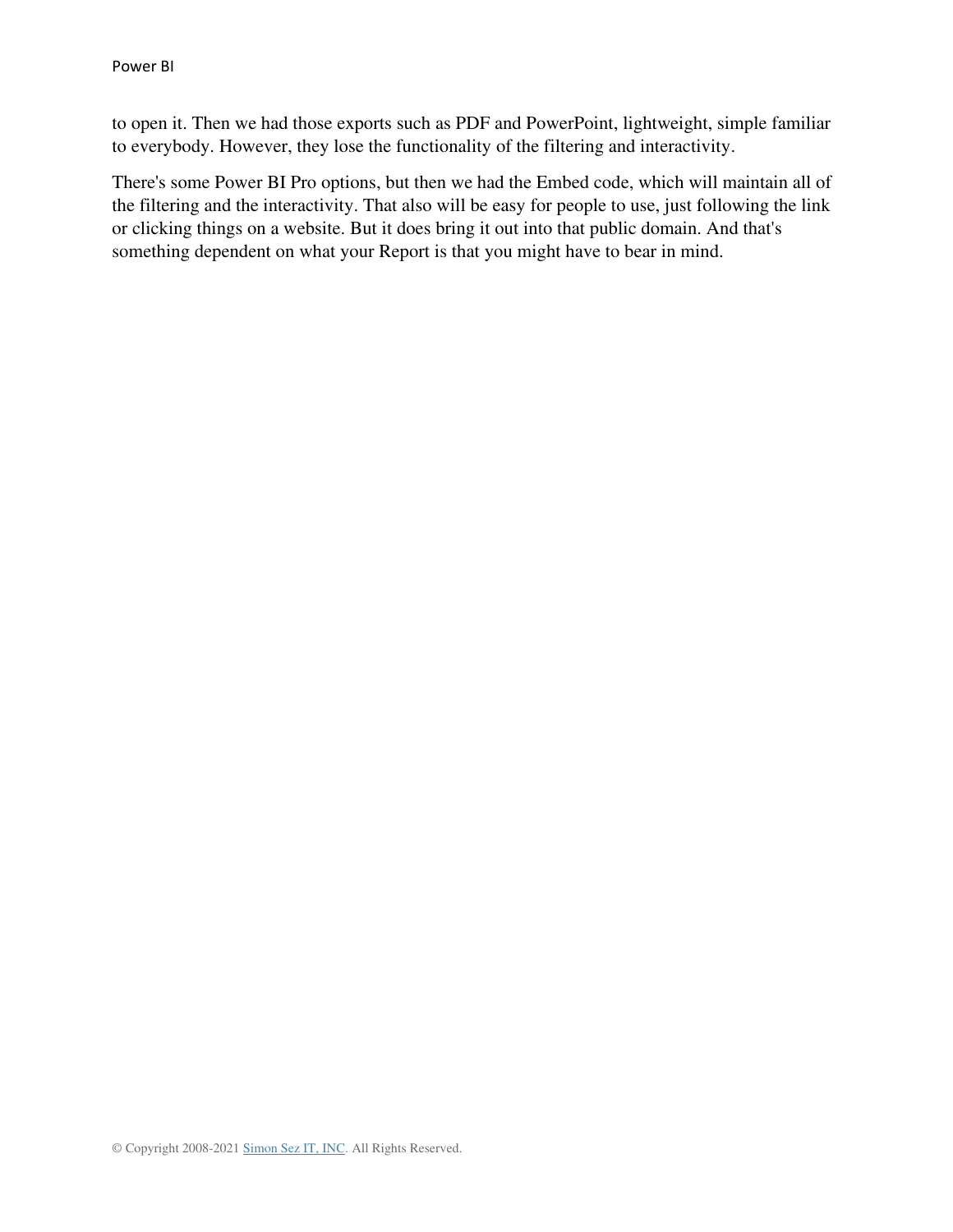to open it. Then we had those exports such as PDF and PowerPoint, lightweight, simple familiar to everybody. However, they lose the functionality of the filtering and interactivity.

There's some Power BI Pro options, but then we had the Embed code, which will maintain all of the filtering and the interactivity. That also will be easy for people to use, just following the link or clicking things on a website. But it does bring it out into that public domain. And that's something dependent on what your Report is that you might have to bear in mind.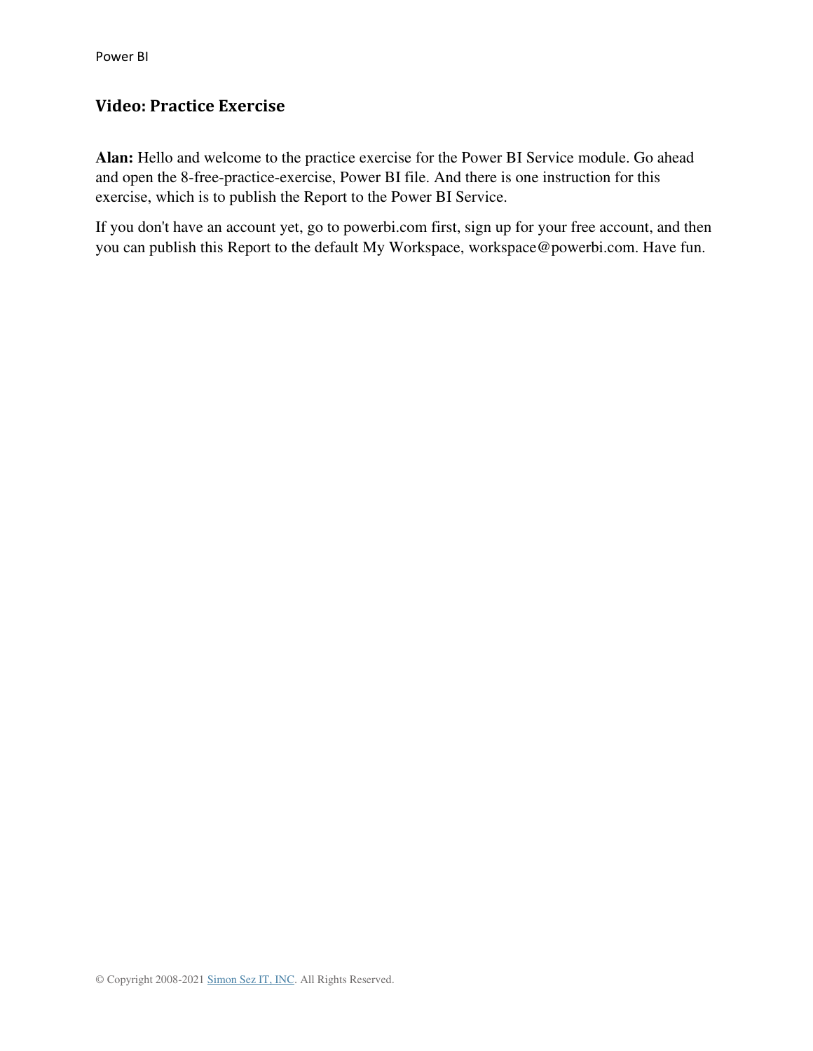## Video: Practice Exercise

**Alan:** Hello and welcome to the practice exercise for the Power BI Service module. Go ahead and open the 8-free-practice-exercise, Power BI file. And there is one instruction for this exercise, which is to publish the Report to the Power BI Service.

If you don't have an account yet, go to powerbi.com first, sign up for your free account, and then you can publish this Report to the default My Workspace, workspace@powerbi.com. Have fun.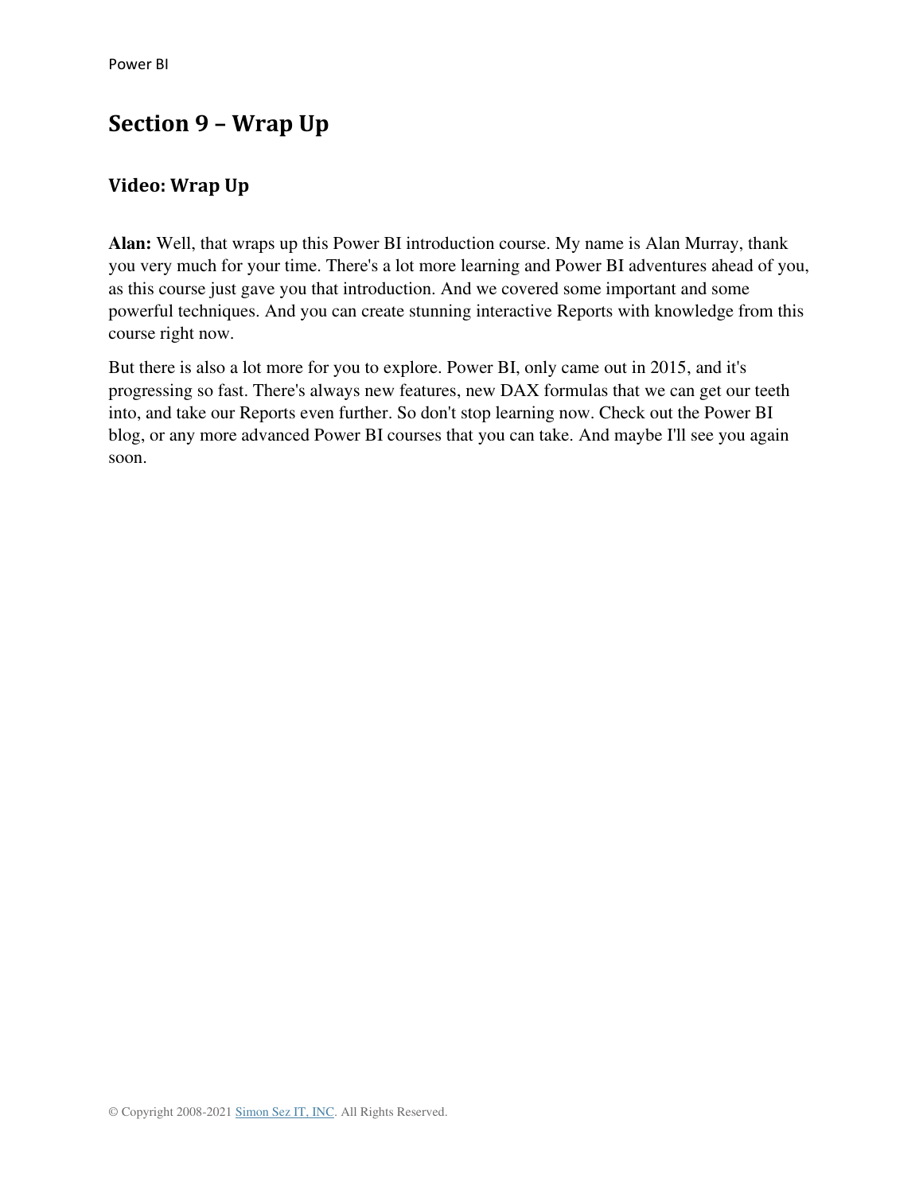## Section 9 – Wrap Up

### Video: Wrap Up

**Alan:** Well, that wraps up this Power BI introduction course. My name is Alan Murray, thank you very much for your time. There's a lot more learning and Power BI adventures ahead of you, as this course just gave you that introduction. And we covered some important and some powerful techniques. And you can create stunning interactive Reports with knowledge from this course right now.

But there is also a lot more for you to explore. Power BI, only came out in 2015, and it's progressing so fast. There's always new features, new DAX formulas that we can get our teeth into, and take our Reports even further. So don't stop learning now. Check out the Power BI blog, or any more advanced Power BI courses that you can take. And maybe I'll see you again soon.